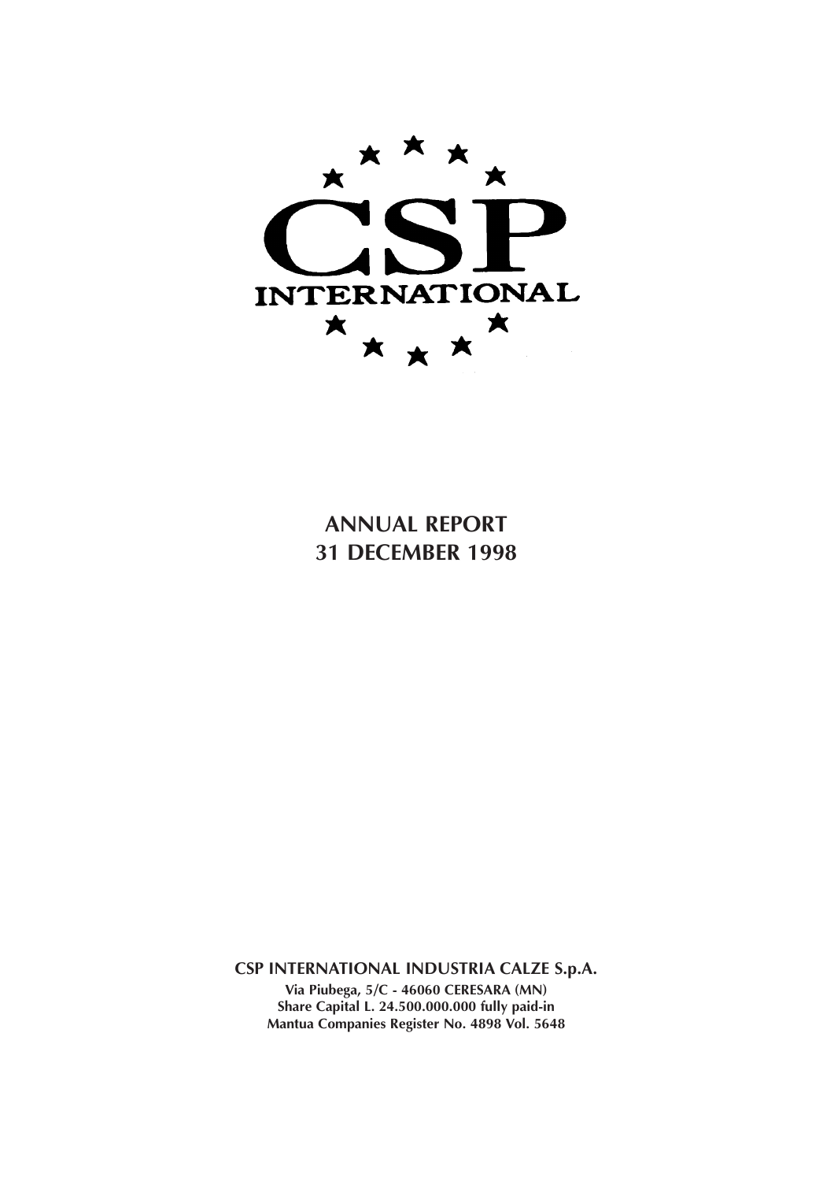CSP

INTERNATIONAL

# ANNUAL REPORT
# 31 DECEMBER 1998

**CSP INTERNATIONAL INDUSTRIA CALZE S.p.A.**

**Via Piubega, 5/C - 46060 CERESARA (MN)**
**Share Capital L. 24.500.000.000 fully paid-in**
**Mantua Companies Register No. 4898 Vol. 5648**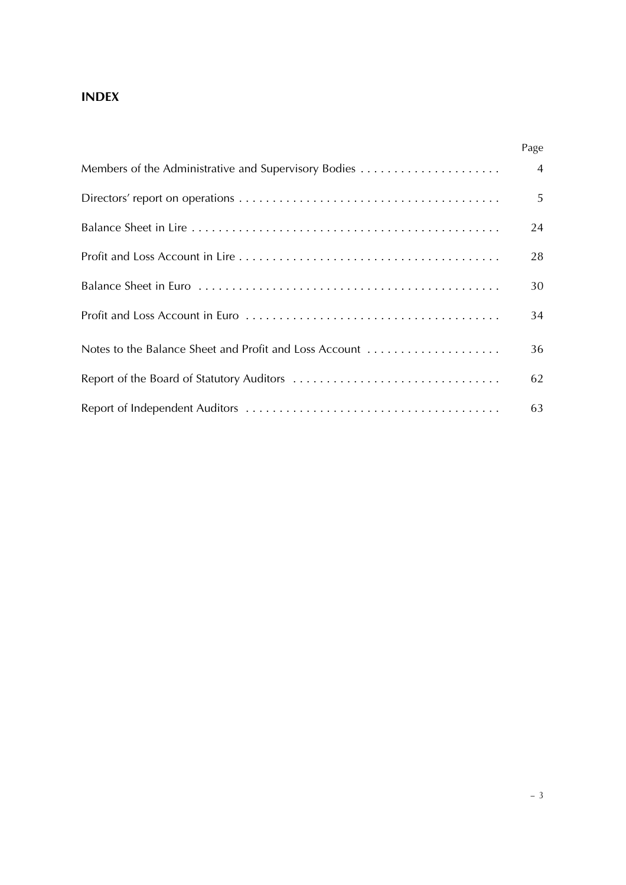## INDEX

| | Page |
|---|---|
| Members of the Administrative and Supervisory Bodies | 4 |
| Directors' report on operations | 5 |
| Balance Sheet in Lire | 24 |
| Profit and Loss Account in Lire | 28 |
| Balance Sheet in Euro | 30 |
| Profit and Loss Account in Euro | 34 |
| Notes to the Balance Sheet and Profit and Loss Account | 36 |
| Report of the Board of Statutory Auditors | 62 |
| Report of Independent Auditors | 63 |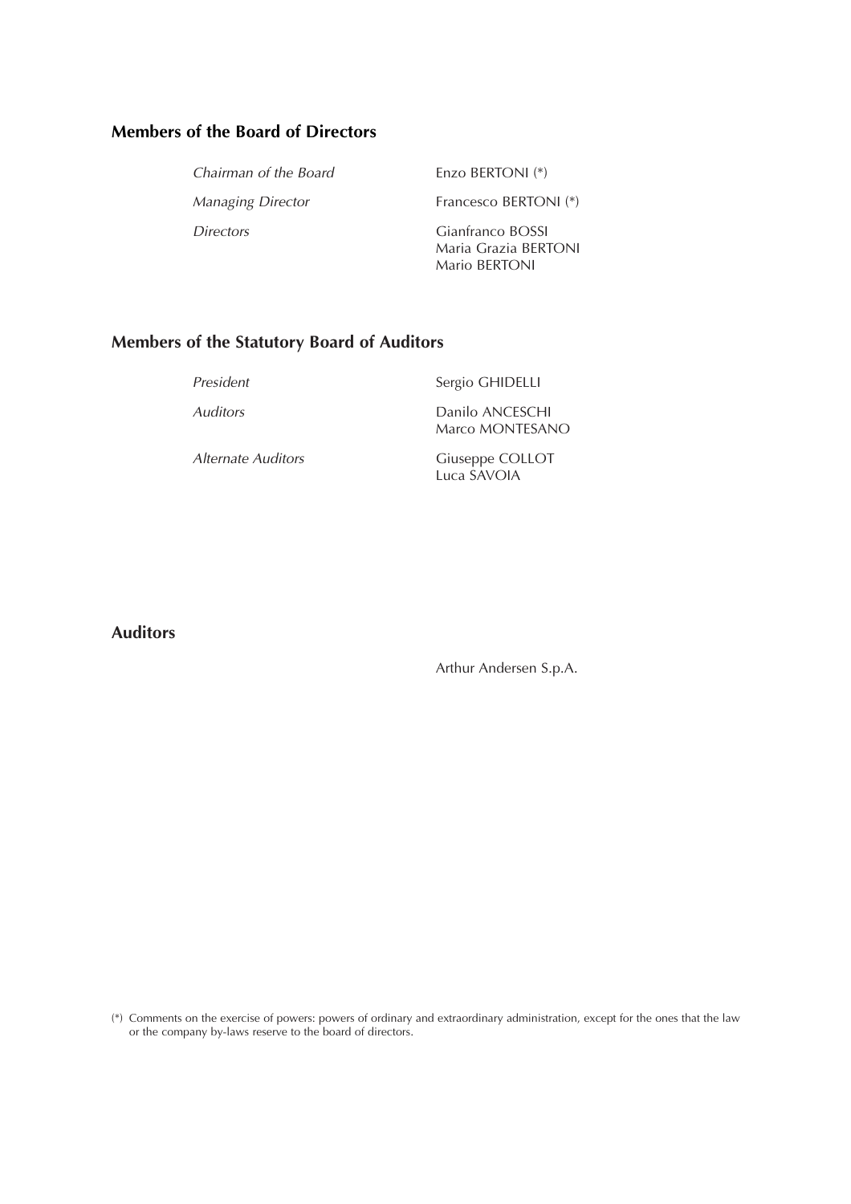## Members of the Board of Directors

| | |
|---|---|
| *Chairman of the Board* | Enzo BERTONI (*) |
| *Managing Director* | Francesco BERTONI (*) |
| *Directors* | Gianfranco BOSSI<br>Maria Grazia BERTONI<br>Mario BERTONI |

## Members of the Statutory Board of Auditors

| | |
|---|---|
| *President* | Sergio GHIDELLI |
| *Auditors* | Danilo ANCESCHI<br>Marco MONTESANO |
| *Alternate Auditors* | Giuseppe COLLOT<br>Luca SAVOIA |

## Auditors

Arthur Andersen S.p.A.

(*) Comments on the exercise of powers: powers of ordinary and extraordinary administration, except for the ones that the law or the company by-laws reserve to the board of directors.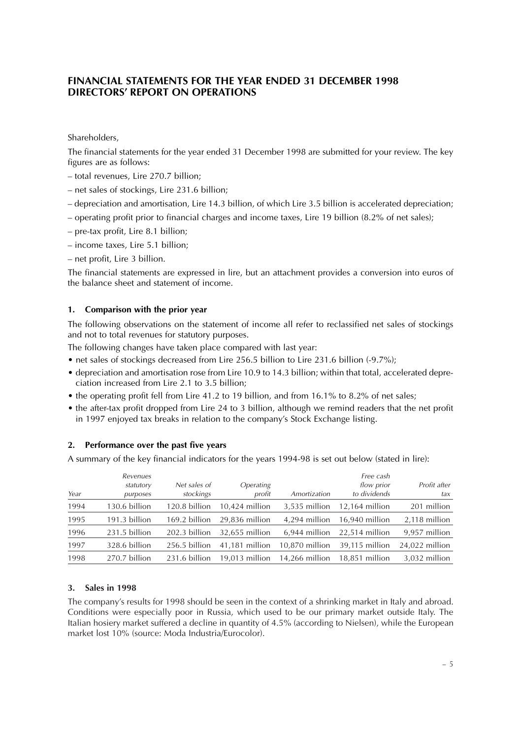# FINANCIAL STATEMENTS FOR THE YEAR ENDED 31 DECEMBER 1998
# DIRECTORS' REPORT ON OPERATIONS

Shareholders,

The financial statements for the year ended 31 December 1998 are submitted for your review. The key figures are as follows:

– total revenues, Lire 270.7 billion;

– net sales of stockings, Lire 231.6 billion;

– depreciation and amortisation, Lire 14.3 billion, of which Lire 3.5 billion is accelerated depreciation;

– operating profit prior to financial charges and income taxes, Lire 19 billion (8.2% of net sales);

– pre-tax profit, Lire 8.1 billion;

– income taxes, Lire 5.1 billion;

– net profit, Lire 3 billion.

The financial statements are expressed in lire, but an attachment provides a conversion into euros of the balance sheet and statement of income.

### 1. Comparison with the prior year

The following observations on the statement of income all refer to reclassified net sales of stockings and not to total revenues for statutory purposes.

The following changes have taken place compared with last year:

- net sales of stockings decreased from Lire 256.5 billion to Lire 231.6 billion (-9.7%);
- depreciation and amortisation rose from Lire 10.9 to 14.3 billion; within that total, accelerated depreciation increased from Lire 2.1 to 3.5 billion;
- the operating profit fell from Lire 41.2 to 19 billion, and from 16.1% to 8.2% of net sales;
- the after-tax profit dropped from Lire 24 to 3 billion, although we remind readers that the net profit in 1997 enjoyed tax breaks in relation to the company's Stock Exchange listing.

### 2. Performance over the past five years

A summary of the key financial indicators for the years 1994-98 is set out below (stated in lire):

| *Year* | *Revenues statutory purposes* | *Net sales of stockings* | *Operating profit* | *Amortization* | *Free cash flow prior to dividends* | *Profit after tax* |
|---|---|---|---|---|---|---|
| 1994 | 130.6 billion | 120.8 billion | 10,424 million | 3,535 million | 12,164 million | 201 million |
| 1995 | 191.3 billion | 169.2 billion | 29,836 million | 4,294 million | 16,940 million | 2,118 million |
| 1996 | 231.5 billion | 202.3 billion | 32,655 million | 6,944 million | 22,514 million | 9,957 million |
| 1997 | 328.6 billion | 256.5 billion | 41,181 million | 10,870 million | 39,115 million | 24,022 million |
| 1998 | 270.7 billion | 231.6 billion | 19,013 million | 14,266 million | 18,851 million | 3,032 million |

### 3. Sales in 1998

The company's results for 1998 should be seen in the context of a shrinking market in Italy and abroad. Conditions were especially poor in Russia, which used to be our primary market outside Italy. The Italian hosiery market suffered a decline in quantity of 4.5% (according to Nielsen), while the European market lost 10% (source: Moda Industria/Eurocolor).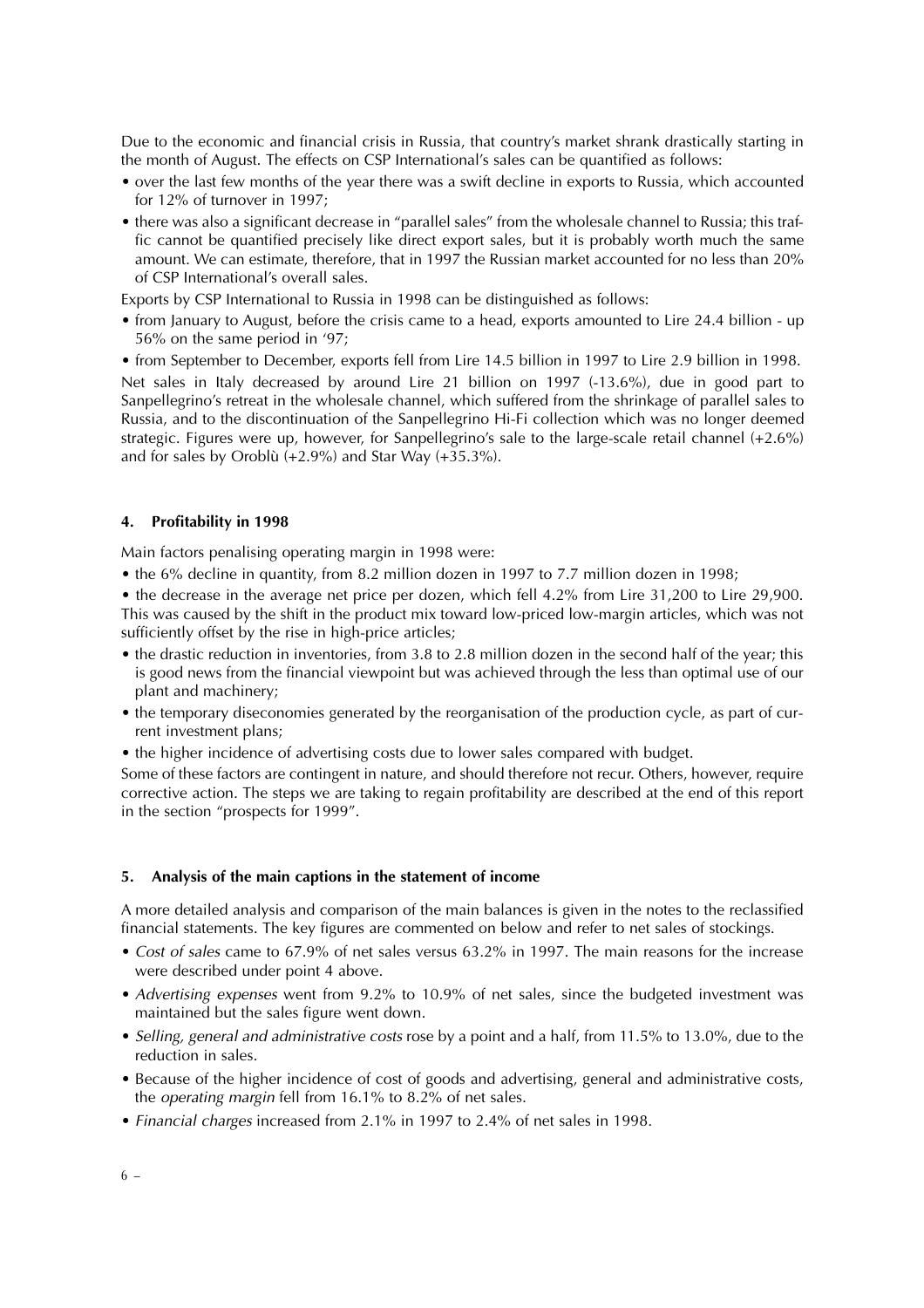Due to the economic and financial crisis in Russia, that country's market shrank drastically starting in the month of August. The effects on CSP International's sales can be quantified as follows:

- over the last few months of the year there was a swift decline in exports to Russia, which accounted for 12% of turnover in 1997;
- there was also a significant decrease in "parallel sales" from the wholesale channel to Russia; this traffic cannot be quantified precisely like direct export sales, but it is probably worth much the same amount. We can estimate, therefore, that in 1997 the Russian market accounted for no less than 20% of CSP International's overall sales.

Exports by CSP International to Russia in 1998 can be distinguished as follows:

- from January to August, before the crisis came to a head, exports amounted to Lire 24.4 billion - up 56% on the same period in '97;
- from September to December, exports fell from Lire 14.5 billion in 1997 to Lire 2.9 billion in 1998.

Net sales in Italy decreased by around Lire 21 billion on 1997 (-13.6%), due in good part to Sanpellegrino's retreat in the wholesale channel, which suffered from the shrinkage of parallel sales to Russia, and to the discontinuation of the Sanpellegrino Hi-Fi collection which was no longer deemed strategic. Figures were up, however, for Sanpellegrino's sale to the large-scale retail channel (+2.6%) and for sales by Oroblù (+2.9%) and Star Way (+35.3%).

## 4. Profitability in 1998

Main factors penalising operating margin in 1998 were:

- the 6% decline in quantity, from 8.2 million dozen in 1997 to 7.7 million dozen in 1998;
- the decrease in the average net price per dozen, which fell 4.2% from Lire 31,200 to Lire 29,900. This was caused by the shift in the product mix toward low-priced low-margin articles, which was not sufficiently offset by the rise in high-price articles;
- the drastic reduction in inventories, from 3.8 to 2.8 million dozen in the second half of the year; this is good news from the financial viewpoint but was achieved through the less than optimal use of our plant and machinery;
- the temporary diseconomies generated by the reorganisation of the production cycle, as part of current investment plans;
- the higher incidence of advertising costs due to lower sales compared with budget.

Some of these factors are contingent in nature, and should therefore not recur. Others, however, require corrective action. The steps we are taking to regain profitability are described at the end of this report in the section "prospects for 1999".

## 5. Analysis of the main captions in the statement of income

A more detailed analysis and comparison of the main balances is given in the notes to the reclassified financial statements. The key figures are commented on below and refer to net sales of stockings.

- *Cost of sales* came to 67.9% of net sales versus 63.2% in 1997. The main reasons for the increase were described under point 4 above.
- *Advertising expenses* went from 9.2% to 10.9% of net sales, since the budgeted investment was maintained but the sales figure went down.
- *Selling, general and administrative costs* rose by a point and a half, from 11.5% to 13.0%, due to the reduction in sales.
- Because of the higher incidence of cost of goods and advertising, general and administrative costs, the *operating margin* fell from 16.1% to 8.2% of net sales.
- *Financial charges* increased from 2.1% in 1997 to 2.4% of net sales in 1998.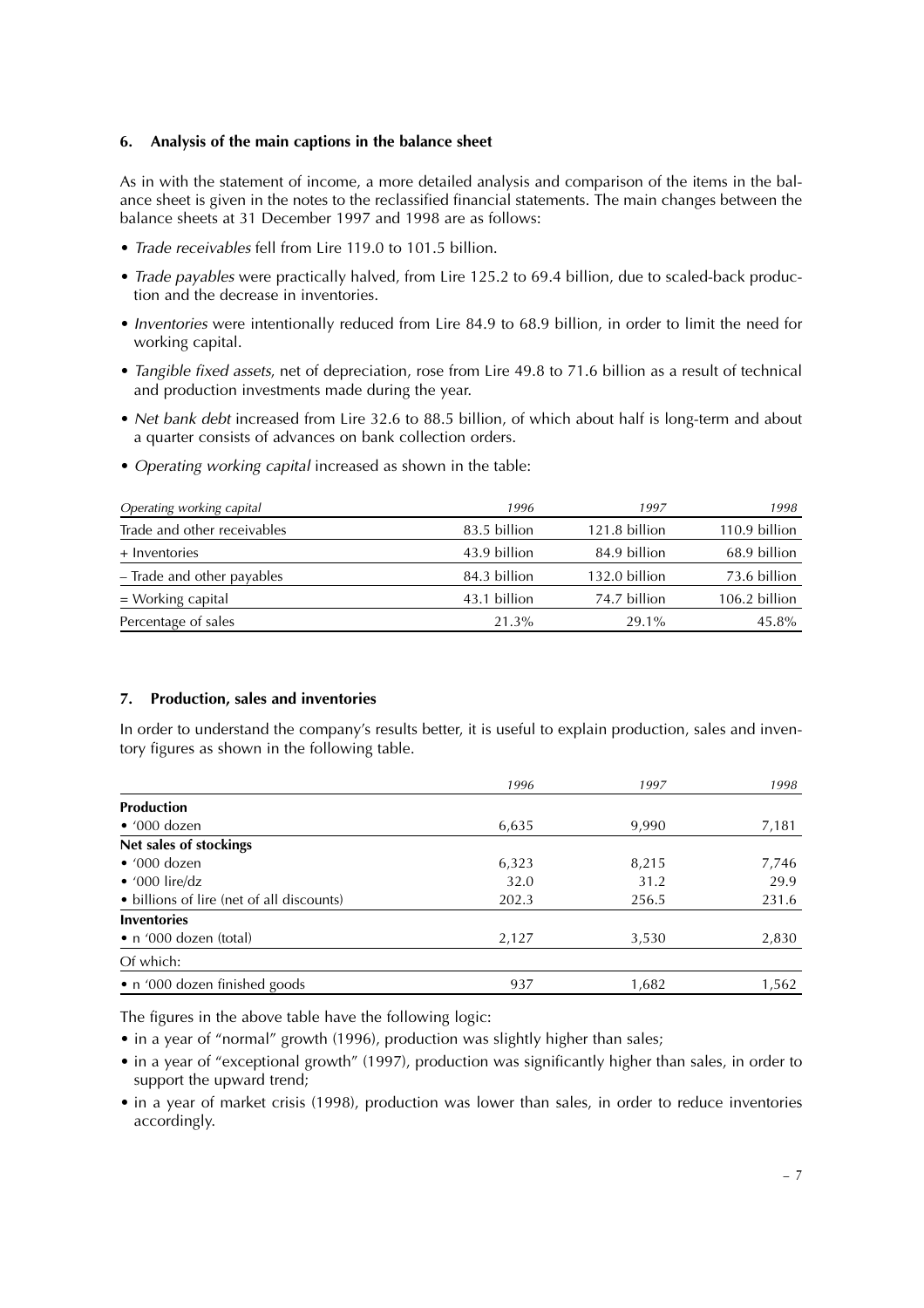### 6. Analysis of the main captions in the balance sheet

As in with the statement of income, a more detailed analysis and comparison of the items in the balance sheet is given in the notes to the reclassified financial statements. The main changes between the balance sheets at 31 December 1997 and 1998 are as follows:

- *Trade receivables* fell from Lire 119.0 to 101.5 billion.
- *Trade payables* were practically halved, from Lire 125.2 to 69.4 billion, due to scaled-back production and the decrease in inventories.
- *Inventories* were intentionally reduced from Lire 84.9 to 68.9 billion, in order to limit the need for working capital.
- *Tangible fixed assets*, net of depreciation, rose from Lire 49.8 to 71.6 billion as a result of technical and production investments made during the year.
- *Net bank debt* increased from Lire 32.6 to 88.5 billion, of which about half is long-term and about a quarter consists of advances on bank collection orders.
- *Operating working capital* increased as shown in the table:

| *Operating working capital* | *1996* | *1997* | *1998* |
|---|---|---|---|
| Trade and other receivables | 83.5 billion | 121.8 billion | 110.9 billion |
| + Inventories | 43.9 billion | 84.9 billion | 68.9 billion |
| – Trade and other payables | 84.3 billion | 132.0 billion | 73.6 billion |
| = Working capital | 43.1 billion | 74.7 billion | 106.2 billion |
| Percentage of sales | 21.3% | 29.1% | 45.8% |

### 7. Production, sales and inventories

In order to understand the company's results better, it is useful to explain production, sales and inventory figures as shown in the following table.

| | *1996* | *1997* | *1998* |
|---|---|---|---|
| **Production** | | | |
| • '000 dozen | 6,635 | 9,990 | 7,181 |
| **Net sales of stockings** | | | |
| • '000 dozen | 6,323 | 8,215 | 7,746 |
| • '000 lire/dz | 32.0 | 31.2 | 29.9 |
| • billions of lire (net of all discounts) | 202.3 | 256.5 | 231.6 |
| **Inventories** | | | |
| • n '000 dozen (total) | 2,127 | 3,530 | 2,830 |
| Of which: | | | |
| • n '000 dozen finished goods | 937 | 1,682 | 1,562 |

The figures in the above table have the following logic:

- in a year of "normal" growth (1996), production was slightly higher than sales;
- in a year of "exceptional growth" (1997), production was significantly higher than sales, in order to support the upward trend;
- in a year of market crisis (1998), production was lower than sales, in order to reduce inventories accordingly.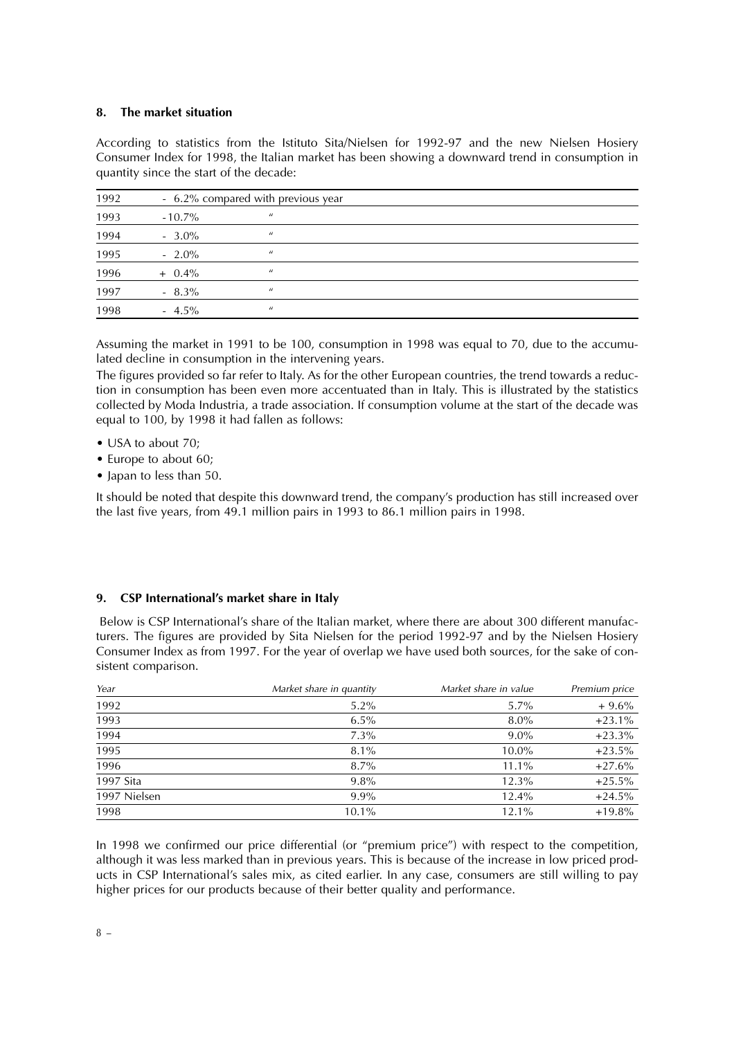## 8. The market situation

According to statistics from the Istituto Sita/Nielsen for 1992-97 and the new Nielsen Hosiery Consumer Index for 1998, the Italian market has been showing a downward trend in consumption in quantity since the start of the decade:

| | | |
|---|---|---|
| 1992 | - 6.2% compared with previous year | |
| 1993 | -10.7% | " |
| 1994 | - 3.0% | " |
| 1995 | - 2.0% | " |
| 1996 | + 0.4% | " |
| 1997 | - 8.3% | " |
| 1998 | - 4.5% | " |

Assuming the market in 1991 to be 100, consumption in 1998 was equal to 70, due to the accumulated decline in consumption in the intervening years.

The figures provided so far refer to Italy. As for the other European countries, the trend towards a reduction in consumption has been even more accentuated than in Italy. This is illustrated by the statistics collected by Moda Industria, a trade association. If consumption volume at the start of the decade was equal to 100, by 1998 it had fallen as follows:

- USA to about 70;
- Europe to about 60;
- Japan to less than 50.

It should be noted that despite this downward trend, the company's production has still increased over the last five years, from 49.1 million pairs in 1993 to 86.1 million pairs in 1998.

## 9. CSP International's market share in Italy

Below is CSP International's share of the Italian market, where there are about 300 different manufacturers. The figures are provided by Sita Nielsen for the period 1992-97 and by the Nielsen Hosiery Consumer Index as from 1997. For the year of overlap we have used both sources, for the sake of consistent comparison.

| *Year* | *Market share in quantity* | *Market share in value* | *Premium price* |
|---|---|---|---|
| 1992 | 5.2% | 5.7% | + 9.6% |
| 1993 | 6.5% | 8.0% | +23.1% |
| 1994 | 7.3% | 9.0% | +23.3% |
| 1995 | 8.1% | 10.0% | +23.5% |
| 1996 | 8.7% | 11.1% | +27.6% |
| 1997 Sita | 9.8% | 12.3% | +25.5% |
| 1997 Nielsen | 9.9% | 12.4% | +24.5% |
| 1998 | 10.1% | 12.1% | +19.8% |

In 1998 we confirmed our price differential (or "premium price") with respect to the competition, although it was less marked than in previous years. This is because of the increase in low priced products in CSP International's sales mix, as cited earlier. In any case, consumers are still willing to pay higher prices for our products because of their better quality and performance.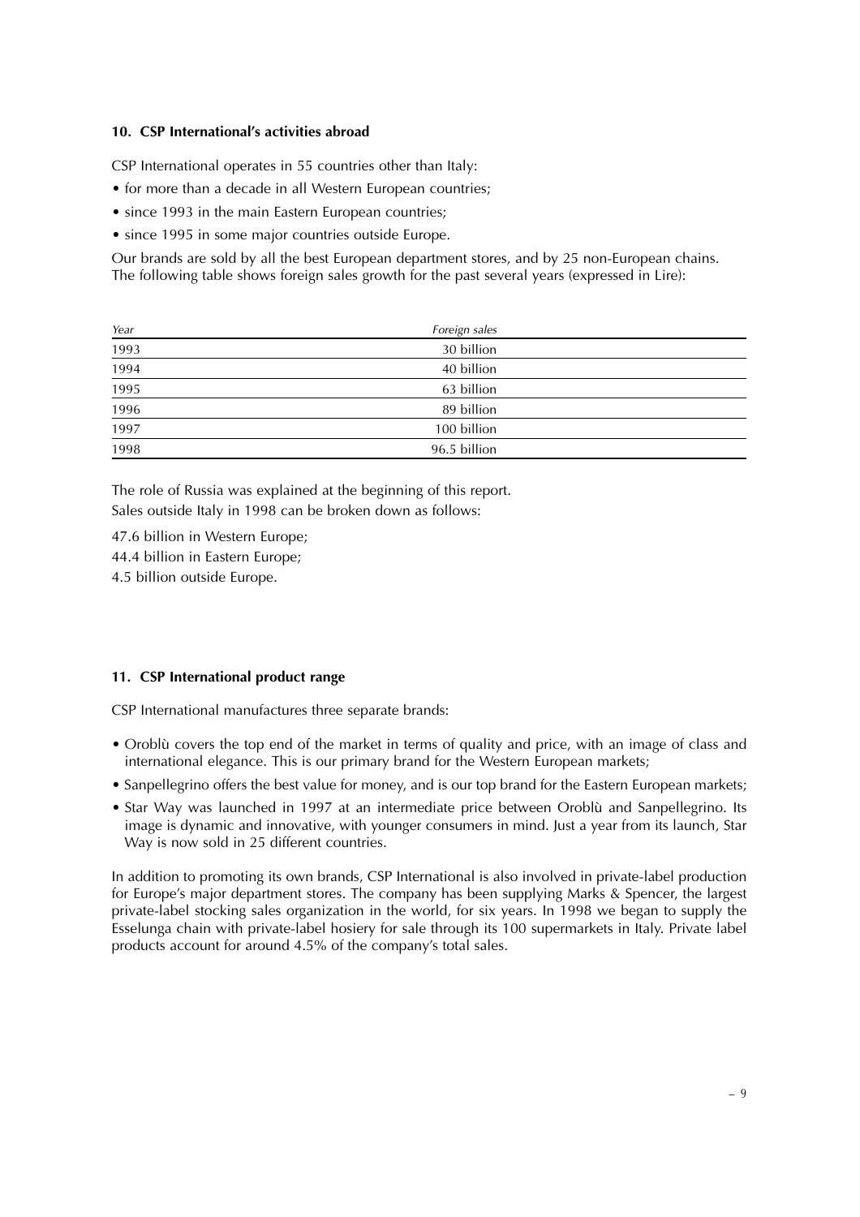## 10. CSP International's activities abroad

CSP International operates in 55 countries other than Italy:

- for more than a decade in all Western European countries;
- since 1993 in the main Eastern European countries;
- since 1995 in some major countries outside Europe.

Our brands are sold by all the best European department stores, and by 25 non-European chains. The following table shows foreign sales growth for the past several years (expressed in Lire):

| *Year* | *Foreign sales* |
|---|---|
| 1993 | 30 billion |
| 1994 | 40 billion |
| 1995 | 63 billion |
| 1996 | 89 billion |
| 1997 | 100 billion |
| 1998 | 96.5 billion |

The role of Russia was explained at the beginning of this report.
Sales outside Italy in 1998 can be broken down as follows:

47.6 billion in Western Europe;

44.4 billion in Eastern Europe;

4.5 billion outside Europe.

## 11. CSP International product range

CSP International manufactures three separate brands:

- Oroblù covers the top end of the market in terms of quality and price, with an image of class and international elegance. This is our primary brand for the Western European markets;
- Sanpellegrino offers the best value for money, and is our top brand for the Eastern European markets;
- Star Way was launched in 1997 at an intermediate price between Oroblù and Sanpellegrino. Its image is dynamic and innovative, with younger consumers in mind. Just a year from its launch, Star Way is now sold in 25 different countries.

In addition to promoting its own brands, CSP International is also involved in private-label production for Europe's major department stores. The company has been supplying Marks & Spencer, the largest private-label stocking sales organization in the world, for six years. In 1998 we began to supply the Esselunga chain with private-label hosiery for sale through its 100 supermarkets in Italy. Private label products account for around 4.5% of the company's total sales.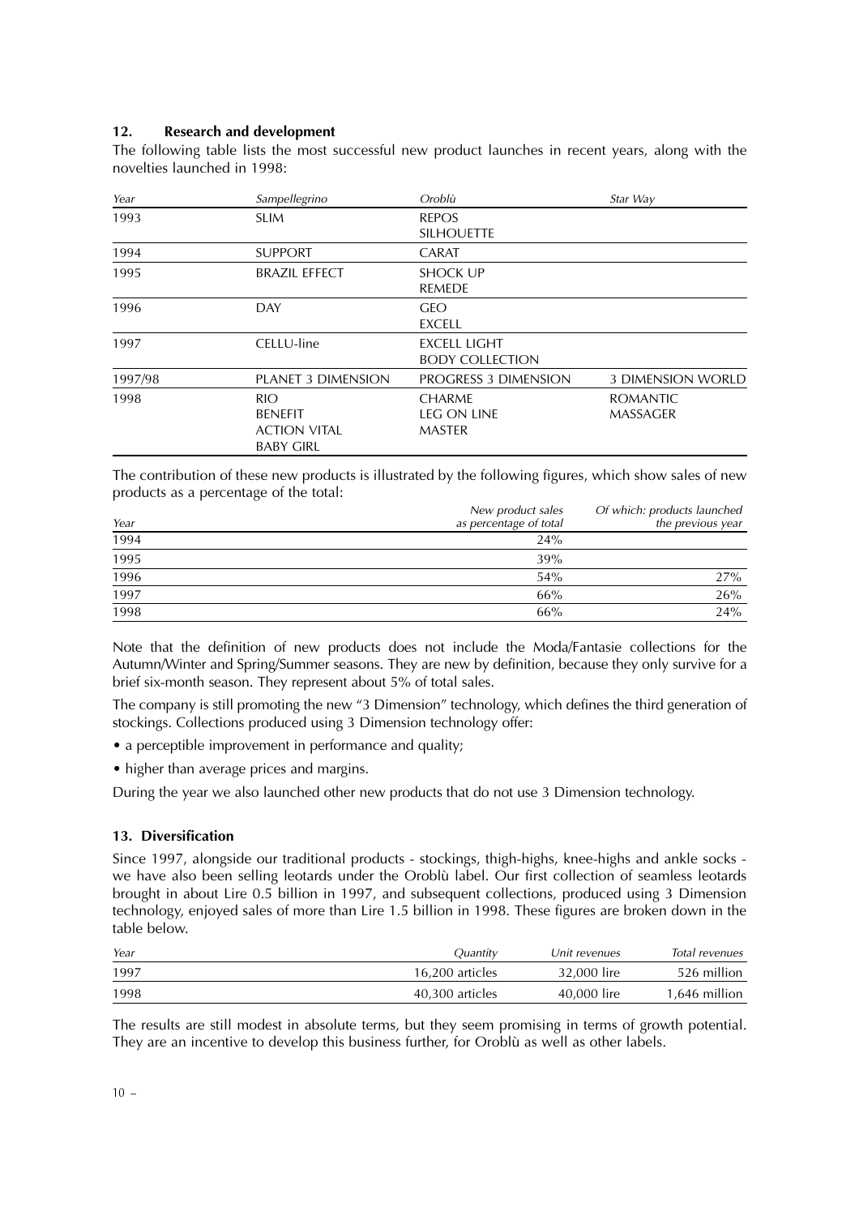## 12. Research and development

The following table lists the most successful new product launches in recent years, along with the novelties launched in 1998:

| *Year* | *Sampellegrino* | *Oroblù* | *Star Way* |
|---|---|---|---|
| 1993 | SLIM | REPOS<br>SILHOUETTE | |
| 1994 | SUPPORT | CARAT | |
| 1995 | BRAZIL EFFECT | SHOCK UP<br>REMEDE | |
| 1996 | DAY | GEO<br>EXCELL | |
| 1997 | CELLU-line | EXCELL LIGHT<br>BODY COLLECTION | |
| 1997/98 | PLANET 3 DIMENSION | PROGRESS 3 DIMENSION | 3 DIMENSION WORLD |
| 1998 | RIO<br>BENEFIT<br>ACTION VITAL<br>BABY GIRL | CHARME<br>LEG ON LINE<br>MASTER | ROMANTIC<br>MASSAGER |

The contribution of these new products is illustrated by the following figures, which show sales of new products as a percentage of the total:

| *Year* | *New product sales as percentage of total* | *Of which: products launched the previous year* |
|---|---:|---:|
| 1994 | 24% | |
| 1995 | 39% | |
| 1996 | 54% | 27% |
| 1997 | 66% | 26% |
| 1998 | 66% | 24% |

Note that the definition of new products does not include the Moda/Fantasie collections for the Autumn/Winter and Spring/Summer seasons. They are new by definition, because they only survive for a brief six-month season. They represent about 5% of total sales.

The company is still promoting the new "3 Dimension" technology, which defines the third generation of stockings. Collections produced using 3 Dimension technology offer:

- a perceptible improvement in performance and quality;
- higher than average prices and margins.

During the year we also launched other new products that do not use 3 Dimension technology.

## 13. Diversification

Since 1997, alongside our traditional products - stockings, thigh-highs, knee-highs and ankle socks - we have also been selling leotards under the Oroblù label. Our first collection of seamless leotards brought in about Lire 0.5 billion in 1997, and subsequent collections, produced using 3 Dimension technology, enjoyed sales of more than Lire 1.5 billion in 1998. These figures are broken down in the table below.

| *Year* | *Quantity* | *Unit revenues* | *Total revenues* |
|---|---:|---:|---:|
| 1997 | 16,200 articles | 32,000 lire | 526 million |
| 1998 | 40,300 articles | 40,000 lire | 1,646 million |

The results are still modest in absolute terms, but they seem promising in terms of growth potential. They are an incentive to develop this business further, for Oroblù as well as other labels.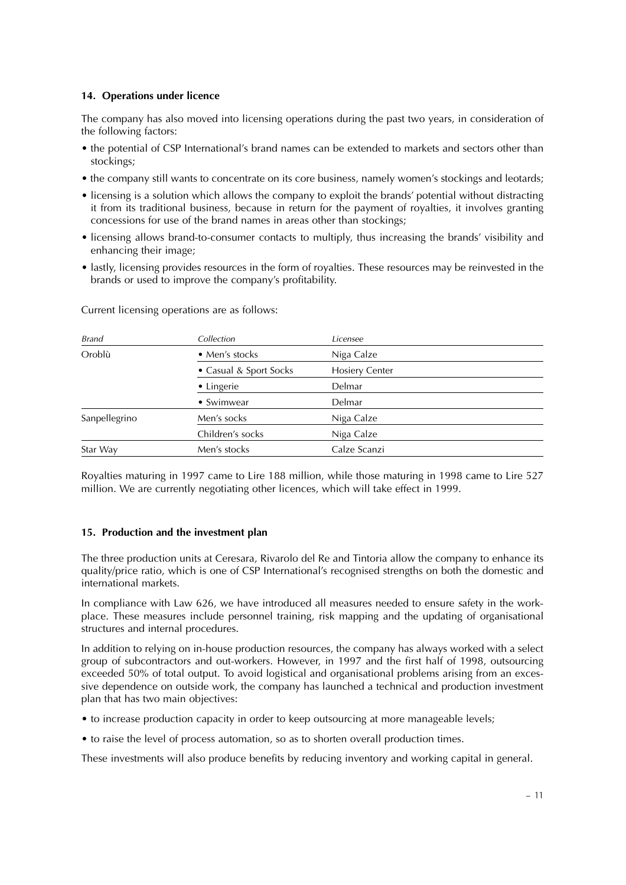## 14. Operations under licence

The company has also moved into licensing operations during the past two years, in consideration of the following factors:

- the potential of CSP International's brand names can be extended to markets and sectors other than stockings;
- the company still wants to concentrate on its core business, namely women's stockings and leotards;
- licensing is a solution which allows the company to exploit the brands' potential without distracting it from its traditional business, because in return for the payment of royalties, it involves granting concessions for use of the brand names in areas other than stockings;
- licensing allows brand-to-consumer contacts to multiply, thus increasing the brands' visibility and enhancing their image;
- lastly, licensing provides resources in the form of royalties. These resources may be reinvested in the brands or used to improve the company's profitability.

Current licensing operations are as follows:

| *Brand* | *Collection* | *Licensee* |
|---|---|---|
| Oroblù | • Men's stocks | Niga Calze |
| | • Casual & Sport Socks | Hosiery Center |
| | • Lingerie | Delmar |
| | • Swimwear | Delmar |
| Sanpellegrino | Men's socks | Niga Calze |
| | Children's socks | Niga Calze |
| Star Way | Men's stocks | Calze Scanzi |

Royalties maturing in 1997 came to Lire 188 million, while those maturing in 1998 came to Lire 527 million. We are currently negotiating other licences, which will take effect in 1999.

## 15. Production and the investment plan

The three production units at Ceresara, Rivarolo del Re and Tintoria allow the company to enhance its quality/price ratio, which is one of CSP International's recognised strengths on both the domestic and international markets.

In compliance with Law 626, we have introduced all measures needed to ensure safety in the workplace. These measures include personnel training, risk mapping and the updating of organisational structures and internal procedures.

In addition to relying on in-house production resources, the company has always worked with a select group of subcontractors and out-workers. However, in 1997 and the first half of 1998, outsourcing exceeded 50% of total output. To avoid logistical and organisational problems arising from an excessive dependence on outside work, the company has launched a technical and production investment plan that has two main objectives:

- to increase production capacity in order to keep outsourcing at more manageable levels;
- to raise the level of process automation, so as to shorten overall production times.

These investments will also produce benefits by reducing inventory and working capital in general.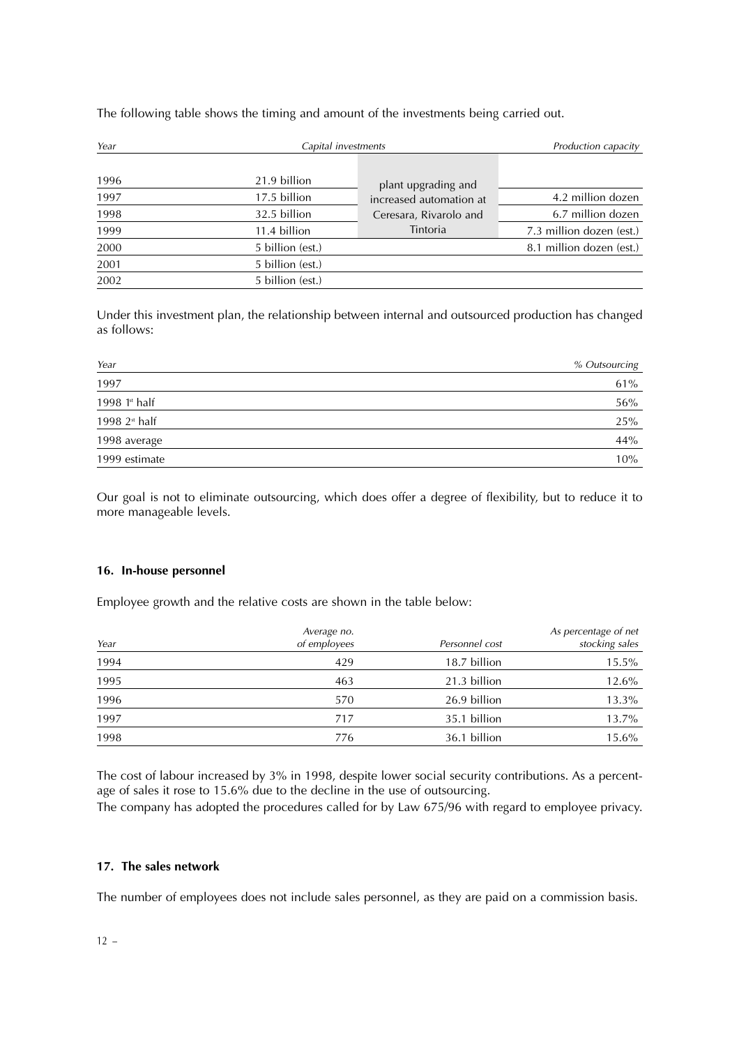The following table shows the timing and amount of the investments being carried out.

| *Year* | *Capital investments* | | *Production capacity* |
|---|---|---|---|
| 1996 | 21.9 billion | plant upgrading and increased automation at Ceresara, Rivarolo and Tintoria | |
| 1997 | 17.5 billion | | 4.2 million dozen |
| 1998 | 32.5 billion | | 6.7 million dozen |
| 1999 | 11.4 billion | | 7.3 million dozen (est.) |
| 2000 | 5 billion (est.) | | 8.1 million dozen (est.) |
| 2001 | 5 billion (est.) | | |
| 2002 | 5 billion (est.) | | |

Under this investment plan, the relationship between internal and outsourced production has changed as follows:

| *Year* | *% Outsourcing* |
|---|---|
| 1997 | 61% |
| 1998 1st half | 56% |
| 1998 2nd half | 25% |
| 1998 average | 44% |
| 1999 estimate | 10% |

Our goal is not to eliminate outsourcing, which does offer a degree of flexibility, but to reduce it to more manageable levels.

### 16. In-house personnel

Employee growth and the relative costs are shown in the table below:

| *Year* | *Average no. of employees* | *Personnel cost* | *As percentage of net stocking sales* |
|---|---|---|---|
| 1994 | 429 | 18.7 billion | 15.5% |
| 1995 | 463 | 21.3 billion | 12.6% |
| 1996 | 570 | 26.9 billion | 13.3% |
| 1997 | 717 | 35.1 billion | 13.7% |
| 1998 | 776 | 36.1 billion | 15.6% |

The cost of labour increased by 3% in 1998, despite lower social security contributions. As a percentage of sales it rose to 15.6% due to the decline in the use of outsourcing.
The company has adopted the procedures called for by Law 675/96 with regard to employee privacy.

### 17. The sales network

The number of employees does not include sales personnel, as they are paid on a commission basis.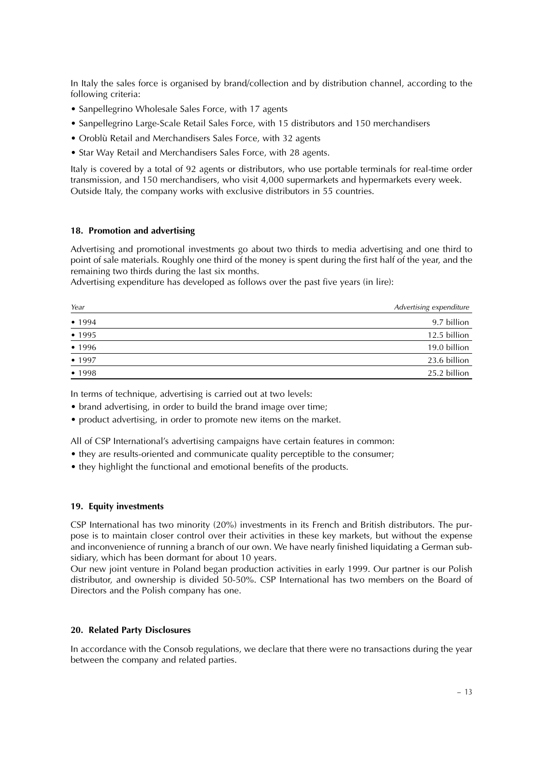In Italy the sales force is organised by brand/collection and by distribution channel, according to the following criteria:

- Sanpellegrino Wholesale Sales Force, with 17 agents
- Sanpellegrino Large-Scale Retail Sales Force, with 15 distributors and 150 merchandisers
- Oroblù Retail and Merchandisers Sales Force, with 32 agents
- Star Way Retail and Merchandisers Sales Force, with 28 agents.

Italy is covered by a total of 92 agents or distributors, who use portable terminals for real-time order transmission, and 150 merchandisers, who visit 4,000 supermarkets and hypermarkets every week. Outside Italy, the company works with exclusive distributors in 55 countries.

## 18. Promotion and advertising

Advertising and promotional investments go about two thirds to media advertising and one third to point of sale materials. Roughly one third of the money is spent during the first half of the year, and the remaining two thirds during the last six months.
Advertising expenditure has developed as follows over the past five years (in lire):

| *Year* | *Advertising expenditure* |
|---|---:|
| • 1994 | 9.7 billion |
| • 1995 | 12.5 billion |
| • 1996 | 19.0 billion |
| • 1997 | 23.6 billion |
| • 1998 | 25.2 billion |

In terms of technique, advertising is carried out at two levels:

- brand advertising, in order to build the brand image over time;
- product advertising, in order to promote new items on the market.

All of CSP International's advertising campaigns have certain features in common:

- they are results-oriented and communicate quality perceptible to the consumer;
- they highlight the functional and emotional benefits of the products.

## 19. Equity investments

CSP International has two minority (20%) investments in its French and British distributors. The purpose is to maintain closer control over their activities in these key markets, but without the expense and inconvenience of running a branch of our own. We have nearly finished liquidating a German subsidiary, which has been dormant for about 10 years.
Our new joint venture in Poland began production activities in early 1999. Our partner is our Polish distributor, and ownership is divided 50-50%. CSP International has two members on the Board of Directors and the Polish company has one.

## 20. Related Party Disclosures

In accordance with the Consob regulations, we declare that there were no transactions during the year between the company and related parties.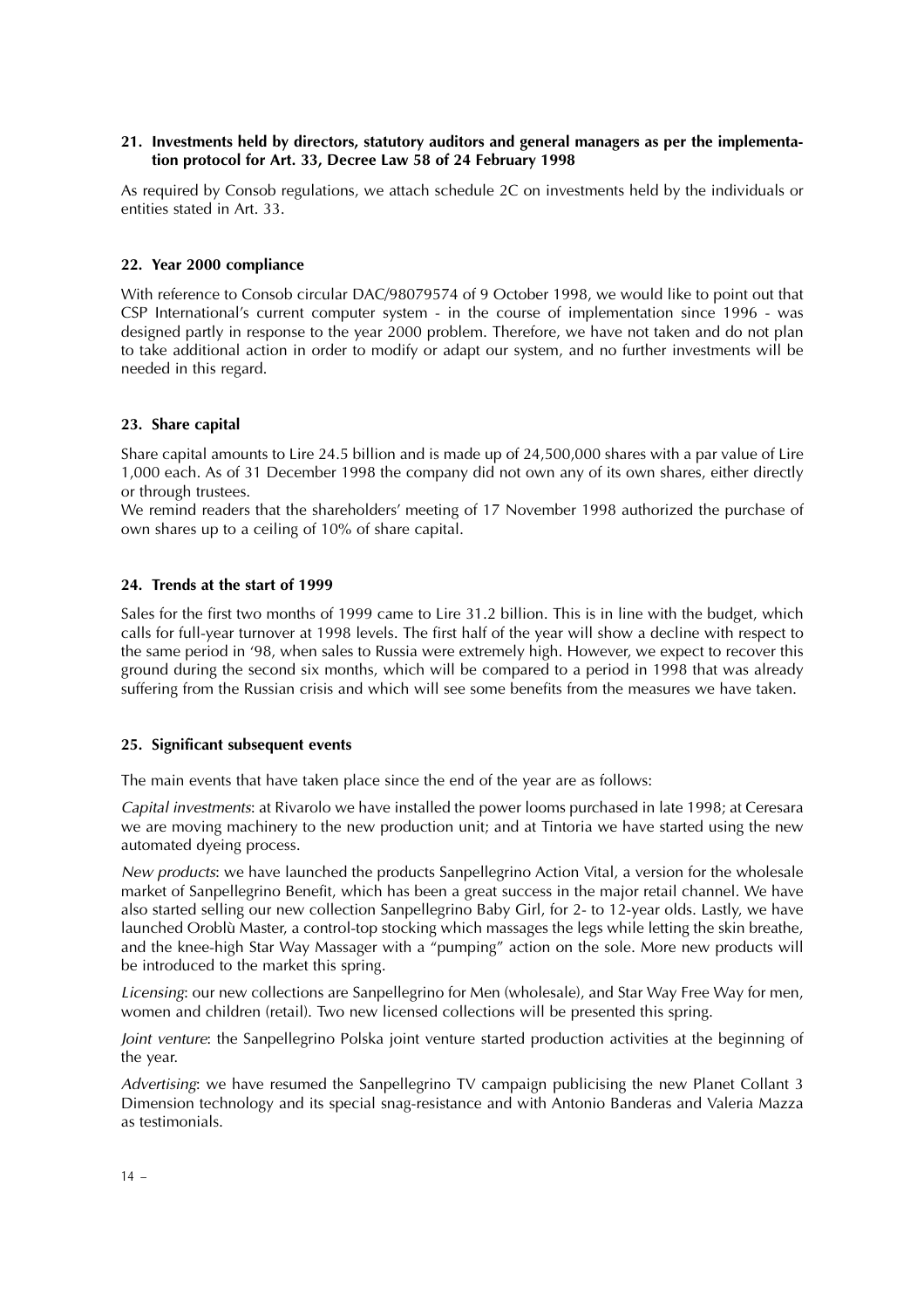## 21. Investments held by directors, statutory auditors and general managers as per the implementation protocol for Art. 33, Decree Law 58 of 24 February 1998

As required by Consob regulations, we attach schedule 2C on investments held by the individuals or entities stated in Art. 33.

## 22. Year 2000 compliance

With reference to Consob circular DAC/98079574 of 9 October 1998, we would like to point out that CSP International's current computer system - in the course of implementation since 1996 - was designed partly in response to the year 2000 problem. Therefore, we have not taken and do not plan to take additional action in order to modify or adapt our system, and no further investments will be needed in this regard.

## 23. Share capital

Share capital amounts to Lire 24.5 billion and is made up of 24,500,000 shares with a par value of Lire 1,000 each. As of 31 December 1998 the company did not own any of its own shares, either directly or through trustees.

We remind readers that the shareholders' meeting of 17 November 1998 authorized the purchase of own shares up to a ceiling of 10% of share capital.

## 24. Trends at the start of 1999

Sales for the first two months of 1999 came to Lire 31.2 billion. This is in line with the budget, which calls for full-year turnover at 1998 levels. The first half of the year will show a decline with respect to the same period in '98, when sales to Russia were extremely high. However, we expect to recover this ground during the second six months, which will be compared to a period in 1998 that was already suffering from the Russian crisis and which will see some benefits from the measures we have taken.

## 25. Significant subsequent events

The main events that have taken place since the end of the year are as follows:

*Capital investments*: at Rivarolo we have installed the power looms purchased in late 1998; at Ceresara we are moving machinery to the new production unit; and at Tintoria we have started using the new automated dyeing process.

*New products*: we have launched the products Sanpellegrino Action Vital, a version for the wholesale market of Sanpellegrino Benefit, which has been a great success in the major retail channel. We have also started selling our new collection Sanpellegrino Baby Girl, for 2- to 12-year olds. Lastly, we have launched Oroblù Master, a control-top stocking which massages the legs while letting the skin breathe, and the knee-high Star Way Massager with a "pumping" action on the sole. More new products will be introduced to the market this spring.

*Licensing*: our new collections are Sanpellegrino for Men (wholesale), and Star Way Free Way for men, women and children (retail). Two new licensed collections will be presented this spring.

*Joint venture*: the Sanpellegrino Polska joint venture started production activities at the beginning of the year.

*Advertising*: we have resumed the Sanpellegrino TV campaign publicising the new Planet Collant 3 Dimension technology and its special snag-resistance and with Antonio Banderas and Valeria Mazza as testimonials.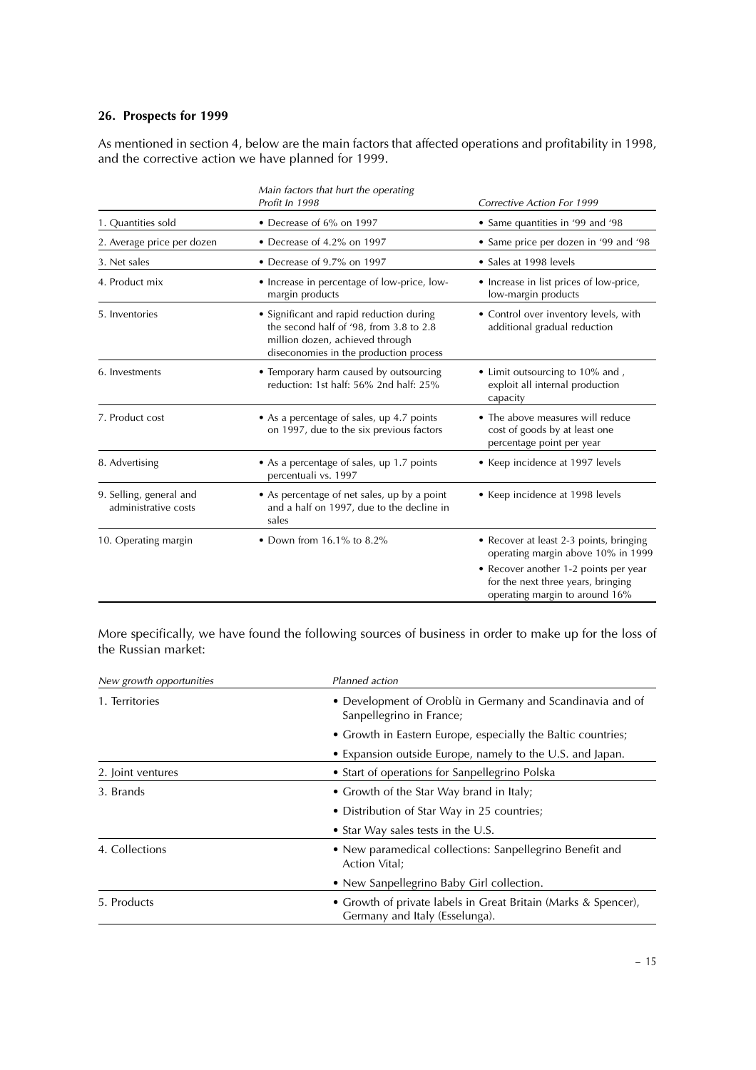## 26. Prospects for 1999

As mentioned in section 4, below are the main factors that affected operations and profitability in 1998, and the corrective action we have planned for 1999.

| | *Main factors that hurt the operating Profit In 1998* | *Corrective Action For 1999* |
|---|---|---|
| 1. Quantities sold | • Decrease of 6% on 1997 | • Same quantities in '99 and '98 |
| 2. Average price per dozen | • Decrease of 4.2% on 1997 | • Same price per dozen in '99 and '98 |
| 3. Net sales | • Decrease of 9.7% on 1997 | • Sales at 1998 levels |
| 4. Product mix | • Increase in percentage of low-price, low-margin products | • Increase in list prices of low-price, low-margin products |
| 5. Inventories | • Significant and rapid reduction during the second half of '98, from 3.8 to 2.8 million dozen, achieved through diseconomies in the production process | • Control over inventory levels, with additional gradual reduction |
| 6. Investments | • Temporary harm caused by outsourcing reduction: 1st half: 56% 2nd half: 25% | • Limit outsourcing to 10% and , exploit all internal production capacity |
| 7. Product cost | • As a percentage of sales, up 4.7 points on 1997, due to the six previous factors | • The above measures will reduce cost of goods by at least one percentage point per year |
| 8. Advertising | • As a percentage of sales, up 1.7 points percentuali vs. 1997 | • Keep incidence at 1997 levels |
| 9. Selling, general and administrative costs | • As percentage of net sales, up by a point and a half on 1997, due to the decline in sales | • Keep incidence at 1998 levels |
| 10. Operating margin | • Down from 16.1% to 8.2% | • Recover at least 2-3 points, bringing operating margin above 10% in 1999<br>• Recover another 1-2 points per year for the next three years, bringing operating margin to around 16% |

More specifically, we have found the following sources of business in order to make up for the loss of the Russian market:

| *New growth opportunities* | *Planned action* |
|---|---|
| 1. Territories | • Development of Oroblù in Germany and Scandinavia and of Sanpellegrino in France;<br>• Growth in Eastern Europe, especially the Baltic countries;<br>• Expansion outside Europe, namely to the U.S. and Japan. |
| 2. Joint ventures | • Start of operations for Sanpellegrino Polska |
| 3. Brands | • Growth of the Star Way brand in Italy;<br>• Distribution of Star Way in 25 countries;<br>• Star Way sales tests in the U.S. |
| 4. Collections | • New paramedical collections: Sanpellegrino Benefit and Action Vital;<br>• New Sanpellegrino Baby Girl collection. |
| 5. Products | • Growth of private labels in Great Britain (Marks & Spencer), Germany and Italy (Esselunga). |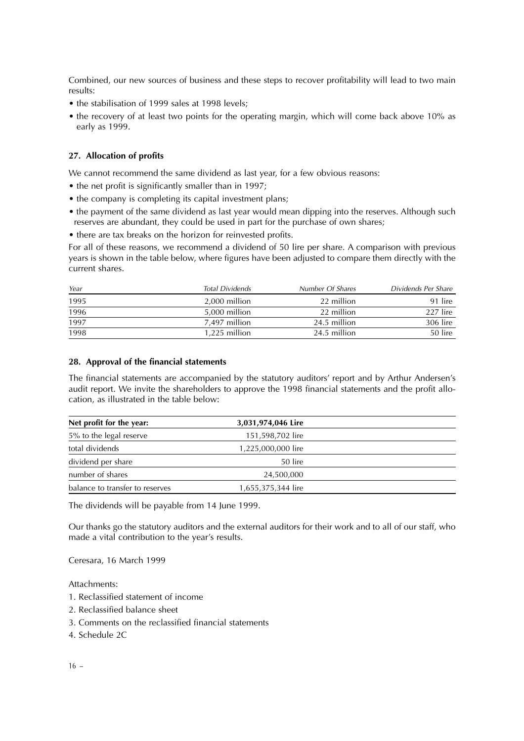Combined, our new sources of business and these steps to recover profitability will lead to two main results:

- the stabilisation of 1999 sales at 1998 levels;
- the recovery of at least two points for the operating margin, which will come back above 10% as early as 1999.

### 27. Allocation of profits

We cannot recommend the same dividend as last year, for a few obvious reasons:

- the net profit is significantly smaller than in 1997;
- the company is completing its capital investment plans;
- the payment of the same dividend as last year would mean dipping into the reserves. Although such reserves are abundant, they could be used in part for the purchase of own shares;
- there are tax breaks on the horizon for reinvested profits.

For all of these reasons, we recommend a dividend of 50 lire per share. A comparison with previous years is shown in the table below, where figures have been adjusted to compare them directly with the current shares.

| *Year* | *Total Dividends* | *Number Of Shares* | *Dividends Per Share* |
|---|---|---|---|
| 1995 | 2,000 million | 22 million | 91 lire |
| 1996 | 5,000 million | 22 million | 227 lire |
| 1997 | 7,497 million | 24.5 million | 306 lire |
| 1998 | 1,225 million | 24.5 million | 50 lire |

### 28. Approval of the financial statements

The financial statements are accompanied by the statutory auditors' report and by Arthur Andersen's audit report. We invite the shareholders to approve the 1998 financial statements and the profit allocation, as illustrated in the table below:

| **Net profit for the year:** | **3,031,974,046 Lire** |
|---|---|
| 5% to the legal reserve | 151,598,702 lire |
| total dividends | 1,225,000,000 lire |
| dividend per share | 50 lire |
| number of shares | 24,500,000 |
| balance to transfer to reserves | 1,655,375,344 lire |

The dividends will be payable from 14 June 1999.

Our thanks go the statutory auditors and the external auditors for their work and to all of our staff, who made a vital contribution to the year's results.

Ceresara, 16 March 1999

Attachments:

1. Reclassified statement of income
2. Reclassified balance sheet
3. Comments on the reclassified financial statements
4. Schedule 2C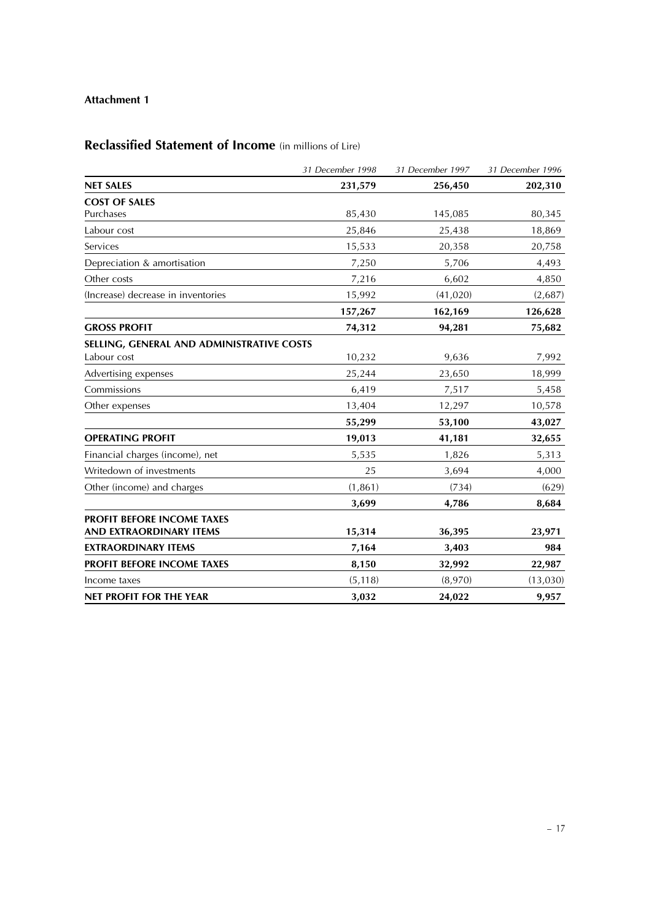**Attachment 1**

## Reclassified Statement of Income (in millions of Lire)

| | *31 December 1998* | *31 December 1997* | *31 December 1996* |
|---|---|---|---|
| **NET SALES** | **231,579** | **256,450** | **202,310** |
| **COST OF SALES** | | | |
| Purchases | 85,430 | 145,085 | 80,345 |
| Labour cost | 25,846 | 25,438 | 18,869 |
| Services | 15,533 | 20,358 | 20,758 |
| Depreciation & amortisation | 7,250 | 5,706 | 4,493 |
| Other costs | 7,216 | 6,602 | 4,850 |
| (Increase) decrease in inventories | 15,992 | (41,020) | (2,687) |
| | **157,267** | **162,169** | **126,628** |
| **GROSS PROFIT** | **74,312** | **94,281** | **75,682** |
| **SELLING, GENERAL AND ADMINISTRATIVE COSTS** | | | |
| Labour cost | 10,232 | 9,636 | 7,992 |
| Advertising expenses | 25,244 | 23,650 | 18,999 |
| Commissions | 6,419 | 7,517 | 5,458 |
| Other expenses | 13,404 | 12,297 | 10,578 |
| | **55,299** | **53,100** | **43,027** |
| **OPERATING PROFIT** | **19,013** | **41,181** | **32,655** |
| Financial charges (income), net | 5,535 | 1,826 | 5,313 |
| Writedown of investments | 25 | 3,694 | 4,000 |
| Other (income) and charges | (1,861) | (734) | (629) |
| | **3,699** | **4,786** | **8,684** |
| **PROFIT BEFORE INCOME TAXES AND EXTRAORDINARY ITEMS** | **15,314** | **36,395** | **23,971** |
| **EXTRAORDINARY ITEMS** | **7,164** | **3,403** | **984** |
| **PROFIT BEFORE INCOME TAXES** | **8,150** | **32,992** | **22,987** |
| Income taxes | (5,118) | (8,970) | (13,030) |
| **NET PROFIT FOR THE YEAR** | **3,032** | **24,022** | **9,957** |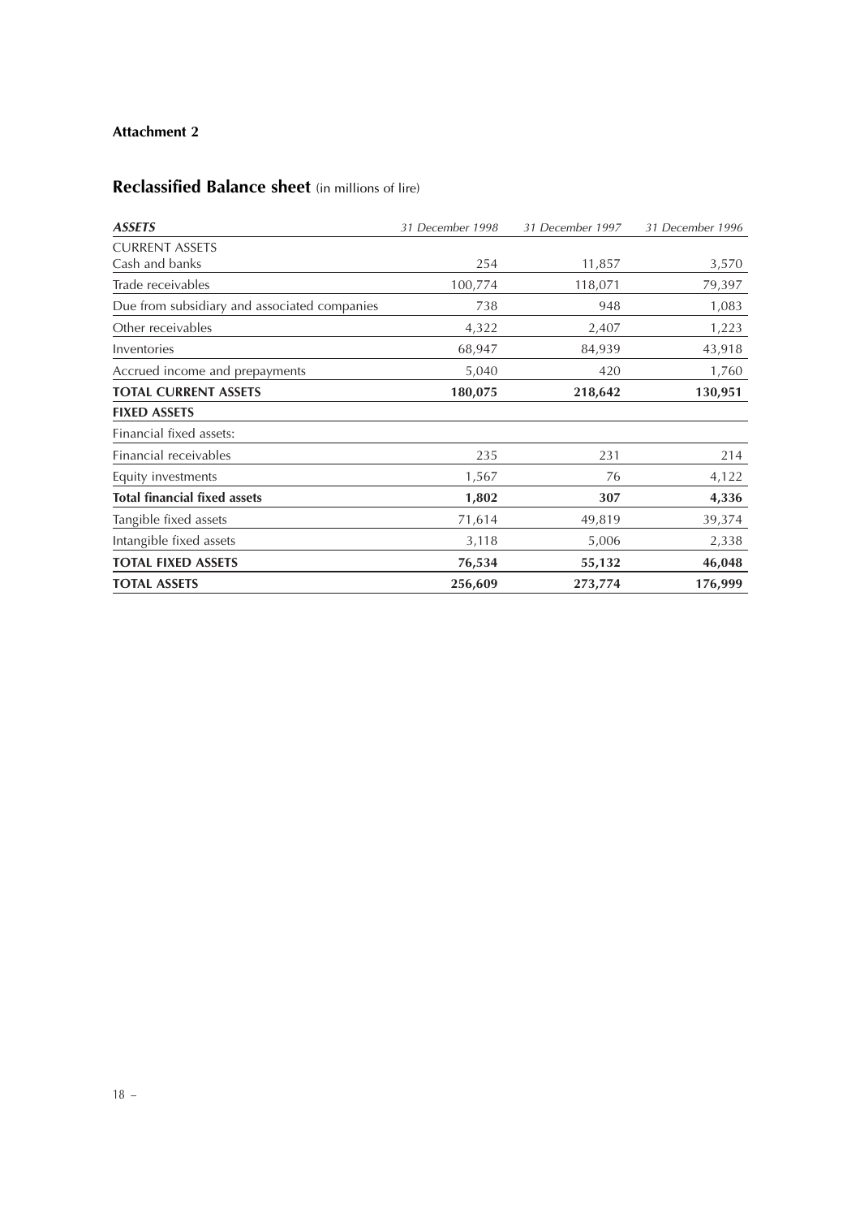**Attachment 2**

## Reclassified Balance sheet (in millions of lire)

| *ASSETS* | *31 December 1998* | *31 December 1997* | *31 December 1996* |
|---|---|---|---|
| CURRENT ASSETS | | | |
| Cash and banks | 254 | 11,857 | 3,570 |
| Trade receivables | 100,774 | 118,071 | 79,397 |
| Due from subsidiary and associated companies | 738 | 948 | 1,083 |
| Other receivables | 4,322 | 2,407 | 1,223 |
| Inventories | 68,947 | 84,939 | 43,918 |
| Accrued income and prepayments | 5,040 | 420 | 1,760 |
| **TOTAL CURRENT ASSETS** | **180,075** | **218,642** | **130,951** |
| **FIXED ASSETS** | | | |
| Financial fixed assets: | | | |
| Financial receivables | 235 | 231 | 214 |
| Equity investments | 1,567 | 76 | 4,122 |
| **Total financial fixed assets** | **1,802** | **307** | **4,336** |
| Tangible fixed assets | 71,614 | 49,819 | 39,374 |
| Intangible fixed assets | 3,118 | 5,006 | 2,338 |
| **TOTAL FIXED ASSETS** | **76,534** | **55,132** | **46,048** |
| **TOTAL ASSETS** | **256,609** | **273,774** | **176,999** |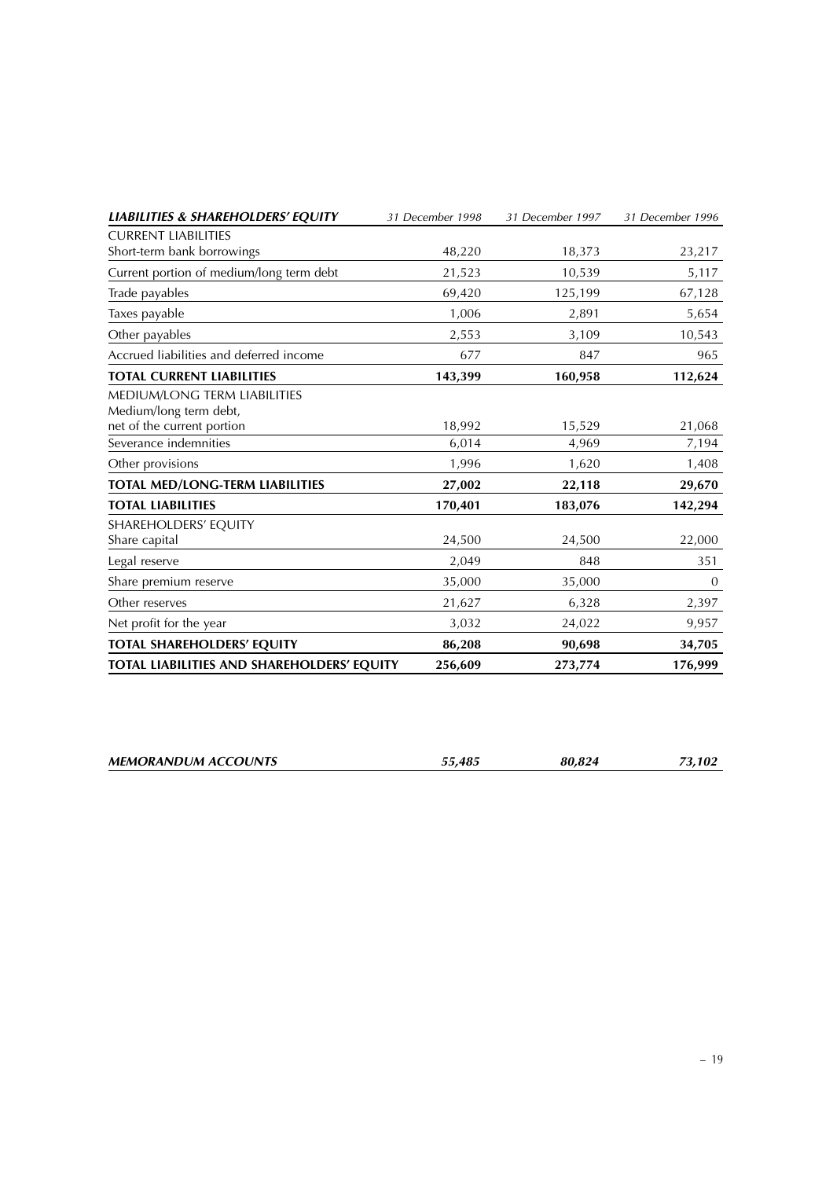| *LIABILITIES & SHAREHOLDERS' EQUITY* | *31 December 1998* | *31 December 1997* | *31 December 1996* |
|---|---|---|---|
| CURRENT LIABILITIES | | | |
| Short-term bank borrowings | 48,220 | 18,373 | 23,217 |
| Current portion of medium/long term debt | 21,523 | 10,539 | 5,117 |
| Trade payables | 69,420 | 125,199 | 67,128 |
| Taxes payable | 1,006 | 2,891 | 5,654 |
| Other payables | 2,553 | 3,109 | 10,543 |
| Accrued liabilities and deferred income | 677 | 847 | 965 |
| **TOTAL CURRENT LIABILITIES** | **143,399** | **160,958** | **112,624** |
| MEDIUM/LONG TERM LIABILITIES | | | |
| Medium/long term debt, net of the current portion | 18,992 | 15,529 | 21,068 |
| Severance indemnities | 6,014 | 4,969 | 7,194 |
| Other provisions | 1,996 | 1,620 | 1,408 |
| **TOTAL MED/LONG-TERM LIABILITIES** | **27,002** | **22,118** | **29,670** |
| **TOTAL LIABILITIES** | **170,401** | **183,076** | **142,294** |
| SHAREHOLDERS' EQUITY | | | |
| Share capital | 24,500 | 24,500 | 22,000 |
| Legal reserve | 2,049 | 848 | 351 |
| Share premium reserve | 35,000 | 35,000 | 0 |
| Other reserves | 21,627 | 6,328 | 2,397 |
| Net profit for the year | 3,032 | 24,022 | 9,957 |
| **TOTAL SHAREHOLDERS' EQUITY** | **86,208** | **90,698** | **34,705** |
| **TOTAL LIABILITIES AND SHAREHOLDERS' EQUITY** | **256,609** | **273,774** | **176,999** |

| | | | |
|---|---|---|---|
| ***MEMORANDUM ACCOUNTS*** | ***55,485*** | ***80,824*** | ***73,102*** |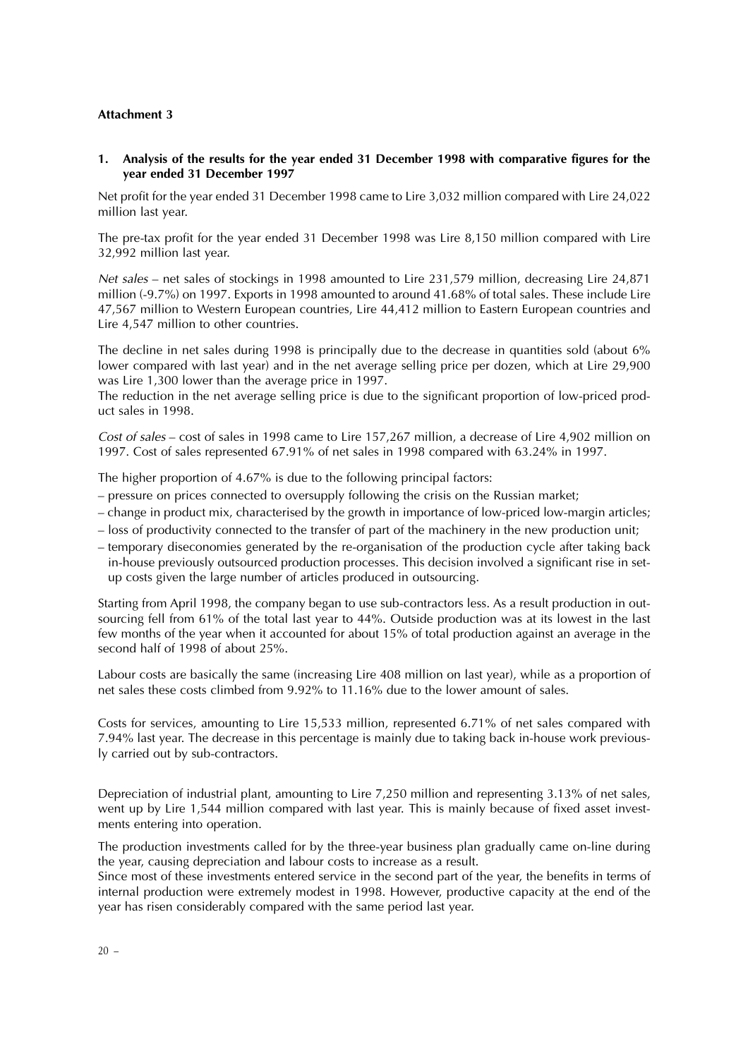**Attachment 3**

## 1. Analysis of the results for the year ended 31 December 1998 with comparative figures for the year ended 31 December 1997

Net profit for the year ended 31 December 1998 came to Lire 3,032 million compared with Lire 24,022 million last year.

The pre-tax profit for the year ended 31 December 1998 was Lire 8,150 million compared with Lire 32,992 million last year.

*Net sales* – net sales of stockings in 1998 amounted to Lire 231,579 million, decreasing Lire 24,871 million (-9.7%) on 1997. Exports in 1998 amounted to around 41.68% of total sales. These include Lire 47,567 million to Western European countries, Lire 44,412 million to Eastern European countries and Lire 4,547 million to other countries.

The decline in net sales during 1998 is principally due to the decrease in quantities sold (about 6% lower compared with last year) and in the net average selling price per dozen, which at Lire 29,900 was Lire 1,300 lower than the average price in 1997.

The reduction in the net average selling price is due to the significant proportion of low-priced product sales in 1998.

*Cost of sales* – cost of sales in 1998 came to Lire 157,267 million, a decrease of Lire 4,902 million on 1997. Cost of sales represented 67.91% of net sales in 1998 compared with 63.24% in 1997.

The higher proportion of 4.67% is due to the following principal factors:

- pressure on prices connected to oversupply following the crisis on the Russian market;
- change in product mix, characterised by the growth in importance of low-priced low-margin articles;
- loss of productivity connected to the transfer of part of the machinery in the new production unit;
- temporary diseconomies generated by the re-organisation of the production cycle after taking back in-house previously outsourced production processes. This decision involved a significant rise in set-up costs given the large number of articles produced in outsourcing.

Starting from April 1998, the company began to use sub-contractors less. As a result production in outsourcing fell from 61% of the total last year to 44%. Outside production was at its lowest in the last few months of the year when it accounted for about 15% of total production against an average in the second half of 1998 of about 25%.

Labour costs are basically the same (increasing Lire 408 million on last year), while as a proportion of net sales these costs climbed from 9.92% to 11.16% due to the lower amount of sales.

Costs for services, amounting to Lire 15,533 million, represented 6.71% of net sales compared with 7.94% last year. The decrease in this percentage is mainly due to taking back in-house work previously carried out by sub-contractors.

Depreciation of industrial plant, amounting to Lire 7,250 million and representing 3.13% of net sales, went up by Lire 1,544 million compared with last year. This is mainly because of fixed asset investments entering into operation.

The production investments called for by the three-year business plan gradually came on-line during the year, causing depreciation and labour costs to increase as a result.

Since most of these investments entered service in the second part of the year, the benefits in terms of internal production were extremely modest in 1998. However, productive capacity at the end of the year has risen considerably compared with the same period last year.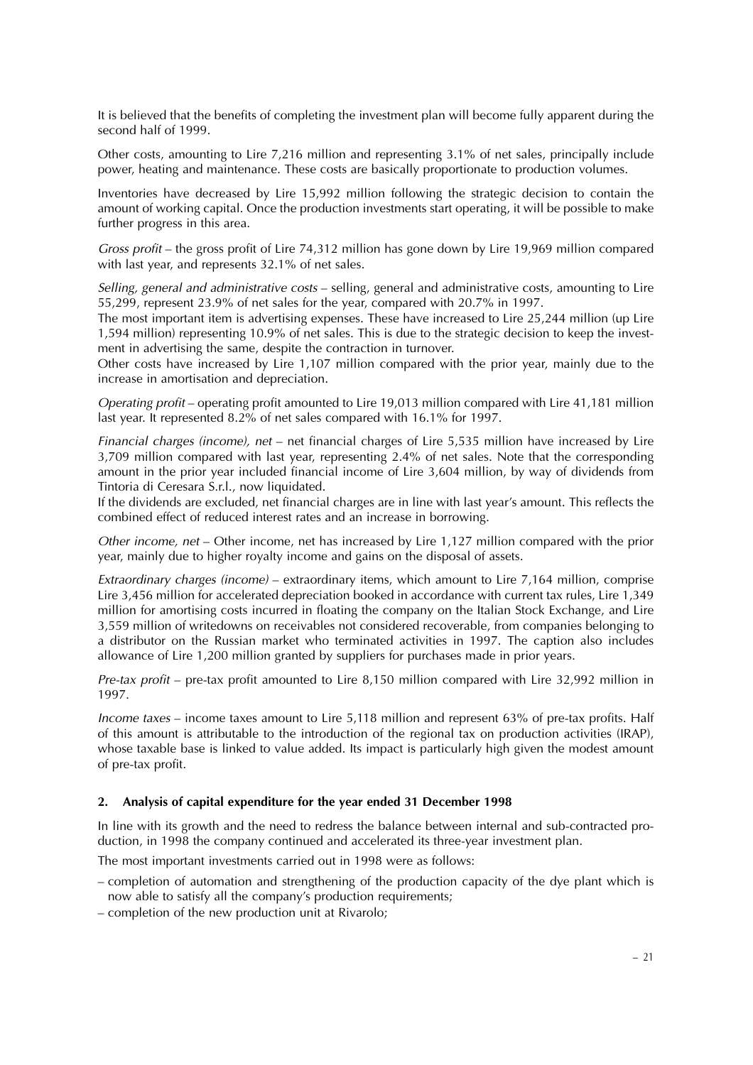It is believed that the benefits of completing the investment plan will become fully apparent during the second half of 1999.

Other costs, amounting to Lire 7,216 million and representing 3.1% of net sales, principally include power, heating and maintenance. These costs are basically proportionate to production volumes.

Inventories have decreased by Lire 15,992 million following the strategic decision to contain the amount of working capital. Once the production investments start operating, it will be possible to make further progress in this area.

*Gross profit* – the gross profit of Lire 74,312 million has gone down by Lire 19,969 million compared with last year, and represents 32.1% of net sales.

*Selling, general and administrative costs* – selling, general and administrative costs, amounting to Lire 55,299, represent 23.9% of net sales for the year, compared with 20.7% in 1997.

The most important item is advertising expenses. These have increased to Lire 25,244 million (up Lire 1,594 million) representing 10.9% of net sales. This is due to the strategic decision to keep the investment in advertising the same, despite the contraction in turnover.

Other costs have increased by Lire 1,107 million compared with the prior year, mainly due to the increase in amortisation and depreciation.

*Operating profit* – operating profit amounted to Lire 19,013 million compared with Lire 41,181 million last year. It represented 8.2% of net sales compared with 16.1% for 1997.

*Financial charges (income), net* – net financial charges of Lire 5,535 million have increased by Lire 3,709 million compared with last year, representing 2.4% of net sales. Note that the corresponding amount in the prior year included financial income of Lire 3,604 million, by way of dividends from Tintoria di Ceresara S.r.l., now liquidated.

If the dividends are excluded, net financial charges are in line with last year's amount. This reflects the combined effect of reduced interest rates and an increase in borrowing.

*Other income, net* – Other income, net has increased by Lire 1,127 million compared with the prior year, mainly due to higher royalty income and gains on the disposal of assets.

*Extraordinary charges (income)* – extraordinary items, which amount to Lire 7,164 million, comprise Lire 3,456 million for accelerated depreciation booked in accordance with current tax rules, Lire 1,349 million for amortising costs incurred in floating the company on the Italian Stock Exchange, and Lire 3,559 million of writedowns on receivables not considered recoverable, from companies belonging to a distributor on the Russian market who terminated activities in 1997. The caption also includes allowance of Lire 1,200 million granted by suppliers for purchases made in prior years.

*Pre-tax profit* – pre-tax profit amounted to Lire 8,150 million compared with Lire 32,992 million in 1997.

*Income taxes* – income taxes amount to Lire 5,118 million and represent 63% of pre-tax profits. Half of this amount is attributable to the introduction of the regional tax on production activities (IRAP), whose taxable base is linked to value added. Its impact is particularly high given the modest amount of pre-tax profit.

## 2. Analysis of capital expenditure for the year ended 31 December 1998

In line with its growth and the need to redress the balance between internal and sub-contracted production, in 1998 the company continued and accelerated its three-year investment plan.

The most important investments carried out in 1998 were as follows:

- completion of automation and strengthening of the production capacity of the dye plant which is now able to satisfy all the company's production requirements;
- completion of the new production unit at Rivarolo;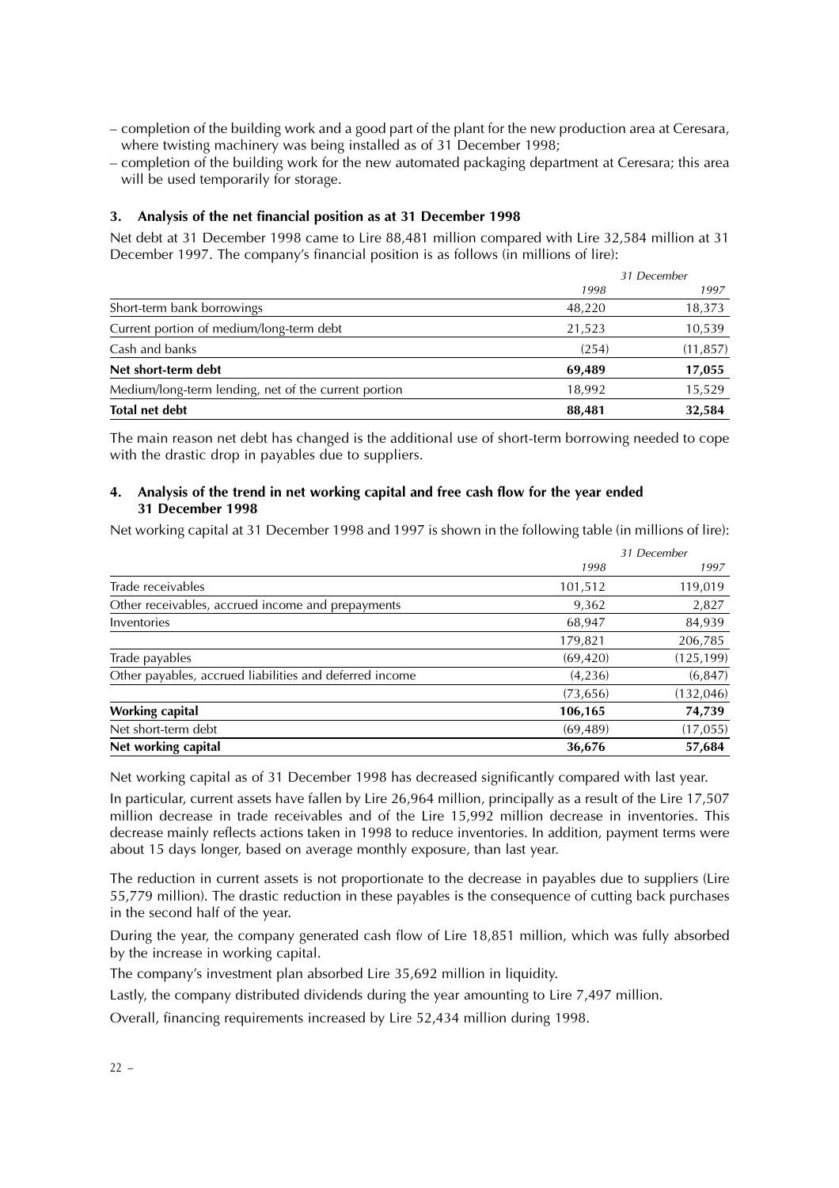– completion of the building work and a good part of the plant for the new production area at Ceresara, where twisting machinery was being installed as of 31 December 1998;
– completion of the building work for the new automated packaging department at Ceresara; this area will be used temporarily for storage.

### 3. Analysis of the net financial position as at 31 December 1998

Net debt at 31 December 1998 came to Lire 88,481 million compared with Lire 32,584 million at 31 December 1997. The company's financial position is as follows (in millions of lire):

| | *31 December* | |
|---|---|---|
| | *1998* | *1997* |
| Short-term bank borrowings | 48,220 | 18,373 |
| Current portion of medium/long-term debt | 21,523 | 10,539 |
| Cash and banks | (254) | (11,857) |
| **Net short-term debt** | **69,489** | **17,055** |
| Medium/long-term lending, net of the current portion | 18,992 | 15,529 |
| **Total net debt** | **88,481** | **32,584** |

The main reason net debt has changed is the additional use of short-term borrowing needed to cope with the drastic drop in payables due to suppliers.

### 4. Analysis of the trend in net working capital and free cash flow for the year ended 31 December 1998

Net working capital at 31 December 1998 and 1997 is shown in the following table (in millions of lire):

| | *31 December* | |
|---|---|---|
| | *1998* | *1997* |
| Trade receivables | 101,512 | 119,019 |
| Other receivables, accrued income and prepayments | 9,362 | 2,827 |
| Inventories | 68,947 | 84,939 |
| | 179,821 | 206,785 |
| Trade payables | (69,420) | (125,199) |
| Other payables, accrued liabilities and deferred income | (4,236) | (6,847) |
| | (73,656) | (132,046) |
| **Working capital** | **106,165** | **74,739** |
| Net short-term debt | (69,489) | (17,055) |
| **Net working capital** | **36,676** | **57,684** |

Net working capital as of 31 December 1998 has decreased significantly compared with last year.

In particular, current assets have fallen by Lire 26,964 million, principally as a result of the Lire 17,507 million decrease in trade receivables and of the Lire 15,992 million decrease in inventories. This decrease mainly reflects actions taken in 1998 to reduce inventories. In addition, payment terms were about 15 days longer, based on average monthly exposure, than last year.

The reduction in current assets is not proportionate to the decrease in payables due to suppliers (Lire 55,779 million). The drastic reduction in these payables is the consequence of cutting back purchases in the second half of the year.

During the year, the company generated cash flow of Lire 18,851 million, which was fully absorbed by the increase in working capital.

The company's investment plan absorbed Lire 35,692 million in liquidity.

Lastly, the company distributed dividends during the year amounting to Lire 7,497 million.

Overall, financing requirements increased by Lire 52,434 million during 1998.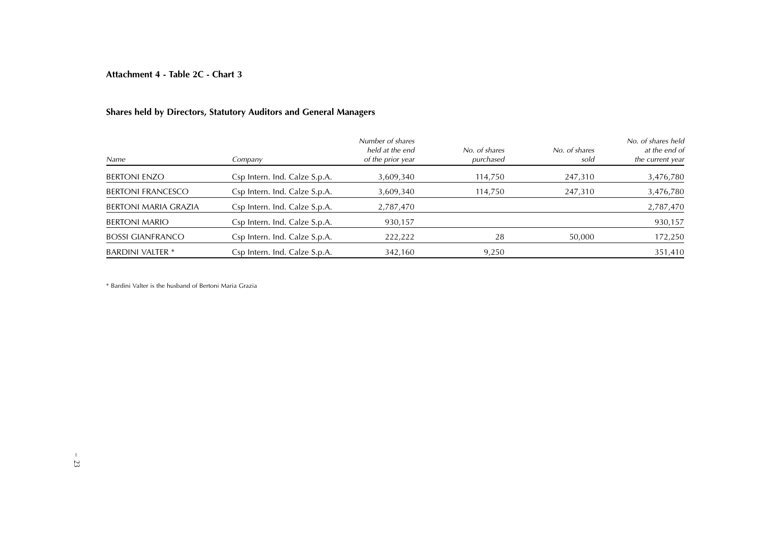**Attachment 4 - Table 2C - Chart 3**

## Shares held by Directors, Statutory Auditors and General Managers

| *Name* | *Company* | *Number of shares held at the end of the prior year* | *No. of shares purchased* | *No. of shares sold* | *No. of shares held at the end of the current year* |
|---|---|---|---|---|---|
| BERTONI ENZO | Csp Intern. Ind. Calze S.p.A. | 3,609,340 | 114,750 | 247,310 | 3,476,780 |
| BERTONI FRANCESCO | Csp Intern. Ind. Calze S.p.A. | 3,609,340 | 114,750 | 247,310 | 3,476,780 |
| BERTONI MARIA GRAZIA | Csp Intern. Ind. Calze S.p.A. | 2,787,470 | | | 2,787,470 |
| BERTONI MARIO | Csp Intern. Ind. Calze S.p.A. | 930,157 | | | 930,157 |
| BOSSI GIANFRANCO | Csp Intern. Ind. Calze S.p.A. | 222,222 | 28 | 50,000 | 172,250 |
| BARDINI VALTER * | Csp Intern. Ind. Calze S.p.A. | 342,160 | 9,250 | | 351,410 |

* Bardini Valter is the husband of Bertoni Maria Grazia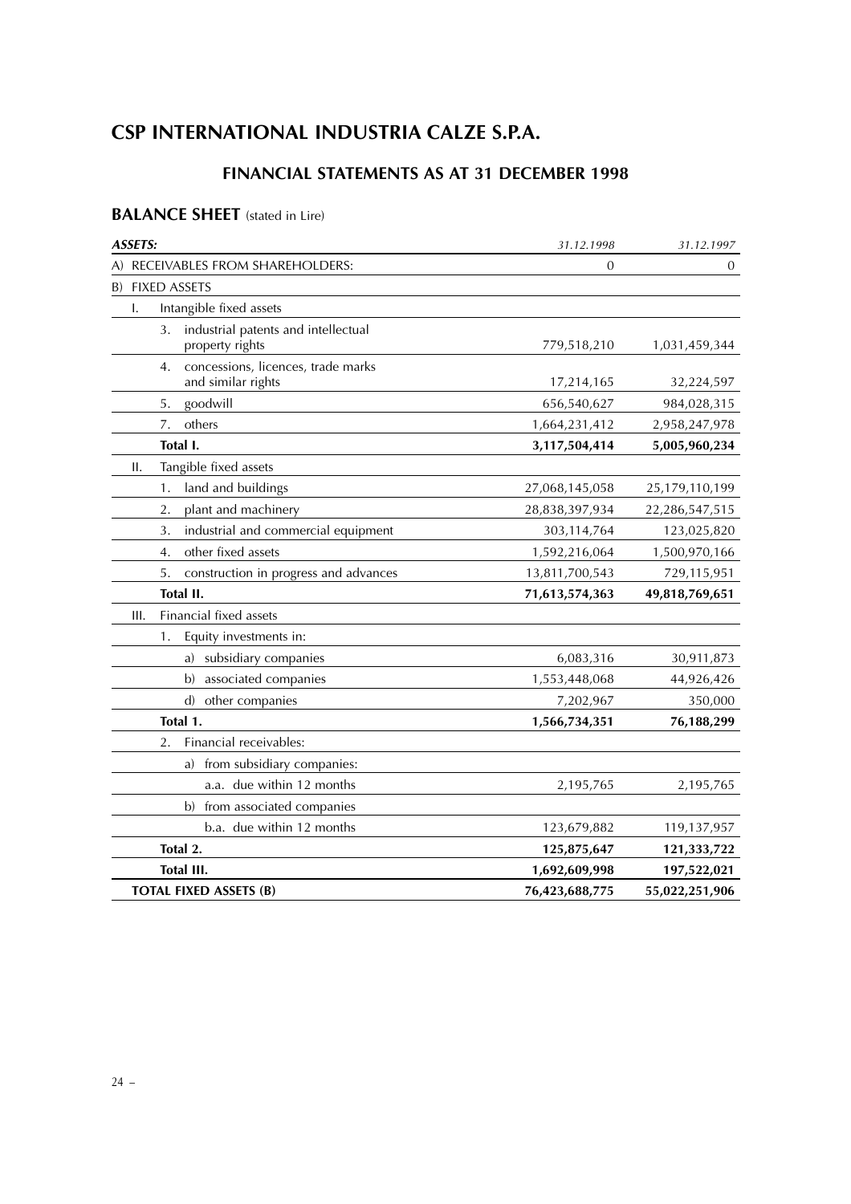# CSP INTERNATIONAL INDUSTRIA CALZE S.P.A.

## FINANCIAL STATEMENTS AS AT 31 DECEMBER 1998

### BALANCE SHEET (stated in Lire)

| *ASSETS:* | *31.12.1998* | *31.12.1997* |
|---|---|---|
| A) RECEIVABLES FROM SHAREHOLDERS: | 0 | 0 |
| B) FIXED ASSETS | | |
| I. Intangible fixed assets | | |
| 3. industrial patents and intellectual property rights | 779,518,210 | 1,031,459,344 |
| 4. concessions, licences, trade marks and similar rights | 17,214,165 | 32,224,597 |
| 5. goodwill | 656,540,627 | 984,028,315 |
| 7. others | 1,664,231,412 | 2,958,247,978 |
| **Total I.** | **3,117,504,414** | **5,005,960,234** |
| II. Tangible fixed assets | | |
| 1. land and buildings | 27,068,145,058 | 25,179,110,199 |
| 2. plant and machinery | 28,838,397,934 | 22,286,547,515 |
| 3. industrial and commercial equipment | 303,114,764 | 123,025,820 |
| 4. other fixed assets | 1,592,216,064 | 1,500,970,166 |
| 5. construction in progress and advances | 13,811,700,543 | 729,115,951 |
| **Total II.** | **71,613,574,363** | **49,818,769,651** |
| III. Financial fixed assets | | |
| 1. Equity investments in: | | |
| a) subsidiary companies | 6,083,316 | 30,911,873 |
| b) associated companies | 1,553,448,068 | 44,926,426 |
| d) other companies | 7,202,967 | 350,000 |
| **Total 1.** | **1,566,734,351** | **76,188,299** |
| 2. Financial receivables: | | |
| a) from subsidiary companies: | | |
| a.a. due within 12 months | 2,195,765 | 2,195,765 |
| b) from associated companies | | |
| b.a. due within 12 months | 123,679,882 | 119,137,957 |
| **Total 2.** | **125,875,647** | **121,333,722** |
| **Total III.** | **1,692,609,998** | **197,522,021** |
| **TOTAL FIXED ASSETS (B)** | **76,423,688,775** | **55,022,251,906** |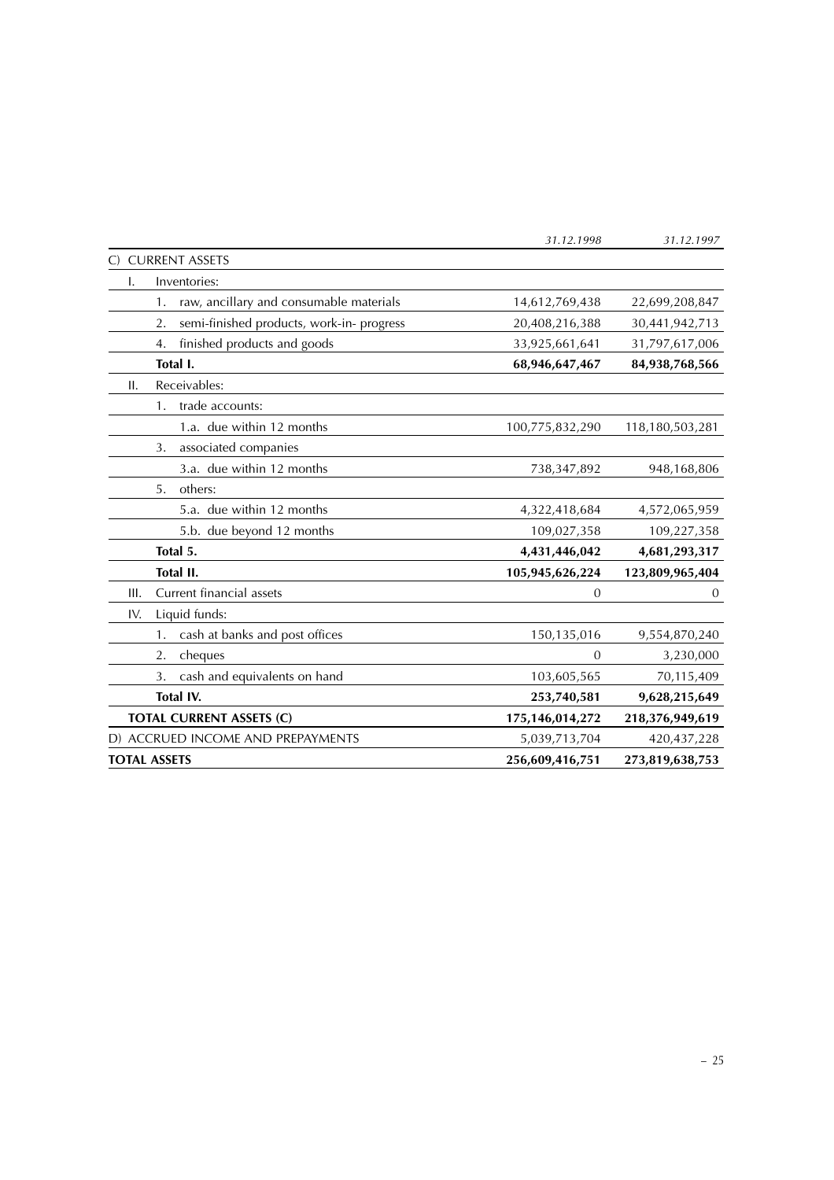| | 31.12.1998 | 31.12.1997 |
|---|---|---|
| C) CURRENT ASSETS | | |
| I. Inventories: | | |
| 1. raw, ancillary and consumable materials | 14,612,769,438 | 22,699,208,847 |
| 2. semi-finished products, work-in- progress | 20,408,216,388 | 30,441,942,713 |
| 4. finished products and goods | 33,925,661,641 | 31,797,617,006 |
| **Total I.** | **68,946,647,467** | **84,938,768,566** |
| II. Receivables: | | |
| 1. trade accounts: | | |
| 1.a. due within 12 months | 100,775,832,290 | 118,180,503,281 |
| 3. associated companies | | |
| 3.a. due within 12 months | 738,347,892 | 948,168,806 |
| 5. others: | | |
| 5.a. due within 12 months | 4,322,418,684 | 4,572,065,959 |
| 5.b. due beyond 12 months | 109,027,358 | 109,227,358 |
| **Total 5.** | **4,431,446,042** | **4,681,293,317** |
| **Total II.** | **105,945,626,224** | **123,809,965,404** |
| III. Current financial assets | 0 | 0 |
| IV. Liquid funds: | | |
| 1. cash at banks and post offices | 150,135,016 | 9,554,870,240 |
| 2. cheques | 0 | 3,230,000 |
| 3. cash and equivalents on hand | 103,605,565 | 70,115,409 |
| **Total IV.** | **253,740,581** | **9,628,215,649** |
| **TOTAL CURRENT ASSETS (C)** | **175,146,014,272** | **218,376,949,619** |
| D) ACCRUED INCOME AND PREPAYMENTS | 5,039,713,704 | 420,437,228 |
| **TOTAL ASSETS** | **256,609,416,751** | **273,819,638,753** |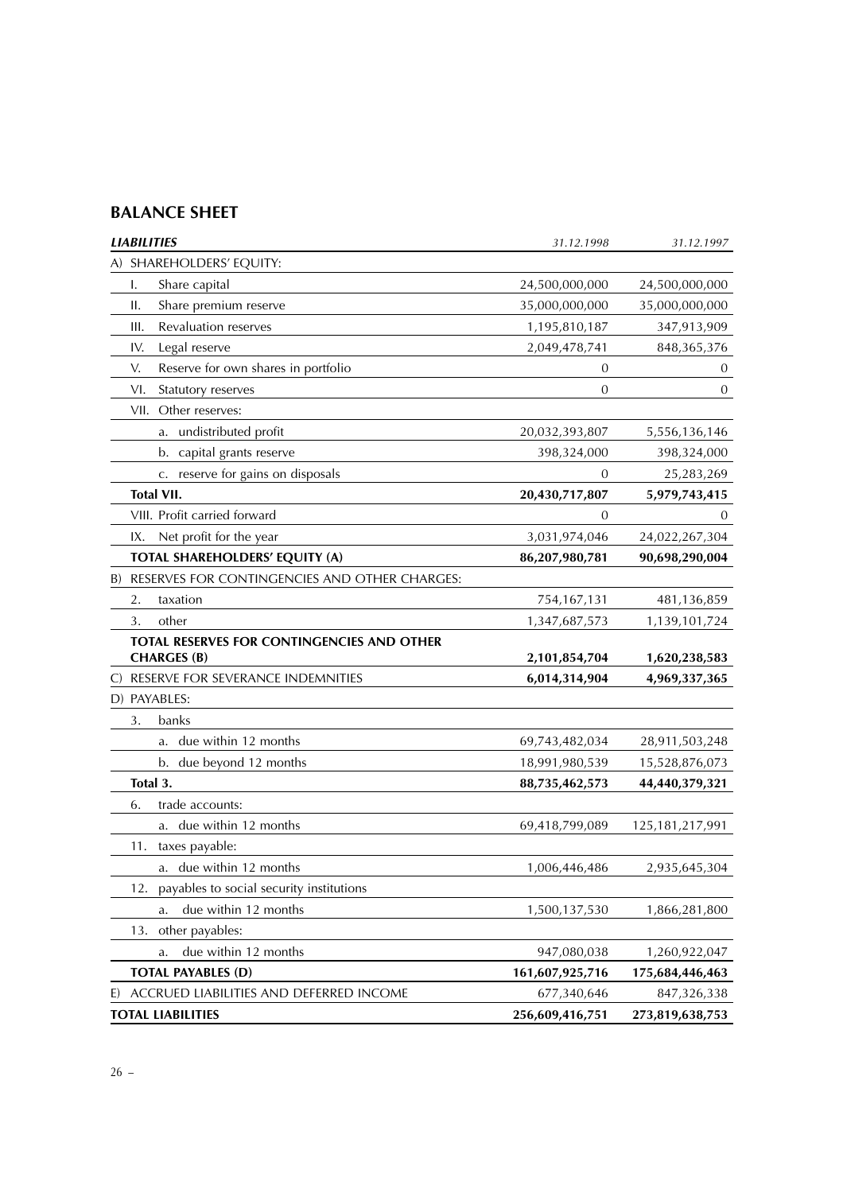## BALANCE SHEET

| *LIABILITIES* | *31.12.1998* | *31.12.1997* |
|---|---|---|
| A) SHAREHOLDERS' EQUITY: | | |
| I. Share capital | 24,500,000,000 | 24,500,000,000 |
| II. Share premium reserve | 35,000,000,000 | 35,000,000,000 |
| III. Revaluation reserves | 1,195,810,187 | 347,913,909 |
| IV. Legal reserve | 2,049,478,741 | 848,365,376 |
| V. Reserve for own shares in portfolio | 0 | 0 |
| VI. Statutory reserves | 0 | 0 |
| VII. Other reserves: | | |
| a. undistributed profit | 20,032,393,807 | 5,556,136,146 |
| b. capital grants reserve | 398,324,000 | 398,324,000 |
| c. reserve for gains on disposals | 0 | 25,283,269 |
| **Total VII.** | **20,430,717,807** | **5,979,743,415** |
| VIII. Profit carried forward | 0 | 0 |
| IX. Net profit for the year | 3,031,974,046 | 24,022,267,304 |
| **TOTAL SHAREHOLDERS' EQUITY (A)** | **86,207,980,781** | **90,698,290,004** |
| B) RESERVES FOR CONTINGENCIES AND OTHER CHARGES: | | |
| 2. taxation | 754,167,131 | 481,136,859 |
| 3. other | 1,347,687,573 | 1,139,101,724 |
| **TOTAL RESERVES FOR CONTINGENCIES AND OTHER CHARGES (B)** | **2,101,854,704** | **1,620,238,583** |
| C) RESERVE FOR SEVERANCE INDEMNITIES | **6,014,314,904** | **4,969,337,365** |
| D) PAYABLES: | | |
| 3. banks | | |
| a. due within 12 months | 69,743,482,034 | 28,911,503,248 |
| b. due beyond 12 months | 18,991,980,539 | 15,528,876,073 |
| **Total 3.** | **88,735,462,573** | **44,440,379,321** |
| 6. trade accounts: | | |
| a. due within 12 months | 69,418,799,089 | 125,181,217,991 |
| 11. taxes payable: | | |
| a. due within 12 months | 1,006,446,486 | 2,935,645,304 |
| 12. payables to social security institutions | | |
| a. due within 12 months | 1,500,137,530 | 1,866,281,800 |
| 13. other payables: | | |
| a. due within 12 months | 947,080,038 | 1,260,922,047 |
| **TOTAL PAYABLES (D)** | **161,607,925,716** | **175,684,446,463** |
| E) ACCRUED LIABILITIES AND DEFERRED INCOME | 677,340,646 | 847,326,338 |
| **TOTAL LIABILITIES** | **256,609,416,751** | **273,819,638,753** |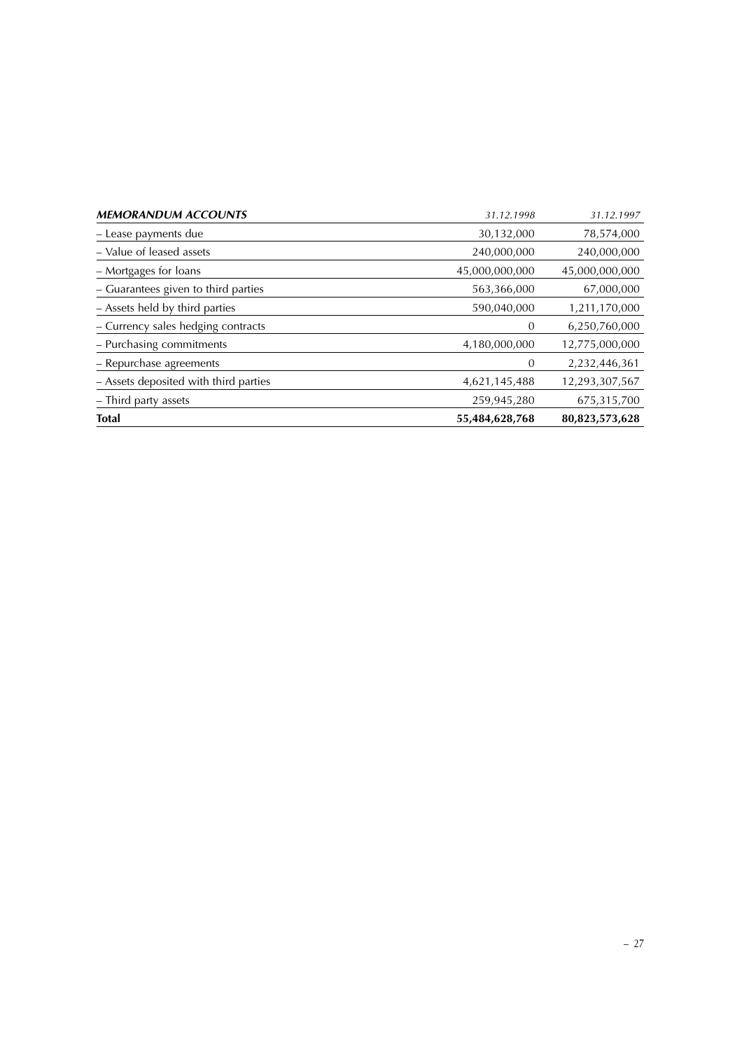| *MEMORANDUM ACCOUNTS* | *31.12.1998* | *31.12.1997* |
|---|---|---|
| – Lease payments due | 30,132,000 | 78,574,000 |
| – Value of leased assets | 240,000,000 | 240,000,000 |
| – Mortgages for loans | 45,000,000,000 | 45,000,000,000 |
| – Guarantees given to third parties | 563,366,000 | 67,000,000 |
| – Assets held by third parties | 590,040,000 | 1,211,170,000 |
| – Currency sales hedging contracts | 0 | 6,250,760,000 |
| – Purchasing commitments | 4,180,000,000 | 12,775,000,000 |
| – Repurchase agreements | 0 | 2,232,446,361 |
| – Assets deposited with third parties | 4,621,145,488 | 12,293,307,567 |
| – Third party assets | 259,945,280 | 675,315,700 |
| **Total** | **55,484,628,768** | **80,823,573,628** |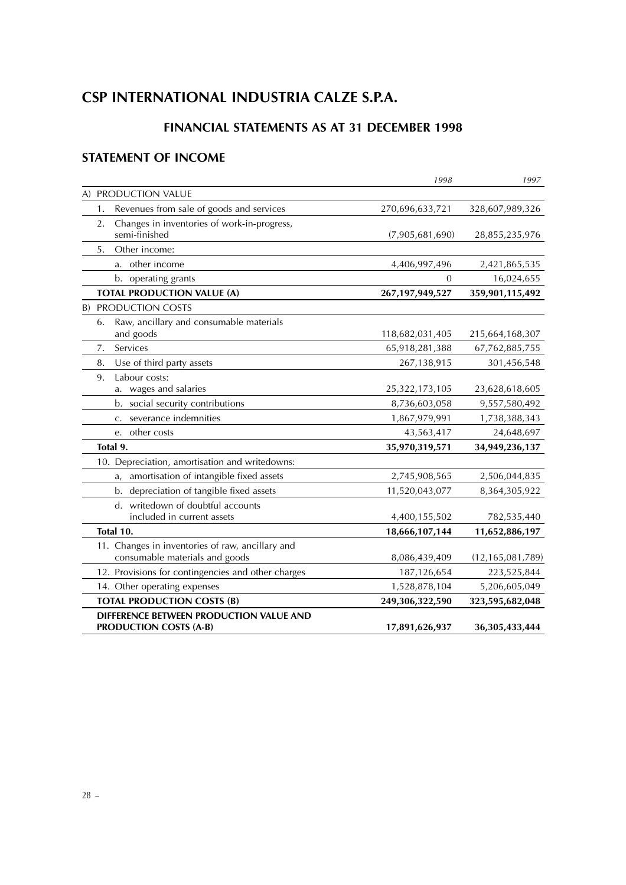# CSP INTERNATIONAL INDUSTRIA CALZE S.P.A.

## FINANCIAL STATEMENTS AS AT 31 DECEMBER 1998

## STATEMENT OF INCOME

| | *1998* | *1997* |
|---|---|---|
| A) PRODUCTION VALUE | | |
| 1. Revenues from sale of goods and services | 270,696,633,721 | 328,607,989,326 |
| 2. Changes in inventories of work-in-progress, semi-finished | (7,905,681,690) | 28,855,235,976 |
| 5. Other income: | | |
| a. other income | 4,406,997,496 | 2,421,865,535 |
| b. operating grants | 0 | 16,024,655 |
| **TOTAL PRODUCTION VALUE (A)** | **267,197,949,527** | **359,901,115,492** |
| B) PRODUCTION COSTS | | |
| 6. Raw, ancillary and consumable materials and goods | 118,682,031,405 | 215,664,168,307 |
| 7. Services | 65,918,281,388 | 67,762,885,755 |
| 8. Use of third party assets | 267,138,915 | 301,456,548 |
| 9. Labour costs: a. wages and salaries | 25,322,173,105 | 23,628,618,605 |
| b. social security contributions | 8,736,603,058 | 9,557,580,492 |
| c. severance indemnities | 1,867,979,991 | 1,738,388,343 |
| e. other costs | 43,563,417 | 24,648,697 |
| **Total 9.** | **35,970,319,571** | **34,949,236,137** |
| 10. Depreciation, amortisation and writedowns: | | |
| a, amortisation of intangible fixed assets | 2,745,908,565 | 2,506,044,835 |
| b. depreciation of tangible fixed assets | 11,520,043,077 | 8,364,305,922 |
| d. writedown of doubtful accounts included in current assets | 4,400,155,502 | 782,535,440 |
| **Total 10.** | **18,666,107,144** | **11,652,886,197** |
| 11. Changes in inventories of raw, ancillary and consumable materials and goods | 8,086,439,409 | (12,165,081,789) |
| 12. Provisions for contingencies and other charges | 187,126,654 | 223,525,844 |
| 14. Other operating expenses | 1,528,878,104 | 5,206,605,049 |
| **TOTAL PRODUCTION COSTS (B)** | **249,306,322,590** | **323,595,682,048** |
| **DIFFERENCE BETWEEN PRODUCTION VALUE AND PRODUCTION COSTS (A-B)** | **17,891,626,937** | **36,305,433,444** |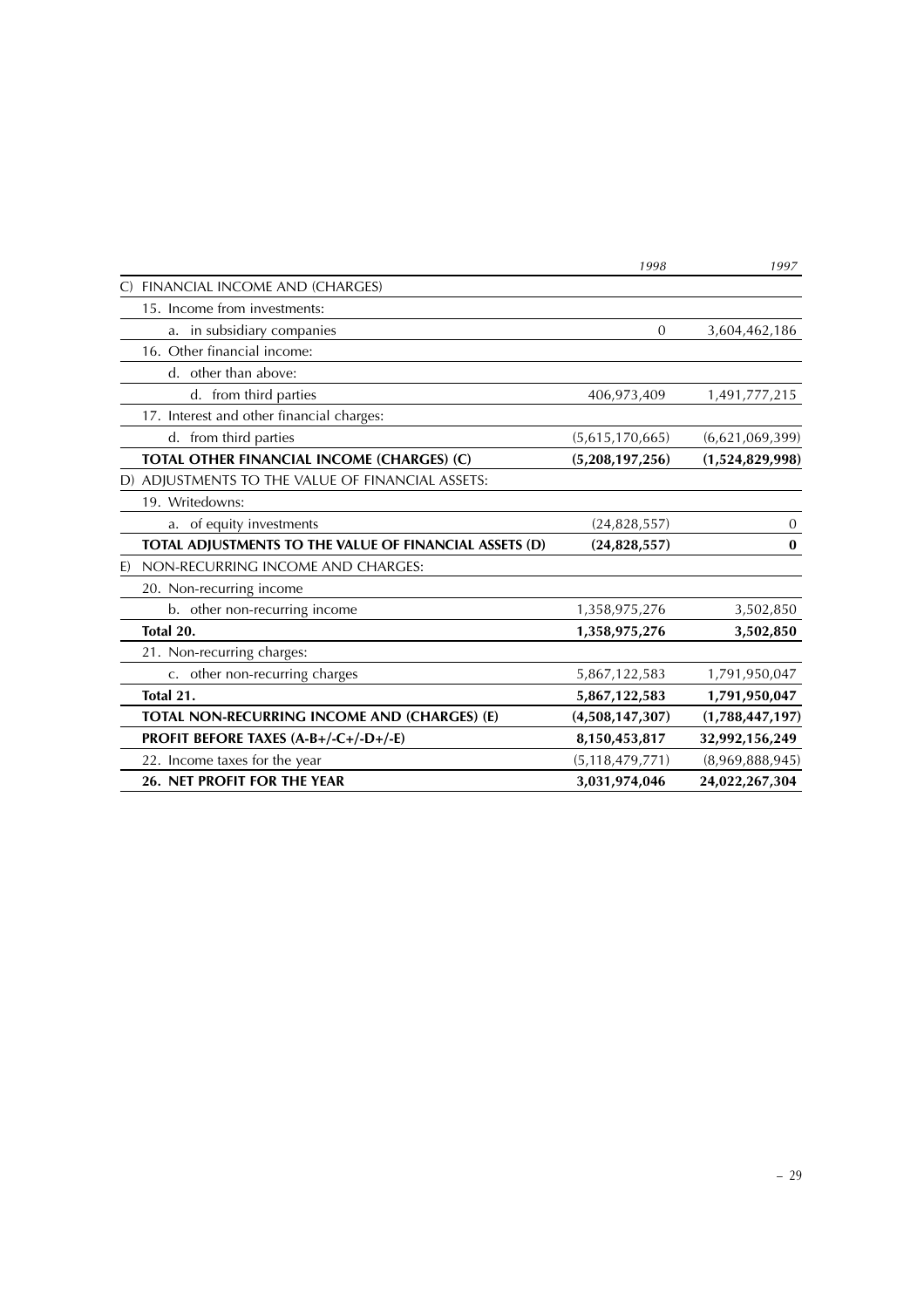| | 1998 | 1997 |
|---|---|---|
| C) FINANCIAL INCOME AND (CHARGES) | | |
| 15. Income from investments: | | |
| a. in subsidiary companies | 0 | 3,604,462,186 |
| 16. Other financial income: | | |
| d. other than above: | | |
| d. from third parties | 406,973,409 | 1,491,777,215 |
| 17. Interest and other financial charges: | | |
| d. from third parties | (5,615,170,665) | (6,621,069,399) |
| **TOTAL OTHER FINANCIAL INCOME (CHARGES) (C)** | **(5,208,197,256)** | **(1,524,829,998)** |
| D) ADJUSTMENTS TO THE VALUE OF FINANCIAL ASSETS: | | |
| 19. Writedowns: | | |
| a. of equity investments | (24,828,557) | 0 |
| **TOTAL ADJUSTMENTS TO THE VALUE OF FINANCIAL ASSETS (D)** | **(24,828,557)** | **0** |
| E) NON-RECURRING INCOME AND CHARGES: | | |
| 20. Non-recurring income | | |
| b. other non-recurring income | 1,358,975,276 | 3,502,850 |
| **Total 20.** | **1,358,975,276** | **3,502,850** |
| 21. Non-recurring charges: | | |
| c. other non-recurring charges | 5,867,122,583 | 1,791,950,047 |
| **Total 21.** | **5,867,122,583** | **1,791,950,047** |
| **TOTAL NON-RECURRING INCOME AND (CHARGES) (E)** | **(4,508,147,307)** | **(1,788,447,197)** |
| **PROFIT BEFORE TAXES (A-B+/-C+/-D+/-E)** | **8,150,453,817** | **32,992,156,249** |
| 22. Income taxes for the year | (5,118,479,771) | (8,969,888,945) |
| **26. NET PROFIT FOR THE YEAR** | **3,031,974,046** | **24,022,267,304** |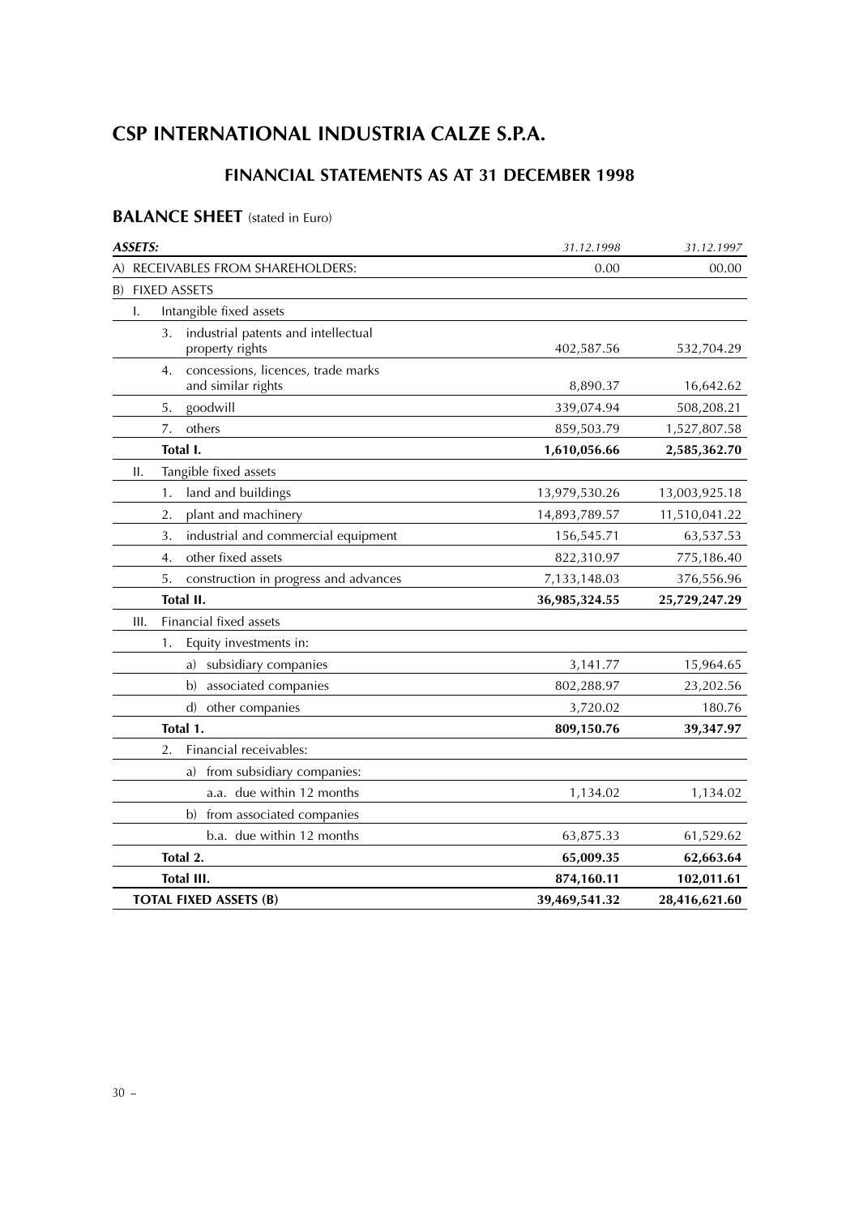# CSP INTERNATIONAL INDUSTRIA CALZE S.P.A.

## FINANCIAL STATEMENTS AS AT 31 DECEMBER 1998

### BALANCE SHEET (stated in Euro)

| *ASSETS:* | *31.12.1998* | *31.12.1997* |
|---|---|---|
| A) RECEIVABLES FROM SHAREHOLDERS: | 0.00 | 00.00 |
| B) FIXED ASSETS | | |
| I. Intangible fixed assets | | |
| 3. industrial patents and intellectual property rights | 402,587.56 | 532,704.29 |
| 4. concessions, licences, trade marks and similar rights | 8,890.37 | 16,642.62 |
| 5. goodwill | 339,074.94 | 508,208.21 |
| 7. others | 859,503.79 | 1,527,807.58 |
| **Total I.** | **1,610,056.66** | **2,585,362.70** |
| II. Tangible fixed assets | | |
| 1. land and buildings | 13,979,530.26 | 13,003,925.18 |
| 2. plant and machinery | 14,893,789.57 | 11,510,041.22 |
| 3. industrial and commercial equipment | 156,545.71 | 63,537.53 |
| 4. other fixed assets | 822,310.97 | 775,186.40 |
| 5. construction in progress and advances | 7,133,148.03 | 376,556.96 |
| **Total II.** | **36,985,324.55** | **25,729,247.29** |
| III. Financial fixed assets | | |
| 1. Equity investments in: | | |
| a) subsidiary companies | 3,141.77 | 15,964.65 |
| b) associated companies | 802,288.97 | 23,202.56 |
| d) other companies | 3,720.02 | 180.76 |
| **Total 1.** | **809,150.76** | **39,347.97** |
| 2. Financial receivables: | | |
| a) from subsidiary companies: | | |
| a.a. due within 12 months | 1,134.02 | 1,134.02 |
| b) from associated companies | | |
| b.a. due within 12 months | 63,875.33 | 61,529.62 |
| **Total 2.** | **65,009.35** | **62,663.64** |
| **Total III.** | **874,160.11** | **102,011.61** |
| **TOTAL FIXED ASSETS (B)** | **39,469,541.32** | **28,416,621.60** |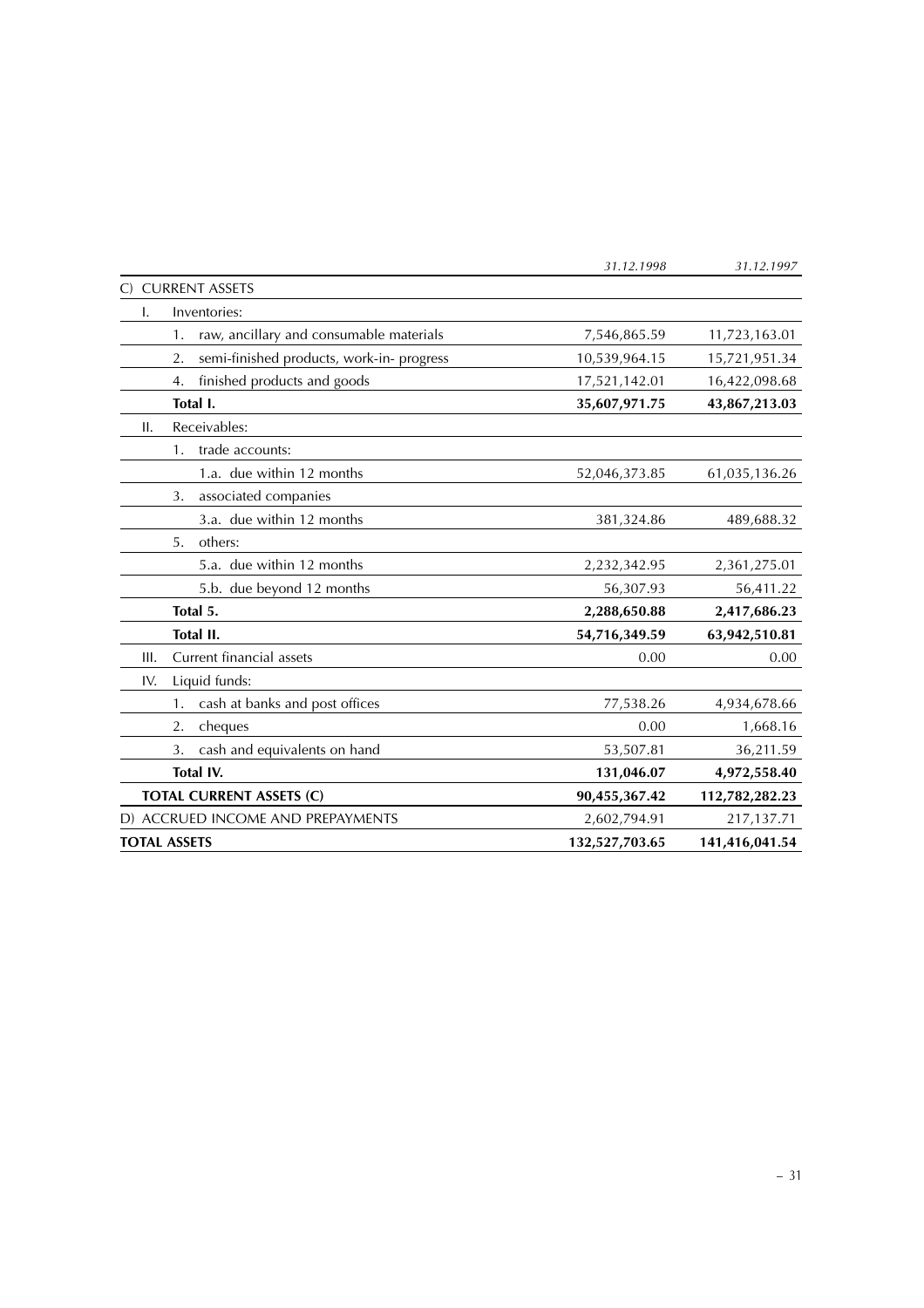| | 31.12.1998 | 31.12.1997 |
|---|---|---|
| C) CURRENT ASSETS | | |
| I. Inventories: | | |
| 1. raw, ancillary and consumable materials | 7,546,865.59 | 11,723,163.01 |
| 2. semi-finished products, work-in- progress | 10,539,964.15 | 15,721,951.34 |
| 4. finished products and goods | 17,521,142.01 | 16,422,098.68 |
| **Total I.** | **35,607,971.75** | **43,867,213.03** |
| II. Receivables: | | |
| 1. trade accounts: | | |
| 1.a. due within 12 months | 52,046,373.85 | 61,035,136.26 |
| 3. associated companies | | |
| 3.a. due within 12 months | 381,324.86 | 489,688.32 |
| 5. others: | | |
| 5.a. due within 12 months | 2,232,342.95 | 2,361,275.01 |
| 5.b. due beyond 12 months | 56,307.93 | 56,411.22 |
| **Total 5.** | **2,288,650.88** | **2,417,686.23** |
| **Total II.** | **54,716,349.59** | **63,942,510.81** |
| III. Current financial assets | 0.00 | 0.00 |
| IV. Liquid funds: | | |
| 1. cash at banks and post offices | 77,538.26 | 4,934,678.66 |
| 2. cheques | 0.00 | 1,668.16 |
| 3. cash and equivalents on hand | 53,507.81 | 36,211.59 |
| **Total IV.** | **131,046.07** | **4,972,558.40** |
| **TOTAL CURRENT ASSETS (C)** | **90,455,367.42** | **112,782,282.23** |
| D) ACCRUED INCOME AND PREPAYMENTS | 2,602,794.91 | 217,137.71 |
| **TOTAL ASSETS** | **132,527,703.65** | **141,416,041.54** |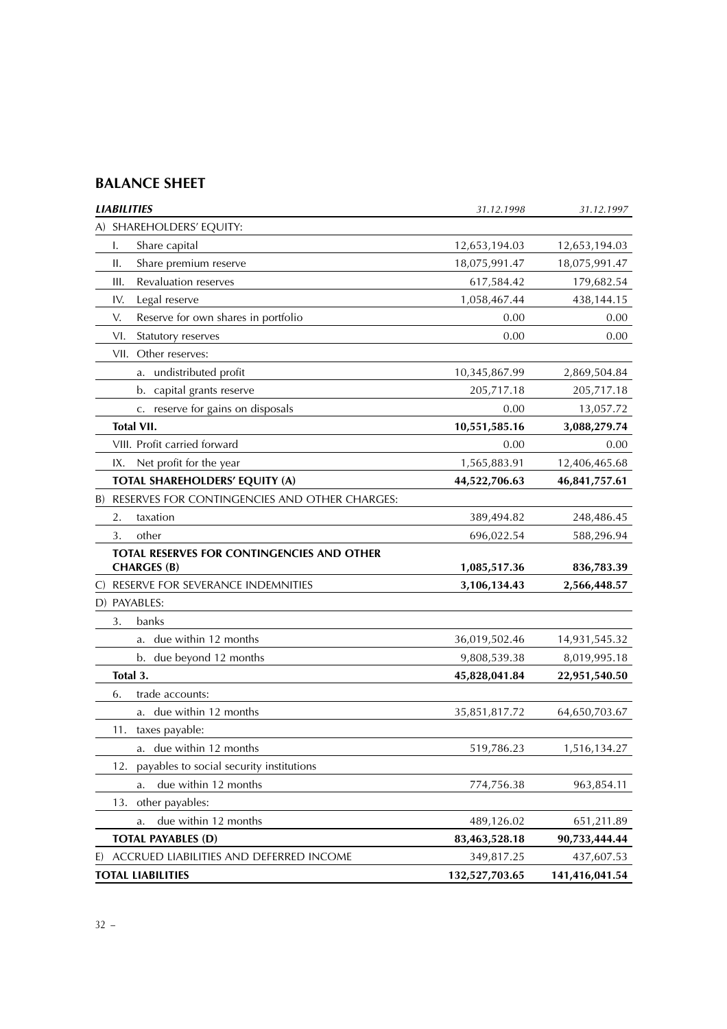## BALANCE SHEET

| *LIABILITIES* | *31.12.1998* | *31.12.1997* |
|---|---|---|
| A) SHAREHOLDERS' EQUITY: | | |
| I. Share capital | 12,653,194.03 | 12,653,194.03 |
| II. Share premium reserve | 18,075,991.47 | 18,075,991.47 |
| III. Revaluation reserves | 617,584.42 | 179,682.54 |
| IV. Legal reserve | 1,058,467.44 | 438,144.15 |
| V. Reserve for own shares in portfolio | 0.00 | 0.00 |
| VI. Statutory reserves | 0.00 | 0.00 |
| VII. Other reserves: | | |
| a. undistributed profit | 10,345,867.99 | 2,869,504.84 |
| b. capital grants reserve | 205,717.18 | 205,717.18 |
| c. reserve for gains on disposals | 0.00 | 13,057.72 |
| **Total VII.** | **10,551,585.16** | **3,088,279.74** |
| VIII. Profit carried forward | 0.00 | 0.00 |
| IX. Net profit for the year | 1,565,883.91 | 12,406,465.68 |
| **TOTAL SHAREHOLDERS' EQUITY (A)** | **44,522,706.63** | **46,841,757.61** |
| B) RESERVES FOR CONTINGENCIES AND OTHER CHARGES: | | |
| 2. taxation | 389,494.82 | 248,486.45 |
| 3. other | 696,022.54 | 588,296.94 |
| **TOTAL RESERVES FOR CONTINGENCIES AND OTHER CHARGES (B)** | **1,085,517.36** | **836,783.39** |
| C) RESERVE FOR SEVERANCE INDEMNITIES | **3,106,134.43** | **2,566,448.57** |
| D) PAYABLES: | | |
| 3. banks | | |
| a. due within 12 months | 36,019,502.46 | 14,931,545.32 |
| b. due beyond 12 months | 9,808,539.38 | 8,019,995.18 |
| **Total 3.** | **45,828,041.84** | **22,951,540.50** |
| 6. trade accounts: | | |
| a. due within 12 months | 35,851,817.72 | 64,650,703.67 |
| 11. taxes payable: | | |
| a. due within 12 months | 519,786.23 | 1,516,134.27 |
| 12. payables to social security institutions | | |
| a. due within 12 months | 774,756.38 | 963,854.11 |
| 13. other payables: | | |
| a. due within 12 months | 489,126.02 | 651,211.89 |
| **TOTAL PAYABLES (D)** | **83,463,528.18** | **90,733,444.44** |
| E) ACCRUED LIABILITIES AND DEFERRED INCOME | 349,817.25 | 437,607.53 |
| **TOTAL LIABILITIES** | **132,527,703.65** | **141,416,041.54** |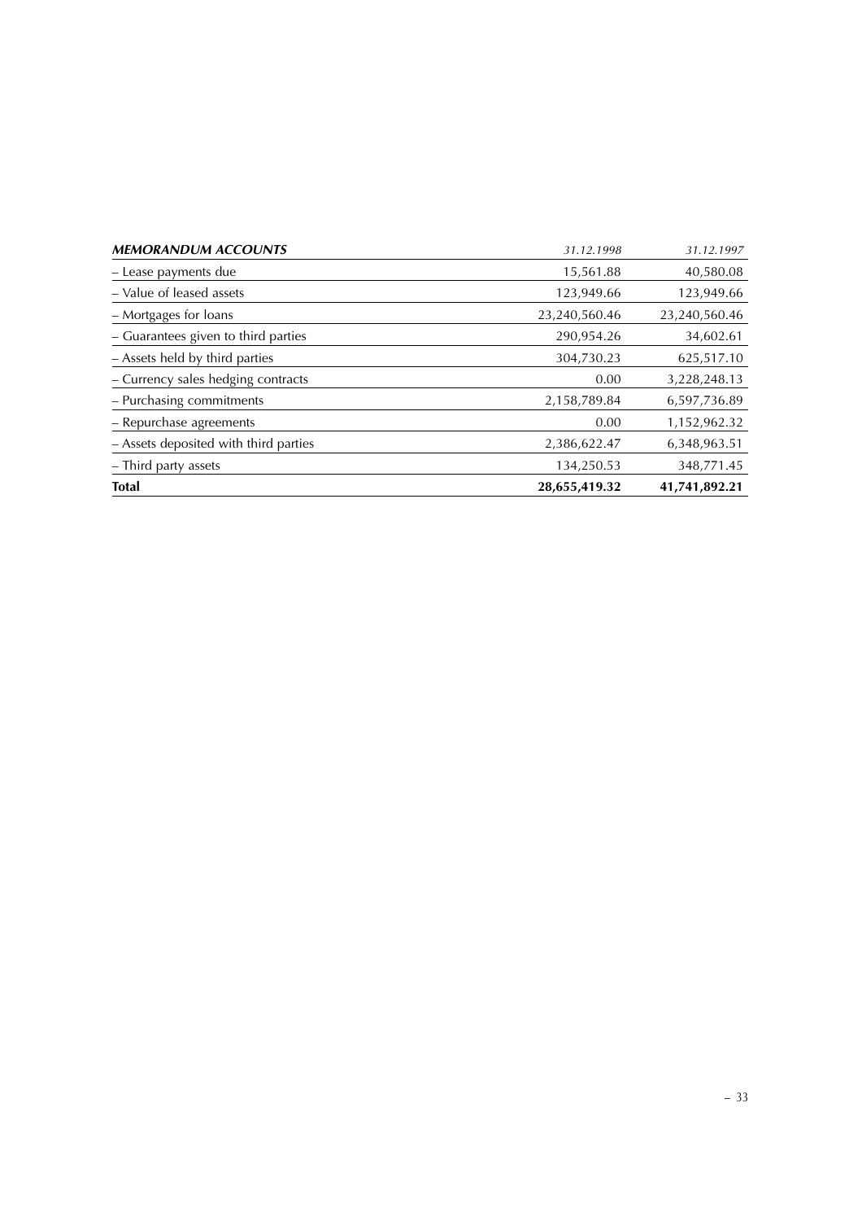| ***MEMORANDUM ACCOUNTS*** | *31.12.1998* | *31.12.1997* |
|---|---:|---:|
| – Lease payments due | 15,561.88 | 40,580.08 |
| – Value of leased assets | 123,949.66 | 123,949.66 |
| – Mortgages for loans | 23,240,560.46 | 23,240,560.46 |
| – Guarantees given to third parties | 290,954.26 | 34,602.61 |
| – Assets held by third parties | 304,730.23 | 625,517.10 |
| – Currency sales hedging contracts | 0.00 | 3,228,248.13 |
| – Purchasing commitments | 2,158,789.84 | 6,597,736.89 |
| – Repurchase agreements | 0.00 | 1,152,962.32 |
| – Assets deposited with third parties | 2,386,622.47 | 6,348,963.51 |
| – Third party assets | 134,250.53 | 348,771.45 |
| **Total** | **28,655,419.32** | **41,741,892.21** |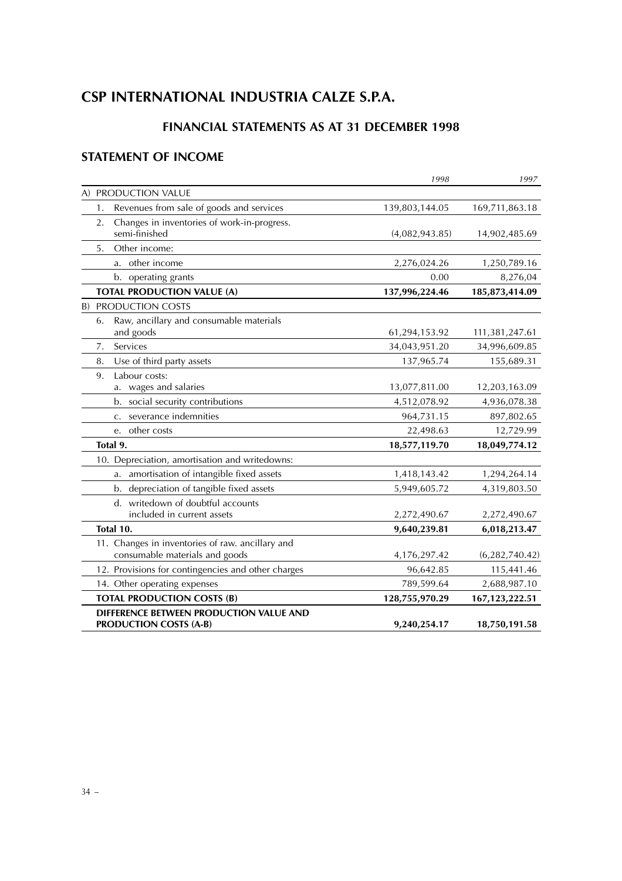# CSP INTERNATIONAL INDUSTRIA CALZE S.P.A.

## FINANCIAL STATEMENTS AS AT 31 DECEMBER 1998

## STATEMENT OF INCOME

| | *1998* | *1997* |
|---|---|---|
| A) PRODUCTION VALUE | | |
| 1. Revenues from sale of goods and services | 139,803,144.05 | 169,711,863.18 |
| 2. Changes in inventories of work-in-progress. semi-finished | (4,082,943.85) | 14,902,485.69 |
| 5. Other income: | | |
| a. other income | 2,276,024.26 | 1,250,789.16 |
| b. operating grants | 0.00 | 8,276,04 |
| **TOTAL PRODUCTION VALUE (A)** | **137,996,224.46** | **185,873,414.09** |
| B) PRODUCTION COSTS | | |
| 6. Raw, ancillary and consumable materials and goods | 61,294,153.92 | 111,381,247.61 |
| 7. Services | 34,043,951.20 | 34,996,609.85 |
| 8. Use of third party assets | 137,965.74 | 155,689.31 |
| 9. Labour costs: a. wages and salaries | 13,077,811.00 | 12,203,163.09 |
| b. social security contributions | 4,512,078.92 | 4,936,078.38 |
| c. severance indemnities | 964,731.15 | 897,802.65 |
| e. other costs | 22,498.63 | 12,729.99 |
| **Total 9.** | **18,577,119.70** | **18,049,774.12** |
| 10. Depreciation, amortisation and writedowns: | | |
| a. amortisation of intangible fixed assets | 1,418,143.42 | 1,294,264.14 |
| b. depreciation of tangible fixed assets | 5,949,605.72 | 4,319,803.50 |
| d. writedown of doubtful accounts included in current assets | 2,272,490.67 | 2,272,490.67 |
| **Total 10.** | **9,640,239.81** | **6,018,213.47** |
| 11. Changes in inventories of raw. ancillary and consumable materials and goods | 4,176,297.42 | (6,282,740.42) |
| 12. Provisions for contingencies and other charges | 96,642.85 | 115,441.46 |
| 14. Other operating expenses | 789,599.64 | 2,688,987.10 |
| **TOTAL PRODUCTION COSTS (B)** | **128,755,970.29** | **167,123,222.51** |
| **DIFFERENCE BETWEEN PRODUCTION VALUE AND PRODUCTION COSTS (A-B)** | **9,240,254.17** | **18,750,191.58** |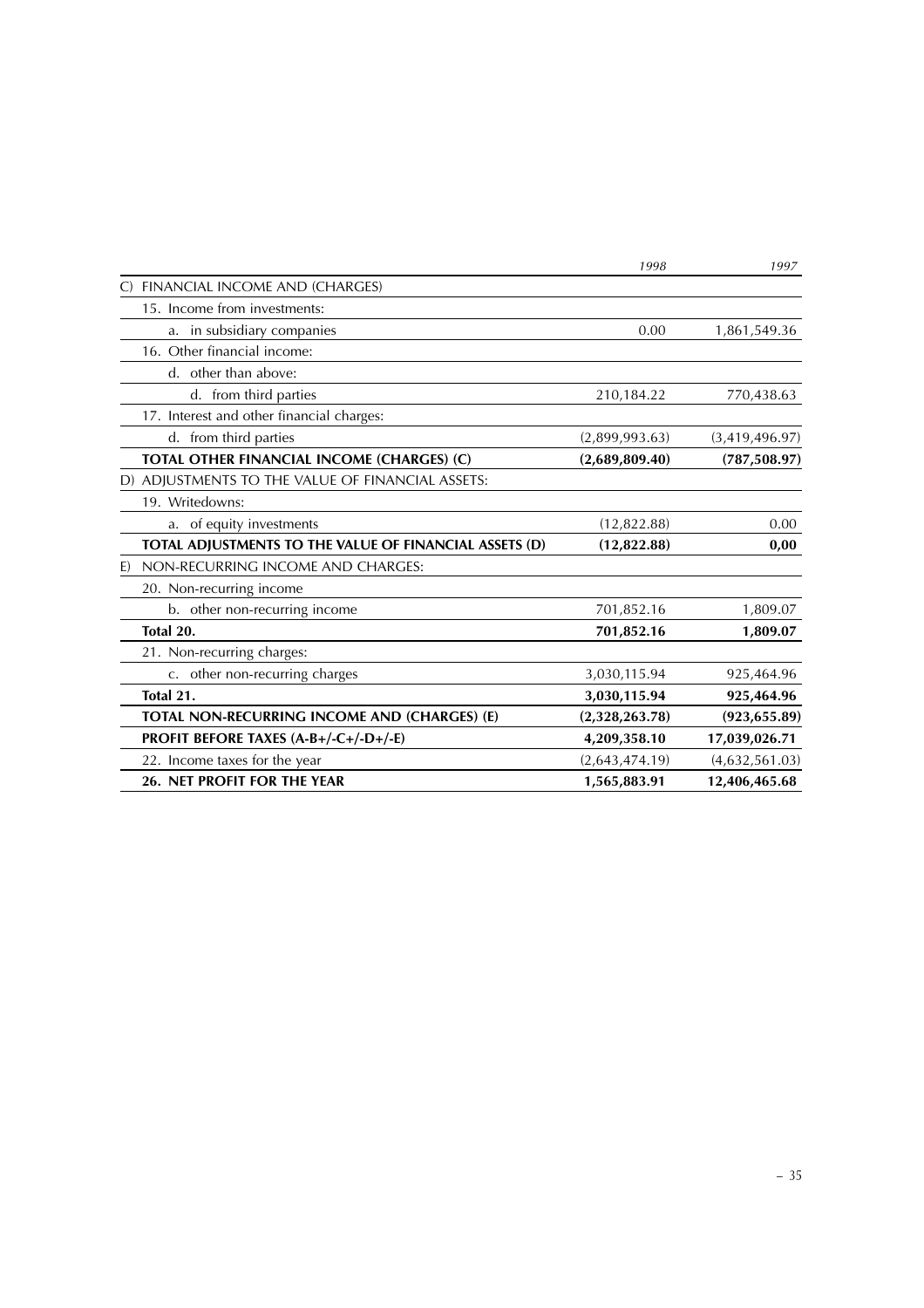| | 1998 | 1997 |
|---|---|---|
| C) FINANCIAL INCOME AND (CHARGES) | | |
| 15. Income from investments: | | |
| a. in subsidiary companies | 0.00 | 1,861,549.36 |
| 16. Other financial income: | | |
| d. other than above: | | |
| d. from third parties | 210,184.22 | 770,438.63 |
| 17. Interest and other financial charges: | | |
| d. from third parties | (2,899,993.63) | (3,419,496.97) |
| **TOTAL OTHER FINANCIAL INCOME (CHARGES) (C)** | **(2,689,809.40)** | **(787,508.97)** |
| D) ADJUSTMENTS TO THE VALUE OF FINANCIAL ASSETS: | | |
| 19. Writedowns: | | |
| a. of equity investments | (12,822.88) | 0.00 |
| **TOTAL ADJUSTMENTS TO THE VALUE OF FINANCIAL ASSETS (D)** | **(12,822.88)** | **0,00** |
| E) NON-RECURRING INCOME AND CHARGES: | | |
| 20. Non-recurring income | | |
| b. other non-recurring income | 701,852.16 | 1,809.07 |
| **Total 20.** | **701,852.16** | **1,809.07** |
| 21. Non-recurring charges: | | |
| c. other non-recurring charges | 3,030,115.94 | 925,464.96 |
| **Total 21.** | **3,030,115.94** | **925,464.96** |
| **TOTAL NON-RECURRING INCOME AND (CHARGES) (E)** | **(2,328,263.78)** | **(923,655.89)** |
| **PROFIT BEFORE TAXES (A-B+/-C+/-D+/-E)** | **4,209,358.10** | **17,039,026.71** |
| 22. Income taxes for the year | (2,643,474.19) | (4,632,561.03) |
| **26. NET PROFIT FOR THE YEAR** | **1,565,883.91** | **12,406,465.68** |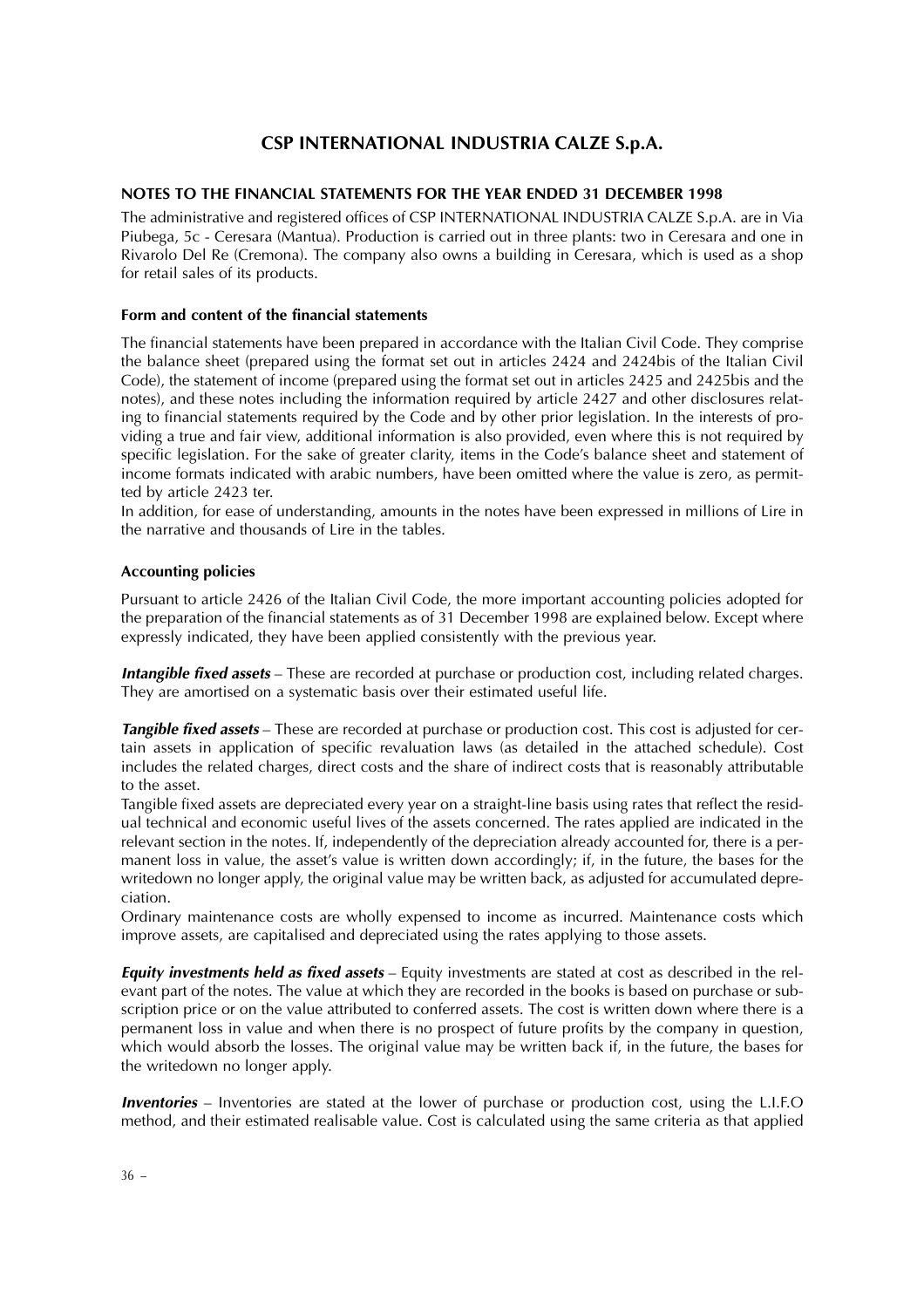# CSP INTERNATIONAL INDUSTRIA CALZE S.p.A.

## NOTES TO THE FINANCIAL STATEMENTS FOR THE YEAR ENDED 31 DECEMBER 1998

The administrative and registered offices of CSP INTERNATIONAL INDUSTRIA CALZE S.p.A. are in Via Piubega, 5c - Ceresara (Mantua). Production is carried out in three plants: two in Ceresara and one in Rivarolo Del Re (Cremona). The company also owns a building in Ceresara, which is used as a shop for retail sales of its products.

### Form and content of the financial statements

The financial statements have been prepared in accordance with the Italian Civil Code. They comprise the balance sheet (prepared using the format set out in articles 2424 and 2424bis of the Italian Civil Code), the statement of income (prepared using the format set out in articles 2425 and 2425bis and the notes), and these notes including the information required by article 2427 and other disclosures relating to financial statements required by the Code and by other prior legislation. In the interests of providing a true and fair view, additional information is also provided, even where this is not required by specific legislation. For the sake of greater clarity, items in the Code's balance sheet and statement of income formats indicated with arabic numbers, have been omitted where the value is zero, as permitted by article 2423 ter.

In addition, for ease of understanding, amounts in the notes have been expressed in millions of Lire in the narrative and thousands of Lire in the tables.

### Accounting policies

Pursuant to article 2426 of the Italian Civil Code, the more important accounting policies adopted for the preparation of the financial statements as of 31 December 1998 are explained below. Except where expressly indicated, they have been applied consistently with the previous year.

***Intangible fixed assets*** – These are recorded at purchase or production cost, including related charges. They are amortised on a systematic basis over their estimated useful life.

***Tangible fixed assets*** – These are recorded at purchase or production cost. This cost is adjusted for certain assets in application of specific revaluation laws (as detailed in the attached schedule). Cost includes the related charges, direct costs and the share of indirect costs that is reasonably attributable to the asset.

Tangible fixed assets are depreciated every year on a straight-line basis using rates that reflect the residual technical and economic useful lives of the assets concerned. The rates applied are indicated in the relevant section in the notes. If, independently of the depreciation already accounted for, there is a permanent loss in value, the asset's value is written down accordingly; if, in the future, the bases for the writedown no longer apply, the original value may be written back, as adjusted for accumulated depreciation.

Ordinary maintenance costs are wholly expensed to income as incurred. Maintenance costs which improve assets, are capitalised and depreciated using the rates applying to those assets.

***Equity investments held as fixed assets*** – Equity investments are stated at cost as described in the relevant part of the notes. The value at which they are recorded in the books is based on purchase or subscription price or on the value attributed to conferred assets. The cost is written down where there is a permanent loss in value and when there is no prospect of future profits by the company in question, which would absorb the losses. The original value may be written back if, in the future, the bases for the writedown no longer apply.

***Inventories*** – Inventories are stated at the lower of purchase or production cost, using the L.I.F.O method, and their estimated realisable value. Cost is calculated using the same criteria as that applied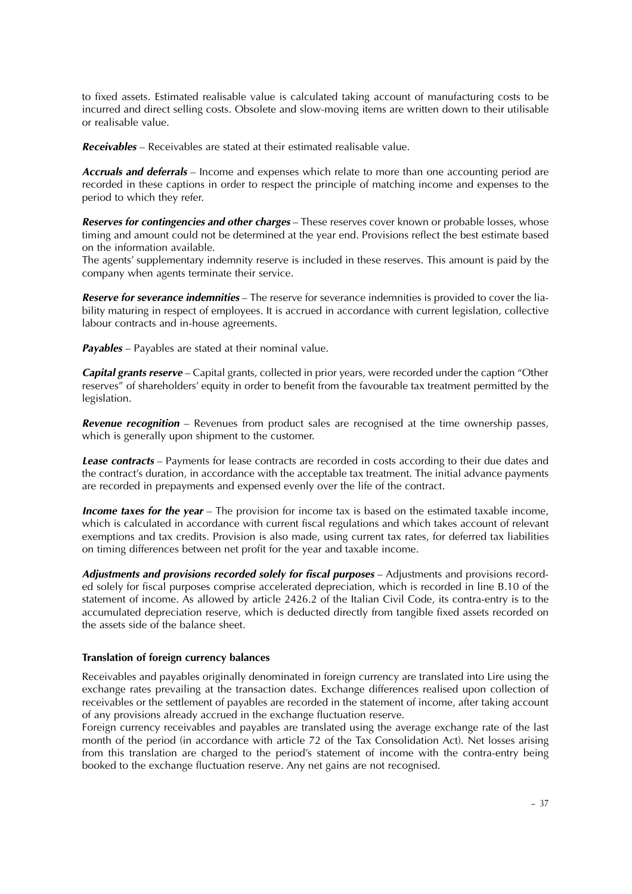to fixed assets. Estimated realisable value is calculated taking account of manufacturing costs to be incurred and direct selling costs. Obsolete and slow-moving items are written down to their utilisable or realisable value.

***Receivables*** – Receivables are stated at their estimated realisable value.

***Accruals and deferrals*** – Income and expenses which relate to more than one accounting period are recorded in these captions in order to respect the principle of matching income and expenses to the period to which they refer.

***Reserves for contingencies and other charges*** – These reserves cover known or probable losses, whose timing and amount could not be determined at the year end. Provisions reflect the best estimate based on the information available.
The agents' supplementary indemnity reserve is included in these reserves. This amount is paid by the company when agents terminate their service.

***Reserve for severance indemnities*** – The reserve for severance indemnities is provided to cover the liability maturing in respect of employees. It is accrued in accordance with current legislation, collective labour contracts and in-house agreements.

***Payables*** – Payables are stated at their nominal value.

***Capital grants reserve*** – Capital grants, collected in prior years, were recorded under the caption "Other reserves" of shareholders' equity in order to benefit from the favourable tax treatment permitted by the legislation.

***Revenue recognition*** – Revenues from product sales are recognised at the time ownership passes, which is generally upon shipment to the customer.

***Lease contracts*** – Payments for lease contracts are recorded in costs according to their due dates and the contract's duration, in accordance with the acceptable tax treatment. The initial advance payments are recorded in prepayments and expensed evenly over the life of the contract.

***Income taxes for the year*** – The provision for income tax is based on the estimated taxable income, which is calculated in accordance with current fiscal regulations and which takes account of relevant exemptions and tax credits. Provision is also made, using current tax rates, for deferred tax liabilities on timing differences between net profit for the year and taxable income.

***Adjustments and provisions recorded solely for fiscal purposes*** – Adjustments and provisions recorded solely for fiscal purposes comprise accelerated depreciation, which is recorded in line B.10 of the statement of income. As allowed by article 2426.2 of the Italian Civil Code, its contra-entry is to the accumulated depreciation reserve, which is deducted directly from tangible fixed assets recorded on the assets side of the balance sheet.

**Translation of foreign currency balances**

Receivables and payables originally denominated in foreign currency are translated into Lire using the exchange rates prevailing at the transaction dates. Exchange differences realised upon collection of receivables or the settlement of payables are recorded in the statement of income, after taking account of any provisions already accrued in the exchange fluctuation reserve.
Foreign currency receivables and payables are translated using the average exchange rate of the last month of the period (in accordance with article 72 of the Tax Consolidation Act). Net losses arising from this translation are charged to the period's statement of income with the contra-entry being booked to the exchange fluctuation reserve. Any net gains are not recognised.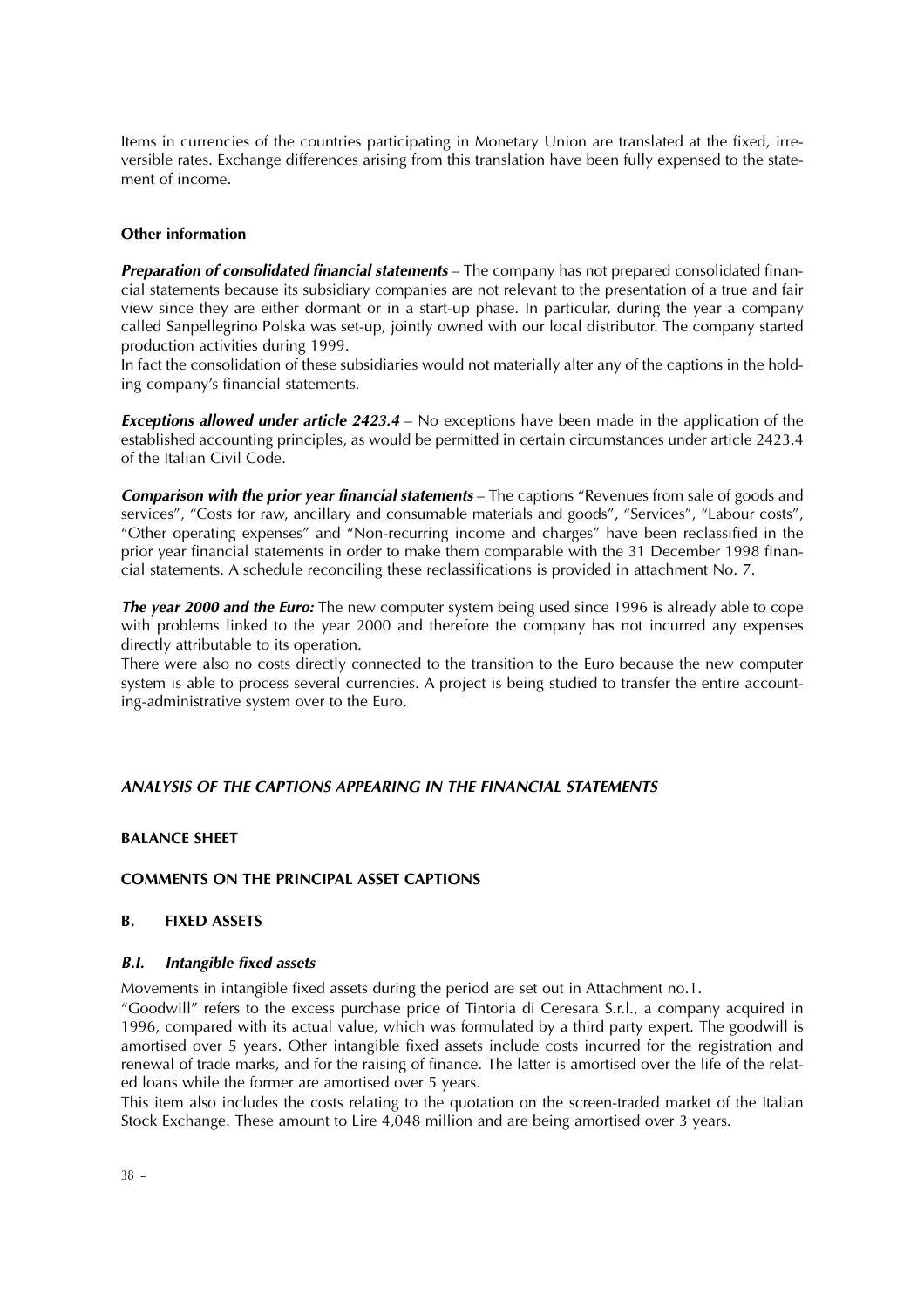Items in currencies of the countries participating in Monetary Union are translated at the fixed, irreversible rates. Exchange differences arising from this translation have been fully expensed to the statement of income.

**Other information**

***Preparation of consolidated financial statements*** – The company has not prepared consolidated financial statements because its subsidiary companies are not relevant to the presentation of a true and fair view since they are either dormant or in a start-up phase. In particular, during the year a company called Sanpellegrino Polska was set-up, jointly owned with our local distributor. The company started production activities during 1999.
In fact the consolidation of these subsidiaries would not materially alter any of the captions in the holding company's financial statements.

***Exceptions allowed under article 2423.4*** – No exceptions have been made in the application of the established accounting principles, as would be permitted in certain circumstances under article 2423.4 of the Italian Civil Code.

***Comparison with the prior year financial statements*** – The captions "Revenues from sale of goods and services", "Costs for raw, ancillary and consumable materials and goods", "Services", "Labour costs", "Other operating expenses" and "Non-recurring income and charges" have been reclassified in the prior year financial statements in order to make them comparable with the 31 December 1998 financial statements. A schedule reconciling these reclassifications is provided in attachment No. 7.

***The year 2000 and the Euro:*** The new computer system being used since 1996 is already able to cope with problems linked to the year 2000 and therefore the company has not incurred any expenses directly attributable to its operation.
There were also no costs directly connected to the transition to the Euro because the new computer system is able to process several currencies. A project is being studied to transfer the entire accounting-administrative system over to the Euro.

## ***ANALYSIS OF THE CAPTIONS APPEARING IN THE FINANCIAL STATEMENTS***

### **BALANCE SHEET**

### **COMMENTS ON THE PRINCIPAL ASSET CAPTIONS**

### **B. FIXED ASSETS**

#### ***B.I. Intangible fixed assets***

Movements in intangible fixed assets during the period are set out in Attachment no.1.

"Goodwill" refers to the excess purchase price of Tintoria di Ceresara S.r.l., a company acquired in 1996, compared with its actual value, which was formulated by a third party expert. The goodwill is amortised over 5 years. Other intangible fixed assets include costs incurred for the registration and renewal of trade marks, and for the raising of finance. The latter is amortised over the life of the related loans while the former are amortised over 5 years.

This item also includes the costs relating to the quotation on the screen-traded market of the Italian Stock Exchange. These amount to Lire 4,048 million and are being amortised over 3 years.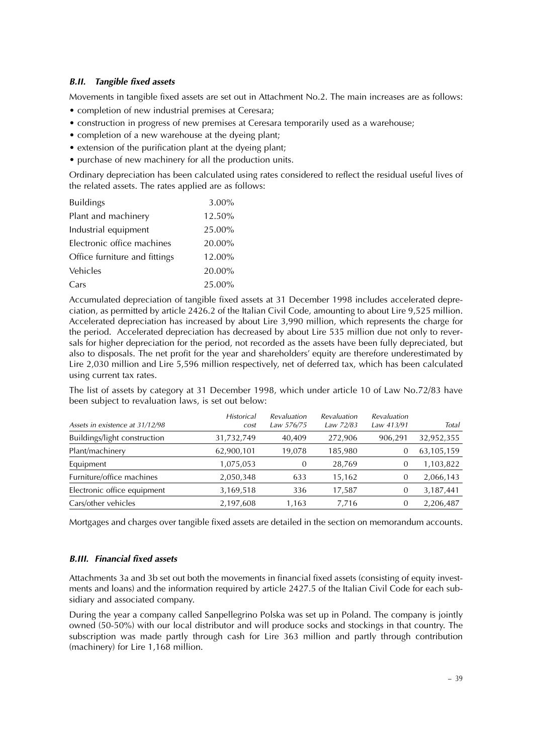### *B.II. Tangible fixed assets*

Movements in tangible fixed assets are set out in Attachment No.2. The main increases are as follows:

- completion of new industrial premises at Ceresara;
- construction in progress of new premises at Ceresara temporarily used as a warehouse;
- completion of a new warehouse at the dyeing plant;
- extension of the purification plant at the dyeing plant;
- purchase of new machinery for all the production units.

Ordinary depreciation has been calculated using rates considered to reflect the residual useful lives of the related assets. The rates applied are as follows:

| | |
|---|---|
| Buildings | 3.00% |
| Plant and machinery | 12.50% |
| Industrial equipment | 25.00% |
| Electronic office machines | 20.00% |
| Office furniture and fittings | 12.00% |
| Vehicles | 20.00% |
| Cars | 25.00% |

Accumulated depreciation of tangible fixed assets at 31 December 1998 includes accelerated depreciation, as permitted by article 2426.2 of the Italian Civil Code, amounting to about Lire 9,525 million. Accelerated depreciation has increased by about Lire 3,990 million, which represents the charge for the period. Accelerated depreciation has decreased by about Lire 535 million due not only to reversals for higher depreciation for the period, not recorded as the assets have been fully depreciated, but also to disposals. The net profit for the year and shareholders' equity are therefore underestimated by Lire 2,030 million and Lire 5,596 million respectively, net of deferred tax, which has been calculated using current tax rates.

The list of assets by category at 31 December 1998, which under article 10 of Law No.72/83 have been subject to revaluation laws, is set out below:

| *Assets in existence at 31/12/98* | *Historical cost* | *Revaluation Law 576/75* | *Revaluation Law 72/83* | *Revaluation Law 413/91* | *Total* |
|---|---|---|---|---|---|
| Buildings/light construction | 31,732,749 | 40,409 | 272,906 | 906,291 | 32,952,355 |
| Plant/machinery | 62,900,101 | 19,078 | 185,980 | 0 | 63,105,159 |
| Equipment | 1,075,053 | 0 | 28,769 | 0 | 1,103,822 |
| Furniture/office machines | 2,050,348 | 633 | 15,162 | 0 | 2,066,143 |
| Electronic office equipment | 3,169,518 | 336 | 17,587 | 0 | 3,187,441 |
| Cars/other vehicles | 2,197,608 | 1,163 | 7,716 | 0 | 2,206,487 |

Mortgages and charges over tangible fixed assets are detailed in the section on memorandum accounts.

### *B.III. Financial fixed assets*

Attachments 3a and 3b set out both the movements in financial fixed assets (consisting of equity investments and loans) and the information required by article 2427.5 of the Italian Civil Code for each subsidiary and associated company.

During the year a company called Sanpellegrino Polska was set up in Poland. The company is jointly owned (50-50%) with our local distributor and will produce socks and stockings in that country. The subscription was made partly through cash for Lire 363 million and partly through contribution (machinery) for Lire 1,168 million.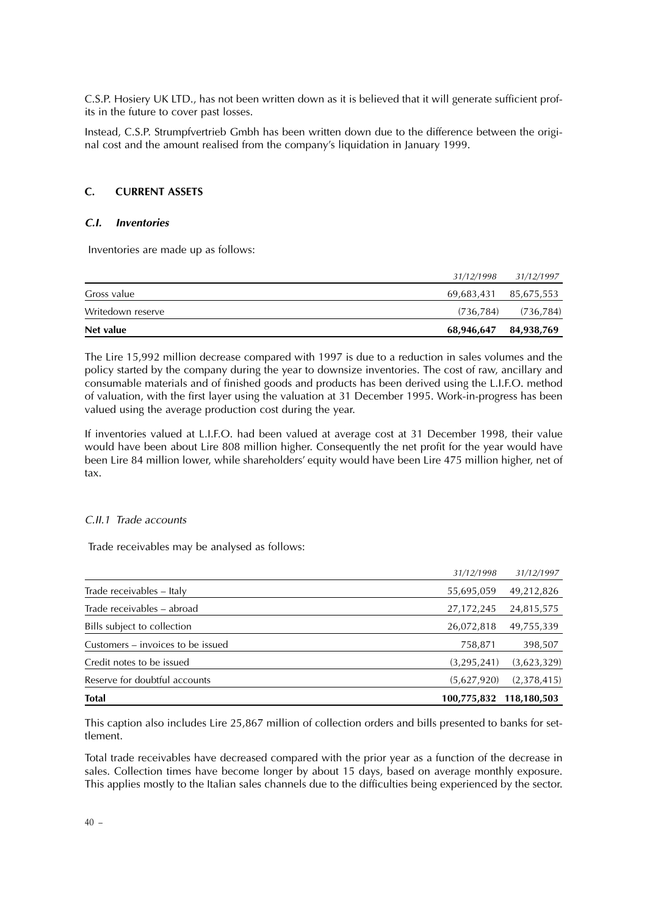C.S.P. Hosiery UK LTD., has not been written down as it is believed that it will generate sufficient profits in the future to cover past losses.

Instead, C.S.P. Strumpfvertrieb Gmbh has been written down due to the difference between the original cost and the amount realised from the company's liquidation in January 1999.

## C. CURRENT ASSETS

### *C.I. Inventories*

Inventories are made up as follows:

| | *31/12/1998* | *31/12/1997* |
|---|---|---|
| Gross value | 69,683,431 | 85,675,553 |
| Writedown reserve | (736,784) | (736,784) |
| **Net value** | **68,946,647** | **84,938,769** |

The Lire 15,992 million decrease compared with 1997 is due to a reduction in sales volumes and the policy started by the company during the year to downsize inventories. The cost of raw, ancillary and consumable materials and of finished goods and products has been derived using the L.I.F.O. method of valuation, with the first layer using the valuation at 31 December 1995. Work-in-progress has been valued using the average production cost during the year.

If inventories valued at L.I.F.O. had been valued at average cost at 31 December 1998, their value would have been about Lire 808 million higher. Consequently the net profit for the year would have been Lire 84 million lower, while shareholders' equity would have been Lire 475 million higher, net of tax.

### *C.II.1 Trade accounts*

Trade receivables may be analysed as follows:

| | *31/12/1998* | *31/12/1997* |
|---|---|---|
| Trade receivables – Italy | 55,695,059 | 49,212,826 |
| Trade receivables – abroad | 27,172,245 | 24,815,575 |
| Bills subject to collection | 26,072,818 | 49,755,339 |
| Customers – invoices to be issued | 758,871 | 398,507 |
| Credit notes to be issued | (3,295,241) | (3,623,329) |
| Reserve for doubtful accounts | (5,627,920) | (2,378,415) |
| **Total** | **100,775,832** | **118,180,503** |

This caption also includes Lire 25,867 million of collection orders and bills presented to banks for settlement.

Total trade receivables have decreased compared with the prior year as a function of the decrease in sales. Collection times have become longer by about 15 days, based on average monthly exposure. This applies mostly to the Italian sales channels due to the difficulties being experienced by the sector.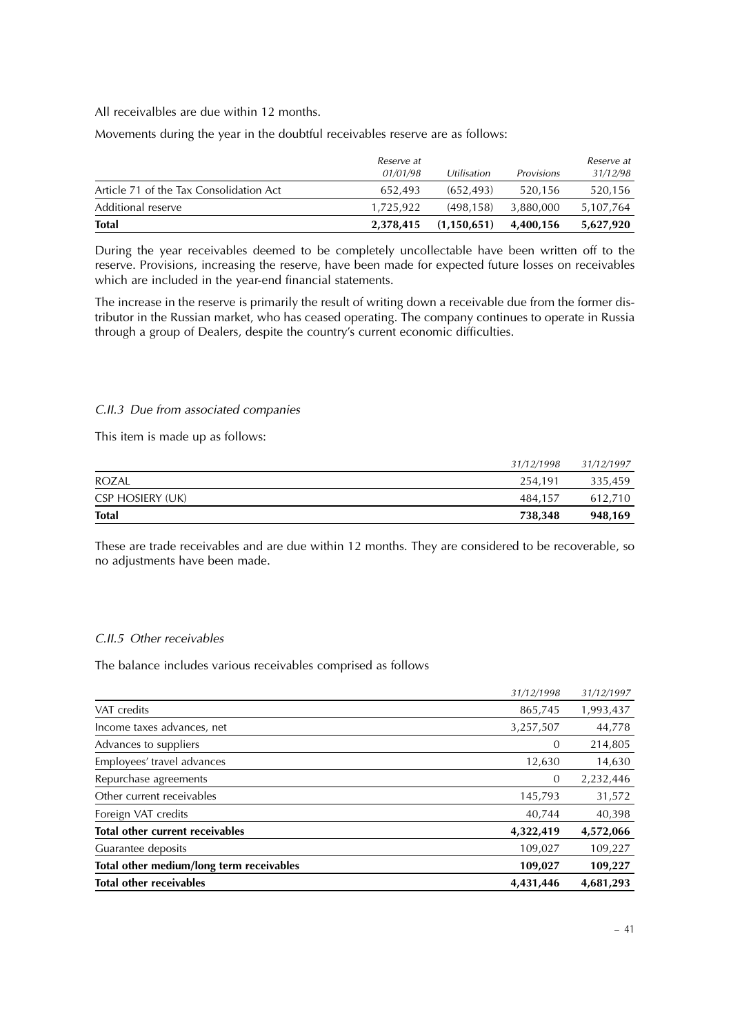All receivalbles are due within 12 months.

Movements during the year in the doubtful receivables reserve are as follows:

| | *Reserve at 01/01/98* | *Utilisation* | *Provisions* | *Reserve at 31/12/98* |
|---|---|---|---|---|
| Article 71 of the Tax Consolidation Act | 652,493 | (652,493) | 520,156 | 520,156 |
| Additional reserve | 1,725,922 | (498,158) | 3,880,000 | 5,107,764 |
| **Total** | **2,378,415** | **(1,150,651)** | **4,400,156** | **5,627,920** |

During the year receivables deemed to be completely uncollectable have been written off to the reserve. Provisions, increasing the reserve, have been made for expected future losses on receivables which are included in the year-end financial statements.

The increase in the reserve is primarily the result of writing down a receivable due from the former distributor in the Russian market, who has ceased operating. The company continues to operate in Russia through a group of Dealers, despite the country's current economic difficulties.

### *C.II.3 Due from associated companies*

This item is made up as follows:

| | *31/12/1998* | *31/12/1997* |
|---|---|---|
| ROZAL | 254,191 | 335,459 |
| CSP HOSIERY (UK) | 484,157 | 612,710 |
| **Total** | **738,348** | **948,169** |

These are trade receivables and are due within 12 months. They are considered to be recoverable, so no adjustments have been made.

### *C.II.5 Other receivables*

The balance includes various receivables comprised as follows

| | *31/12/1998* | *31/12/1997* |
|---|---|---|
| VAT credits | 865,745 | 1,993,437 |
| Income taxes advances, net | 3,257,507 | 44,778 |
| Advances to suppliers | 0 | 214,805 |
| Employees' travel advances | 12,630 | 14,630 |
| Repurchase agreements | 0 | 2,232,446 |
| Other current receivables | 145,793 | 31,572 |
| Foreign VAT credits | 40,744 | 40,398 |
| **Total other current receivables** | **4,322,419** | **4,572,066** |
| Guarantee deposits | 109,027 | 109,227 |
| **Total other medium/long term receivables** | **109,027** | **109,227** |
| **Total other receivables** | **4,431,446** | **4,681,293** |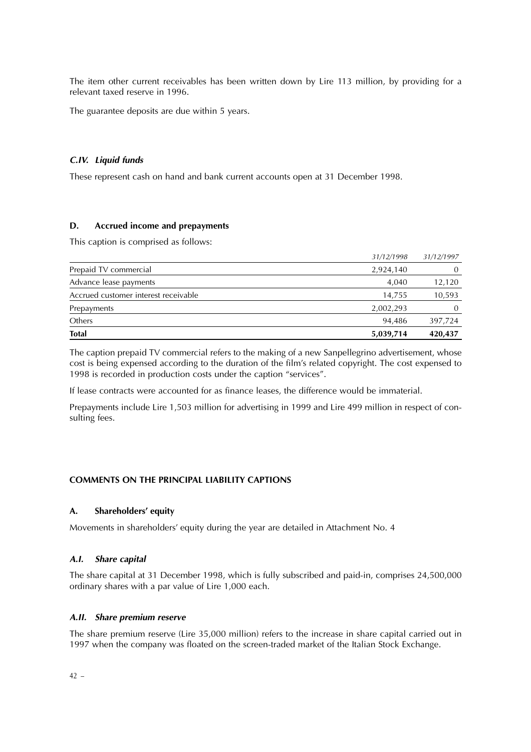The item other current receivables has been written down by Lire 113 million, by providing for a relevant taxed reserve in 1996.

The guarantee deposits are due within 5 years.

### *C.IV. Liquid funds*

These represent cash on hand and bank current accounts open at 31 December 1998.

### D. Accrued income and prepayments

This caption is comprised as follows:

| | *31/12/1998* | *31/12/1997* |
|---|---|---|
| Prepaid TV commercial | 2,924,140 | 0 |
| Advance lease payments | 4,040 | 12,120 |
| Accrued customer interest receivable | 14,755 | 10,593 |
| Prepayments | 2,002,293 | 0 |
| Others | 94,486 | 397,724 |
| **Total** | **5,039,714** | **420,437** |

The caption prepaid TV commercial refers to the making of a new Sanpellegrino advertisement, whose cost is being expensed according to the duration of the film's related copyright. The cost expensed to 1998 is recorded in production costs under the caption "services".

If lease contracts were accounted for as finance leases, the difference would be immaterial.

Prepayments include Lire 1,503 million for advertising in 1999 and Lire 499 million in respect of consulting fees.

## COMMENTS ON THE PRINCIPAL LIABILITY CAPTIONS

### A. Shareholders' equity

Movements in shareholders' equity during the year are detailed in Attachment No. 4

### *A.I. Share capital*

The share capital at 31 December 1998, which is fully subscribed and paid-in, comprises 24,500,000 ordinary shares with a par value of Lire 1,000 each.

### *A.II. Share premium reserve*

The share premium reserve (Lire 35,000 million) refers to the increase in share capital carried out in 1997 when the company was floated on the screen-traded market of the Italian Stock Exchange.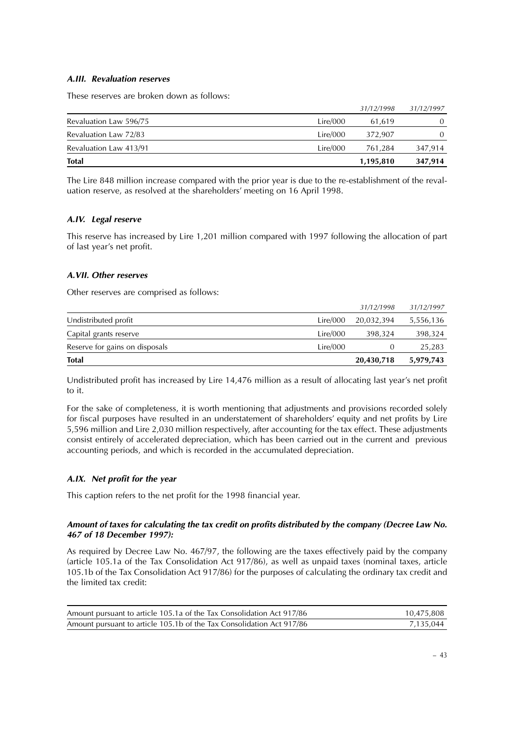### *A.III. Revaluation reserves*

These reserves are broken down as follows:

| | | *31/12/1998* | *31/12/1997* |
|---|---|---|---|
| Revaluation Law 596/75 | Lire/000 | 61,619 | 0 |
| Revaluation Law 72/83 | Lire/000 | 372,907 | 0 |
| Revaluation Law 413/91 | Lire/000 | 761,284 | 347,914 |
| **Total** | | **1,195,810** | **347,914** |

The Lire 848 million increase compared with the prior year is due to the re-establishment of the revaluation reserve, as resolved at the shareholders' meeting on 16 April 1998.

### *A.IV. Legal reserve*

This reserve has increased by Lire 1,201 million compared with 1997 following the allocation of part of last year's net profit.

### *A.VII. Other reserves*

Other reserves are comprised as follows:

| | | *31/12/1998* | *31/12/1997* |
|---|---|---|---|
| Undistributed profit | Lire/000 | 20,032,394 | 5,556,136 |
| Capital grants reserve | Lire/000 | 398,324 | 398,324 |
| Reserve for gains on disposals | Lire/000 | 0 | 25,283 |
| **Total** | | **20,430,718** | **5,979,743** |

Undistributed profit has increased by Lire 14,476 million as a result of allocating last year's net profit to it.

For the sake of completeness, it is worth mentioning that adjustments and provisions recorded solely for fiscal purposes have resulted in an understatement of shareholders' equity and net profits by Lire 5,596 million and Lire 2,030 million respectively, after accounting for the tax effect. These adjustments consist entirely of accelerated depreciation, which has been carried out in the current and previous accounting periods, and which is recorded in the accumulated depreciation.

### *A.IX. Net profit for the year*

This caption refers to the net profit for the 1998 financial year.

### *Amount of taxes for calculating the tax credit on profits distributed by the company (Decree Law No. 467 of 18 December 1997):*

As required by Decree Law No. 467/97, the following are the taxes effectively paid by the company (article 105.1a of the Tax Consolidation Act 917/86), as well as unpaid taxes (nominal taxes, article 105.1b of the Tax Consolidation Act 917/86) for the purposes of calculating the ordinary tax credit and the limited tax credit:

| | |
|---|---|
| Amount pursuant to article 105.1a of the Tax Consolidation Act 917/86 | 10,475,808 |
| Amount pursuant to article 105.1b of the Tax Consolidation Act 917/86 | 7,135,044 |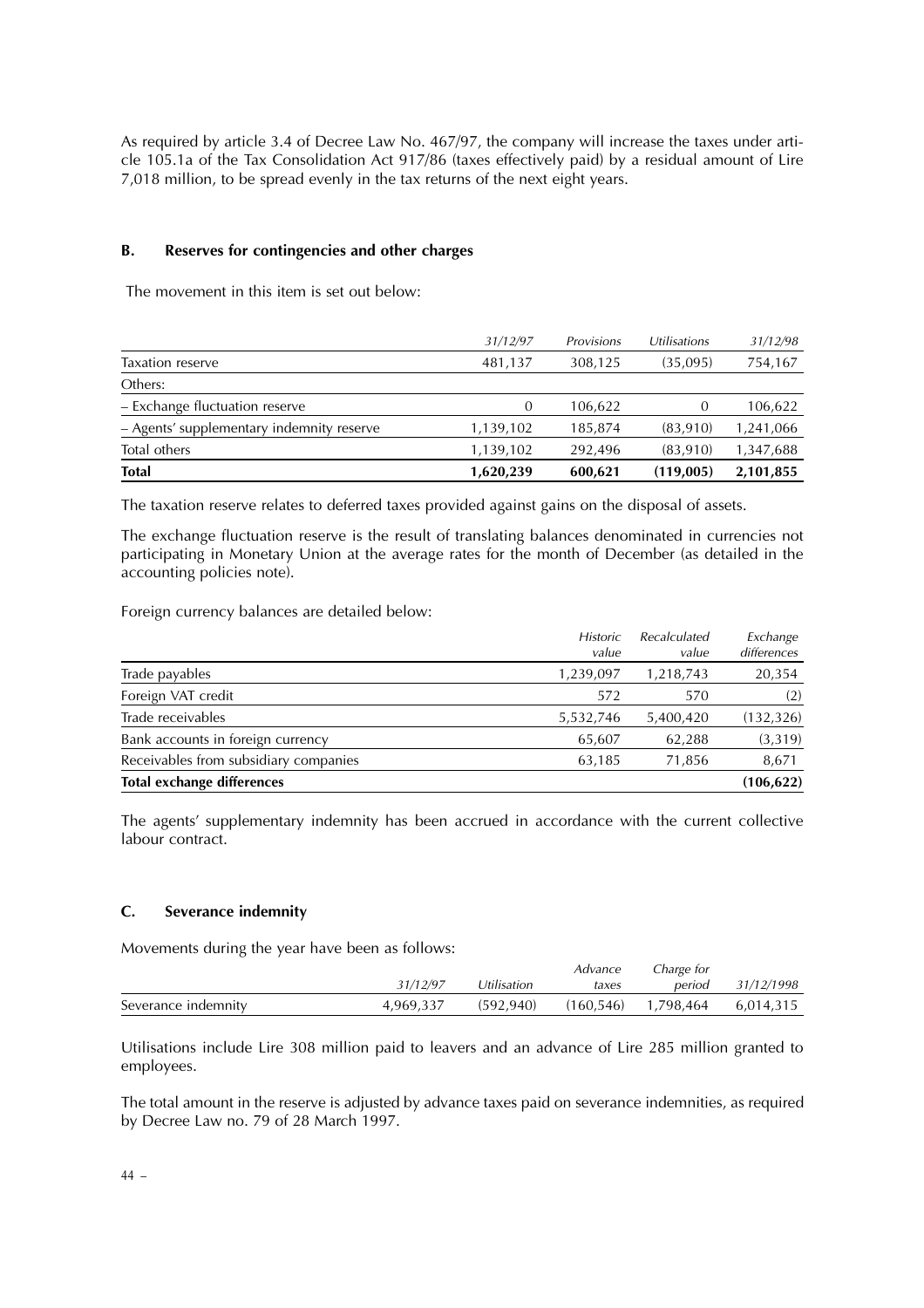As required by article 3.4 of Decree Law No. 467/97, the company will increase the taxes under article 105.1a of the Tax Consolidation Act 917/86 (taxes effectively paid) by a residual amount of Lire 7,018 million, to be spread evenly in the tax returns of the next eight years.

### B. Reserves for contingencies and other charges

The movement in this item is set out below:

| | *31/12/97* | *Provisions* | *Utilisations* | *31/12/98* |
|---|---|---|---|---|
| Taxation reserve | 481,137 | 308,125 | (35,095) | 754,167 |
| Others: | | | | |
| – Exchange fluctuation reserve | 0 | 106,622 | 0 | 106,622 |
| – Agents' supplementary indemnity reserve | 1,139,102 | 185,874 | (83,910) | 1,241,066 |
| Total others | 1,139,102 | 292,496 | (83,910) | 1,347,688 |
| **Total** | **1,620,239** | **600,621** | **(119,005)** | **2,101,855** |

The taxation reserve relates to deferred taxes provided against gains on the disposal of assets.

The exchange fluctuation reserve is the result of translating balances denominated in currencies not participating in Monetary Union at the average rates for the month of December (as detailed in the accounting policies note).

Foreign currency balances are detailed below:

| | *Historic value* | *Recalculated value* | *Exchange differences* |
|---|---|---|---|
| Trade payables | 1,239,097 | 1,218,743 | 20,354 |
| Foreign VAT credit | 572 | 570 | (2) |
| Trade receivables | 5,532,746 | 5,400,420 | (132,326) |
| Bank accounts in foreign currency | 65,607 | 62,288 | (3,319) |
| Receivables from subsidiary companies | 63,185 | 71,856 | 8,671 |
| **Total exchange differences** | | | **(106,622)** |

The agents' supplementary indemnity has been accrued in accordance with the current collective labour contract.

### C. Severance indemnity

Movements during the year have been as follows:

| | *31/12/97* | *Utilisation* | *Advance taxes* | *Charge for period* | *31/12/1998* |
|---|---|---|---|---|---|
| Severance indemnity | 4,969,337 | (592,940) | (160,546) | 1,798,464 | 6,014,315 |

Utilisations include Lire 308 million paid to leavers and an advance of Lire 285 million granted to employees.

The total amount in the reserve is adjusted by advance taxes paid on severance indemnities, as required by Decree Law no. 79 of 28 March 1997.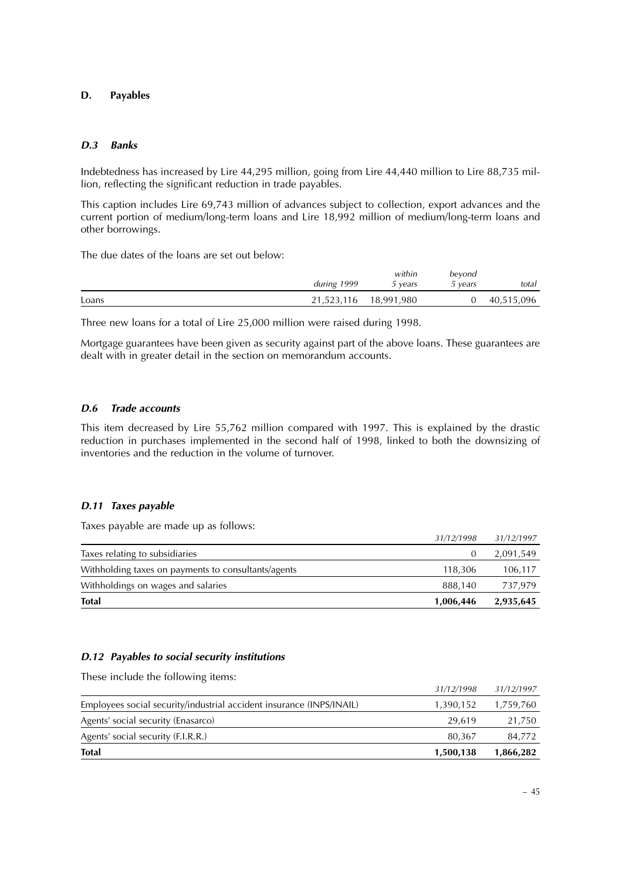## D. Payables

### *D.3 Banks*

Indebtedness has increased by Lire 44,295 million, going from Lire 44,440 million to Lire 88,735 million, reflecting the significant reduction in trade payables.

This caption includes Lire 69,743 million of advances subject to collection, export advances and the current portion of medium/long-term loans and Lire 18,992 million of medium/long-term loans and other borrowings.

The due dates of the loans are set out below:

| | *during 1999* | *within 5 years* | *beyond 5 years* | *total* |
|---|---|---|---|---|
| Loans | 21,523,116 | 18,991,980 | 0 | 40,515,096 |

Three new loans for a total of Lire 25,000 million were raised during 1998.

Mortgage guarantees have been given as security against part of the above loans. These guarantees are dealt with in greater detail in the section on memorandum accounts.

### *D.6 Trade accounts*

This item decreased by Lire 55,762 million compared with 1997. This is explained by the drastic reduction in purchases implemented in the second half of 1998, linked to both the downsizing of inventories and the reduction in the volume of turnover.

### *D.11 Taxes payable*

Taxes payable are made up as follows:

| | *31/12/1998* | *31/12/1997* |
|---|---|---|
| Taxes relating to subsidiaries | 0 | 2,091,549 |
| Withholding taxes on payments to consultants/agents | 118,306 | 106,117 |
| Withholdings on wages and salaries | 888,140 | 737,979 |
| **Total** | **1,006,446** | **2,935,645** |

### *D.12 Payables to social security institutions*

These include the following items:

| | *31/12/1998* | *31/12/1997* |
|---|---|---|
| Employees social security/industrial accident insurance (INPS/INAIL) | 1,390,152 | 1,759,760 |
| Agents' social security (Enasarco) | 29,619 | 21,750 |
| Agents' social security (F.I.R.R.) | 80,367 | 84,772 |
| **Total** | **1,500,138** | **1,866,282** |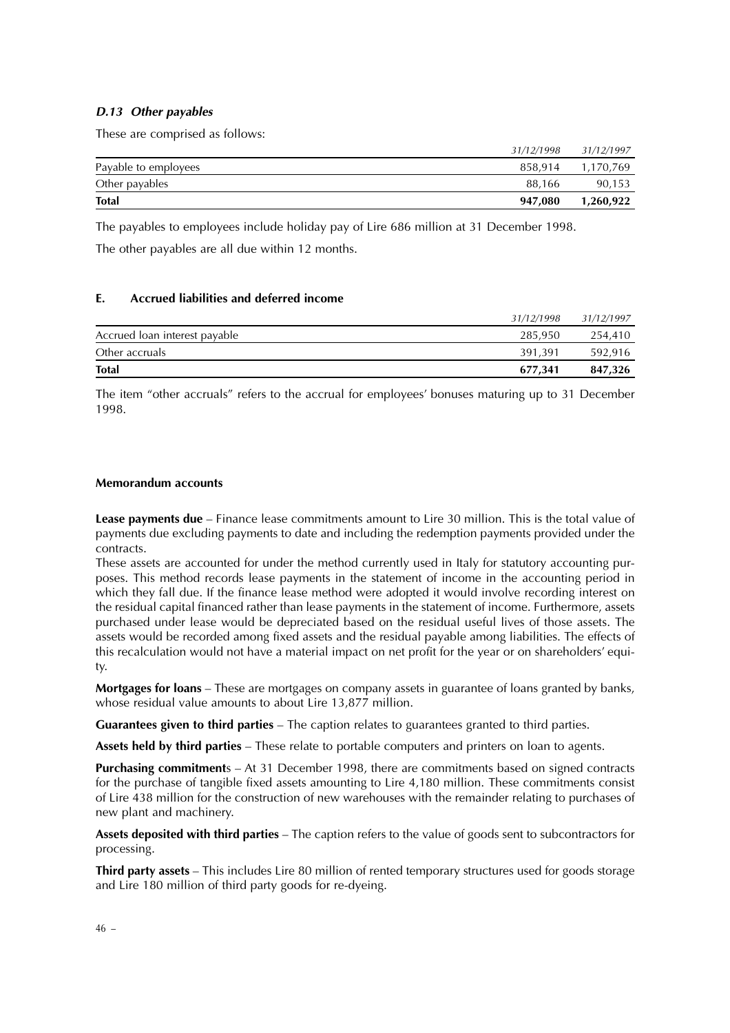### *D.13 Other payables*

These are comprised as follows:

| | *31/12/1998* | *31/12/1997* |
|---|---|---|
| Payable to employees | 858,914 | 1,170,769 |
| Other payables | 88,166 | 90,153 |
| **Total** | **947,080** | **1,260,922** |

The payables to employees include holiday pay of Lire 686 million at 31 December 1998.

The other payables are all due within 12 months.

## E. Accrued liabilities and deferred income

| | *31/12/1998* | *31/12/1997* |
|---|---|---|
| Accrued loan interest payable | 285,950 | 254,410 |
| Other accruals | 391,391 | 592,916 |
| **Total** | **677,341** | **847,326** |

The item "other accruals" refers to the accrual for employees' bonuses maturing up to 31 December 1998.

**Memorandum accounts**

**Lease payments due** – Finance lease commitments amount to Lire 30 million. This is the total value of payments due excluding payments to date and including the redemption payments provided under the contracts.

These assets are accounted for under the method currently used in Italy for statutory accounting purposes. This method records lease payments in the statement of income in the accounting period in which they fall due. If the finance lease method were adopted it would involve recording interest on the residual capital financed rather than lease payments in the statement of income. Furthermore, assets purchased under lease would be depreciated based on the residual useful lives of those assets. The assets would be recorded among fixed assets and the residual payable among liabilities. The effects of this recalculation would not have a material impact on net profit for the year or on shareholders' equity.

**Mortgages for loans** – These are mortgages on company assets in guarantee of loans granted by banks, whose residual value amounts to about Lire 13,877 million.

**Guarantees given to third parties** – The caption relates to guarantees granted to third parties.

**Assets held by third parties** – These relate to portable computers and printers on loan to agents.

**Purchasing commitments** – At 31 December 1998, there are commitments based on signed contracts for the purchase of tangible fixed assets amounting to Lire 4,180 million. These commitments consist of Lire 438 million for the construction of new warehouses with the remainder relating to purchases of new plant and machinery.

**Assets deposited with third parties** – The caption refers to the value of goods sent to subcontractors for processing.

**Third party assets** – This includes Lire 80 million of rented temporary structures used for goods storage and Lire 180 million of third party goods for re-dyeing.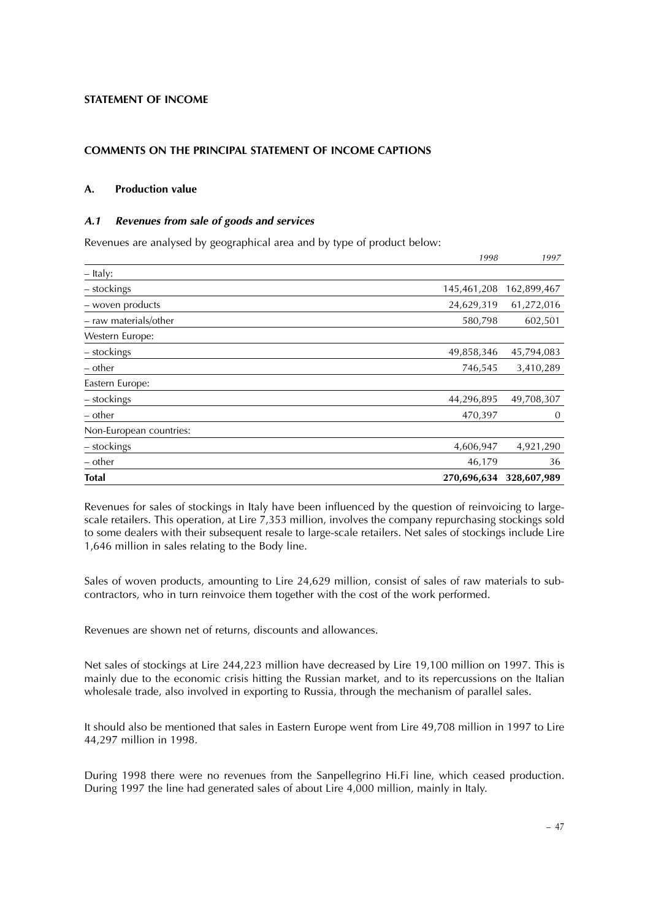## STATEMENT OF INCOME

### COMMENTS ON THE PRINCIPAL STATEMENT OF INCOME CAPTIONS

### A. Production value

#### *A.1 Revenues from sale of goods and services*

Revenues are analysed by geographical area and by type of product below:

| | *1998* | *1997* |
|---|---|---|
| – Italy: | | |
| – stockings | 145,461,208 | 162,899,467 |
| – woven products | 24,629,319 | 61,272,016 |
| – raw materials/other | 580,798 | 602,501 |
| Western Europe: | | |
| – stockings | 49,858,346 | 45,794,083 |
| – other | 746,545 | 3,410,289 |
| Eastern Europe: | | |
| – stockings | 44,296,895 | 49,708,307 |
| – other | 470,397 | 0 |
| Non-European countries: | | |
| – stockings | 4,606,947 | 4,921,290 |
| – other | 46,179 | 36 |
| **Total** | **270,696,634** | **328,607,989** |

Revenues for sales of stockings in Italy have been influenced by the question of reinvoicing to large-scale retailers. This operation, at Lire 7,353 million, involves the company repurchasing stockings sold to some dealers with their subsequent resale to large-scale retailers. Net sales of stockings include Lire 1,646 million in sales relating to the Body line.

Sales of woven products, amounting to Lire 24,629 million, consist of sales of raw materials to sub-contractors, who in turn reinvoice them together with the cost of the work performed.

Revenues are shown net of returns, discounts and allowances.

Net sales of stockings at Lire 244,223 million have decreased by Lire 19,100 million on 1997. This is mainly due to the economic crisis hitting the Russian market, and to its repercussions on the Italian wholesale trade, also involved in exporting to Russia, through the mechanism of parallel sales.

It should also be mentioned that sales in Eastern Europe went from Lire 49,708 million in 1997 to Lire 44,297 million in 1998.

During 1998 there were no revenues from the Sanpellegrino Hi.Fi line, which ceased production. During 1997 the line had generated sales of about Lire 4,000 million, mainly in Italy.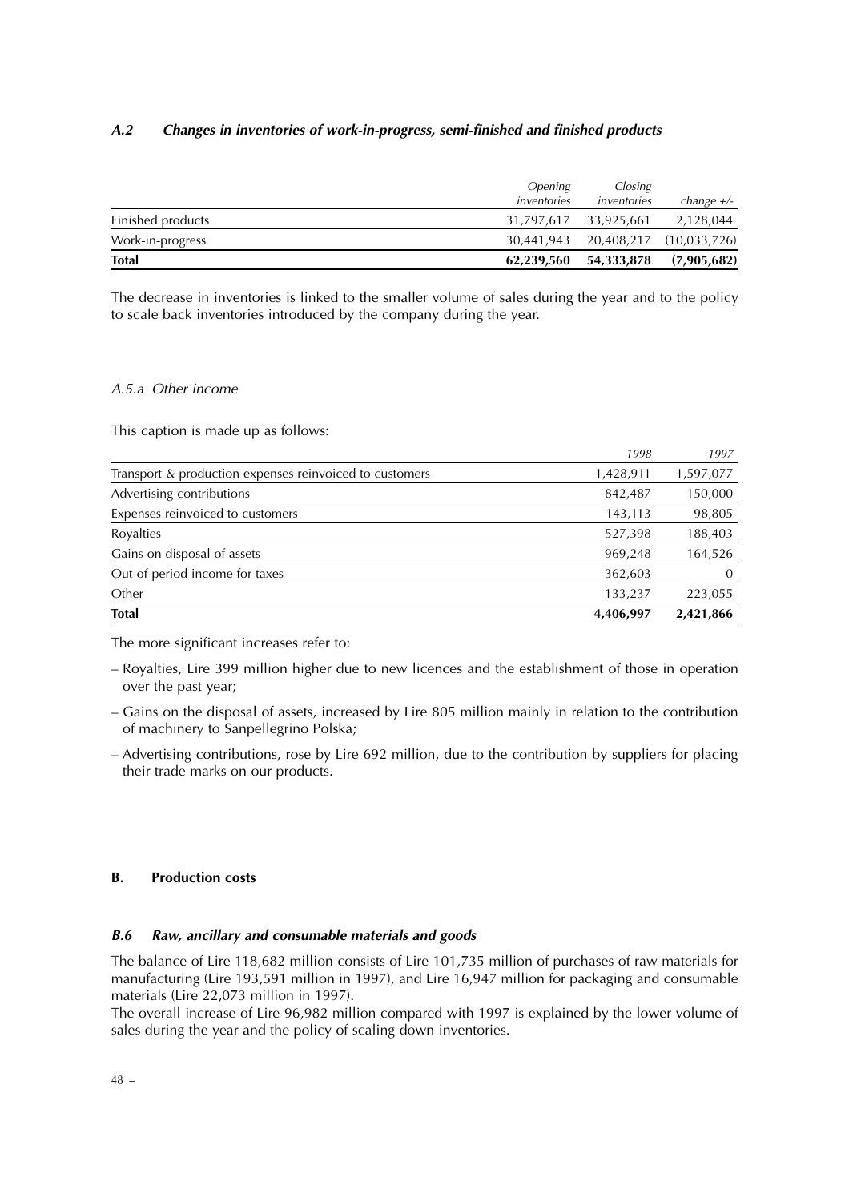### *A.2 Changes in inventories of work-in-progress, semi-finished and finished products*

| | *Opening inventories* | *Closing inventories* | *change +/-* |
|---|---|---|---|
| Finished products | 31,797,617 | 33,925,661 | 2,128,044 |
| Work-in-progress | 30,441,943 | 20,408,217 | (10,033,726) |
| **Total** | **62,239,560** | **54,333,878** | **(7,905,682)** |

The decrease in inventories is linked to the smaller volume of sales during the year and to the policy to scale back inventories introduced by the company during the year.

*A.5.a Other income*

This caption is made up as follows:

| | *1998* | *1997* |
|---|---|---|
| Transport & production expenses reinvoiced to customers | 1,428,911 | 1,597,077 |
| Advertising contributions | 842,487 | 150,000 |
| Expenses reinvoiced to customers | 143,113 | 98,805 |
| Royalties | 527,398 | 188,403 |
| Gains on disposal of assets | 969,248 | 164,526 |
| Out-of-period income for taxes | 362,603 | 0 |
| Other | 133,237 | 223,055 |
| **Total** | **4,406,997** | **2,421,866** |

The more significant increases refer to:

– Royalties, Lire 399 million higher due to new licences and the establishment of those in operation over the past year;

– Gains on the disposal of assets, increased by Lire 805 million mainly in relation to the contribution of machinery to Sanpellegrino Polska;

– Advertising contributions, rose by Lire 692 million, due to the contribution by suppliers for placing their trade marks on our products.

## B. Production costs

### *B.6 Raw, ancillary and consumable materials and goods*

The balance of Lire 118,682 million consists of Lire 101,735 million of purchases of raw materials for manufacturing (Lire 193,591 million in 1997), and Lire 16,947 million for packaging and consumable materials (Lire 22,073 million in 1997).

The overall increase of Lire 96,982 million compared with 1997 is explained by the lower volume of sales during the year and the policy of scaling down inventories.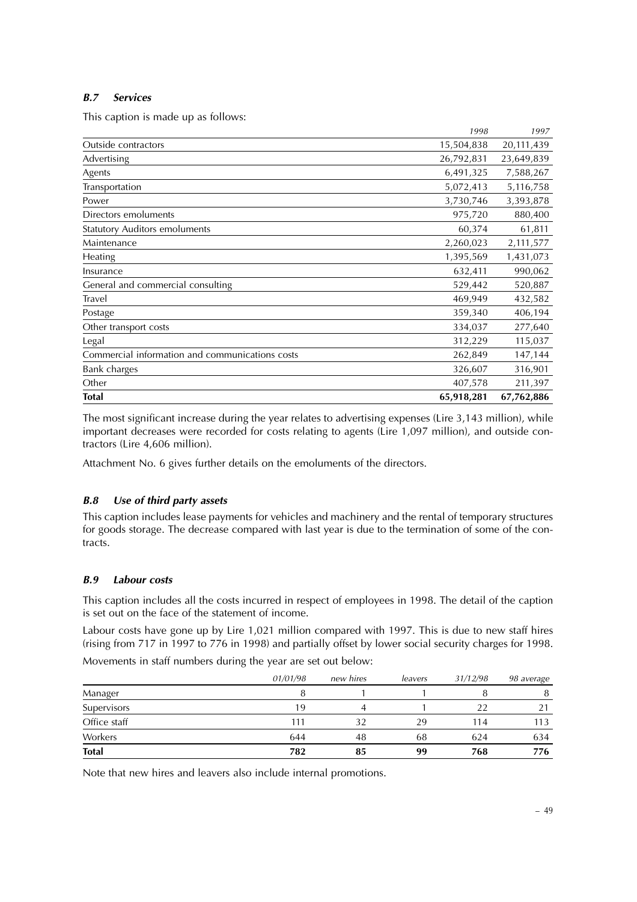### *B.7 Services*

This caption is made up as follows:

| | *1998* | *1997* |
|---|---:|---:|
| Outside contractors | 15,504,838 | 20,111,439 |
| Advertising | 26,792,831 | 23,649,839 |
| Agents | 6,491,325 | 7,588,267 |
| Transportation | 5,072,413 | 5,116,758 |
| Power | 3,730,746 | 3,393,878 |
| Directors emoluments | 975,720 | 880,400 |
| Statutory Auditors emoluments | 60,374 | 61,811 |
| Maintenance | 2,260,023 | 2,111,577 |
| Heating | 1,395,569 | 1,431,073 |
| Insurance | 632,411 | 990,062 |
| General and commercial consulting | 529,442 | 520,887 |
| Travel | 469,949 | 432,582 |
| Postage | 359,340 | 406,194 |
| Other transport costs | 334,037 | 277,640 |
| Legal | 312,229 | 115,037 |
| Commercial information and communications costs | 262,849 | 147,144 |
| Bank charges | 326,607 | 316,901 |
| Other | 407,578 | 211,397 |
| **Total** | **65,918,281** | **67,762,886** |

The most significant increase during the year relates to advertising expenses (Lire 3,143 million), while important decreases were recorded for costs relating to agents (Lire 1,097 million), and outside contractors (Lire 4,606 million).

Attachment No. 6 gives further details on the emoluments of the directors.

### *B.8 Use of third party assets*

This caption includes lease payments for vehicles and machinery and the rental of temporary structures for goods storage. The decrease compared with last year is due to the termination of some of the contracts.

### *B.9 Labour costs*

This caption includes all the costs incurred in respect of employees in 1998. The detail of the caption is set out on the face of the statement of income.

Labour costs have gone up by Lire 1,021 million compared with 1997. This is due to new staff hires (rising from 717 in 1997 to 776 in 1998) and partially offset by lower social security charges for 1998.

Movements in staff numbers during the year are set out below:

| | *01/01/98* | *new hires* | *leavers* | *31/12/98* | *98 average* |
|---|---:|---:|---:|---:|---:|
| Manager | 8 | 1 | 1 | 8 | 8 |
| Supervisors | 19 | 4 | 1 | 22 | 21 |
| Office staff | 111 | 32 | 29 | 114 | 113 |
| Workers | 644 | 48 | 68 | 624 | 634 |
| **Total** | **782** | **85** | **99** | **768** | **776** |

Note that new hires and leavers also include internal promotions.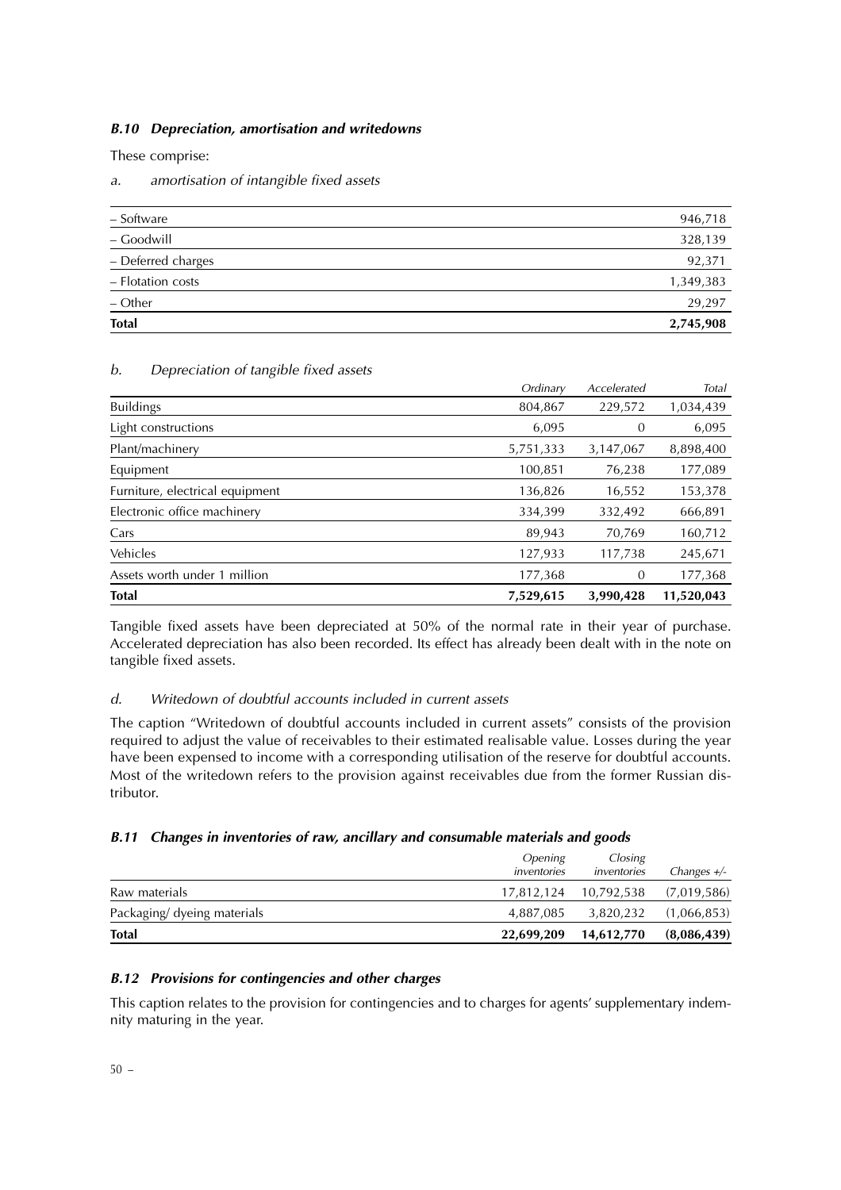### *B.10 Depreciation, amortisation and writedowns*

These comprise:

*a. amortisation of intangible fixed assets*

| | |
|---|---:|
| – Software | 946,718 |
| – Goodwill | 328,139 |
| – Deferred charges | 92,371 |
| – Flotation costs | 1,349,383 |
| – Other | 29,297 |
| **Total** | **2,745,908** |

*b. Depreciation of tangible fixed assets*

| | *Ordinary* | *Accelerated* | *Total* |
|---|---:|---:|---:|
| Buildings | 804,867 | 229,572 | 1,034,439 |
| Light constructions | 6,095 | 0 | 6,095 |
| Plant/machinery | 5,751,333 | 3,147,067 | 8,898,400 |
| Equipment | 100,851 | 76,238 | 177,089 |
| Furniture, electrical equipment | 136,826 | 16,552 | 153,378 |
| Electronic office machinery | 334,399 | 332,492 | 666,891 |
| Cars | 89,943 | 70,769 | 160,712 |
| Vehicles | 127,933 | 117,738 | 245,671 |
| Assets worth under 1 million | 177,368 | 0 | 177,368 |
| **Total** | **7,529,615** | **3,990,428** | **11,520,043** |

Tangible fixed assets have been depreciated at 50% of the normal rate in their year of purchase. Accelerated depreciation has also been recorded. Its effect has already been dealt with in the note on tangible fixed assets.

*d. Writedown of doubtful accounts included in current assets*

The caption "Writedown of doubtful accounts included in current assets" consists of the provision required to adjust the value of receivables to their estimated realisable value. Losses during the year have been expensed to income with a corresponding utilisation of the reserve for doubtful accounts. Most of the writedown refers to the provision against receivables due from the former Russian distributor.

### *B.11 Changes in inventories of raw, ancillary and consumable materials and goods*

| | *Opening inventories* | *Closing inventories* | *Changes +/-* |
|---|---:|---:|---:|
| Raw materials | 17,812,124 | 10,792,538 | (7,019,586) |
| Packaging/ dyeing materials | 4,887,085 | 3,820,232 | (1,066,853) |
| **Total** | **22,699,209** | **14,612,770** | **(8,086,439)** |

### *B.12 Provisions for contingencies and other charges*

This caption relates to the provision for contingencies and to charges for agents' supplementary indemnity maturing in the year.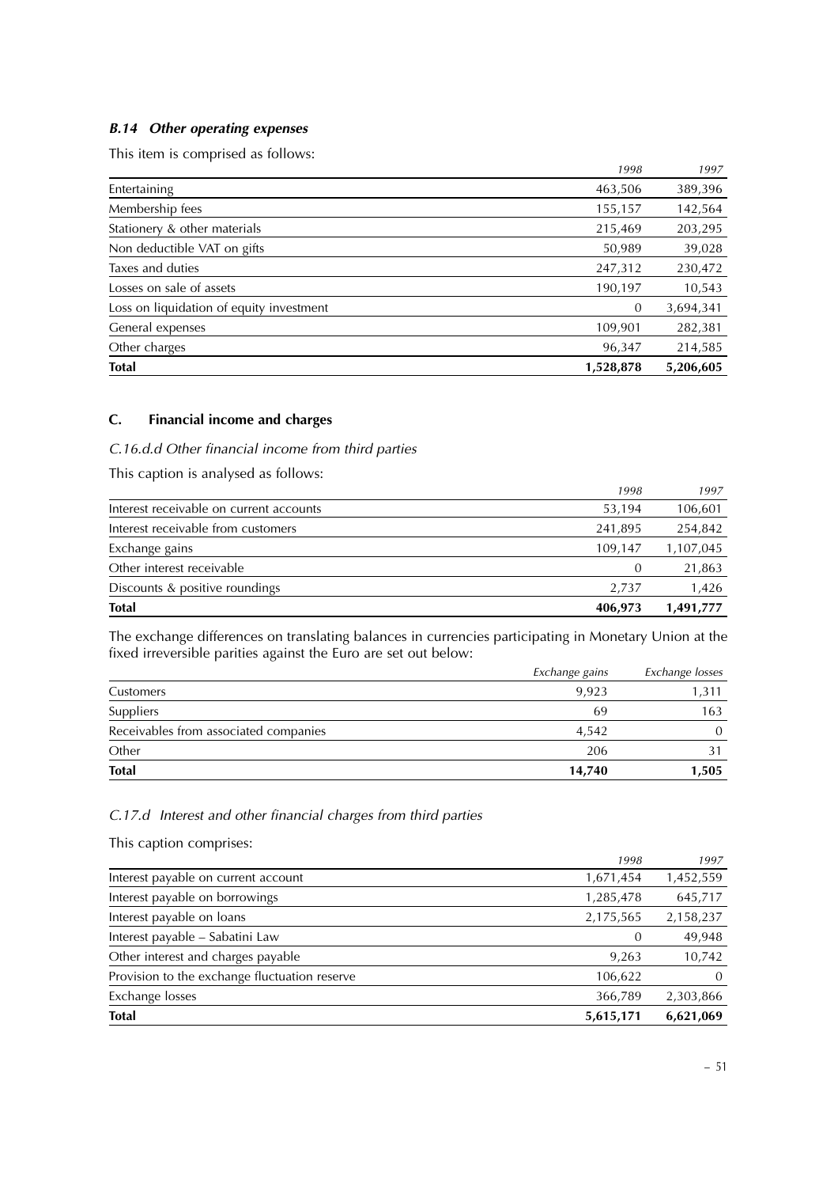### *B.14 Other operating expenses*

This item is comprised as follows:

| | *1998* | *1997* |
|---|---|---|
| Entertaining | 463,506 | 389,396 |
| Membership fees | 155,157 | 142,564 |
| Stationery & other materials | 215,469 | 203,295 |
| Non deductible VAT on gifts | 50,989 | 39,028 |
| Taxes and duties | 247,312 | 230,472 |
| Losses on sale of assets | 190,197 | 10,543 |
| Loss on liquidation of equity investment | 0 | 3,694,341 |
| General expenses | 109,901 | 282,381 |
| Other charges | 96,347 | 214,585 |
| **Total** | **1,528,878** | **5,206,605** |

## C. Financial income and charges

### *C.16.d.d Other financial income from third parties*

This caption is analysed as follows:

| | *1998* | *1997* |
|---|---|---|
| Interest receivable on current accounts | 53,194 | 106,601 |
| Interest receivable from customers | 241,895 | 254,842 |
| Exchange gains | 109,147 | 1,107,045 |
| Other interest receivable | 0 | 21,863 |
| Discounts & positive roundings | 2,737 | 1,426 |
| **Total** | **406,973** | **1,491,777** |

The exchange differences on translating balances in currencies participating in Monetary Union at the fixed irreversible parities against the Euro are set out below:

| | *Exchange gains* | *Exchange losses* |
|---|---|---|
| Customers | 9,923 | 1,311 |
| Suppliers | 69 | 163 |
| Receivables from associated companies | 4,542 | 0 |
| Other | 206 | 31 |
| **Total** | **14,740** | **1,505** |

### *C.17.d Interest and other financial charges from third parties*

This caption comprises:

| | *1998* | *1997* |
|---|---|---|
| Interest payable on current account | 1,671,454 | 1,452,559 |
| Interest payable on borrowings | 1,285,478 | 645,717 |
| Interest payable on loans | 2,175,565 | 2,158,237 |
| Interest payable – Sabatini Law | 0 | 49,948 |
| Other interest and charges payable | 9,263 | 10,742 |
| Provision to the exchange fluctuation reserve | 106,622 | 0 |
| Exchange losses | 366,789 | 2,303,866 |
| **Total** | **5,615,171** | **6,621,069** |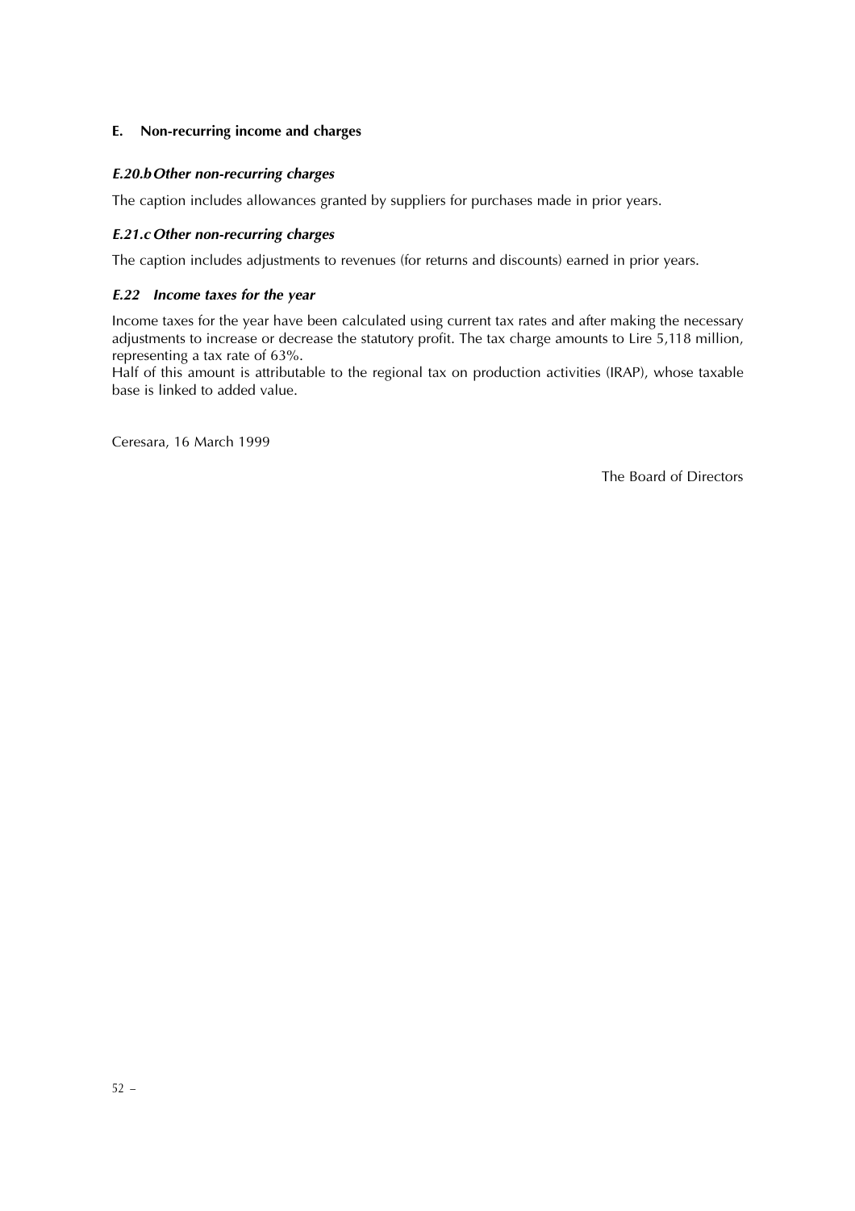## E. Non-recurring income and charges

### *E.20.b Other non-recurring charges*

The caption includes allowances granted by suppliers for purchases made in prior years.

### *E.21.c Other non-recurring charges*

The caption includes adjustments to revenues (for returns and discounts) earned in prior years.

### *E.22 Income taxes for the year*

Income taxes for the year have been calculated using current tax rates and after making the necessary adjustments to increase or decrease the statutory profit. The tax charge amounts to Lire 5,118 million, representing a tax rate of 63%.
Half of this amount is attributable to the regional tax on production activities (IRAP), whose taxable base is linked to added value.

Ceresara, 16 March 1999

The Board of Directors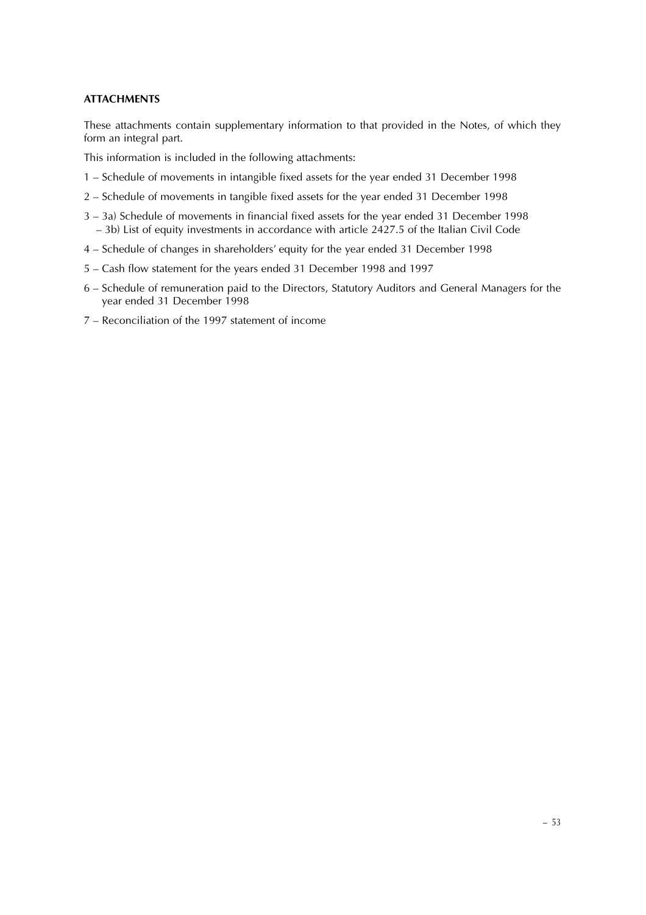**ATTACHMENTS**

These attachments contain supplementary information to that provided in the Notes, of which they form an integral part.

This information is included in the following attachments:

1 – Schedule of movements in intangible fixed assets for the year ended 31 December 1998

2 – Schedule of movements in tangible fixed assets for the year ended 31 December 1998

3 – 3a) Schedule of movements in financial fixed assets for the year ended 31 December 1998
   – 3b) List of equity investments in accordance with article 2427.5 of the Italian Civil Code

4 – Schedule of changes in shareholders' equity for the year ended 31 December 1998

5 – Cash flow statement for the years ended 31 December 1998 and 1997

6 – Schedule of remuneration paid to the Directors, Statutory Auditors and General Managers for the year ended 31 December 1998

7 – Reconciliation of the 1997 statement of income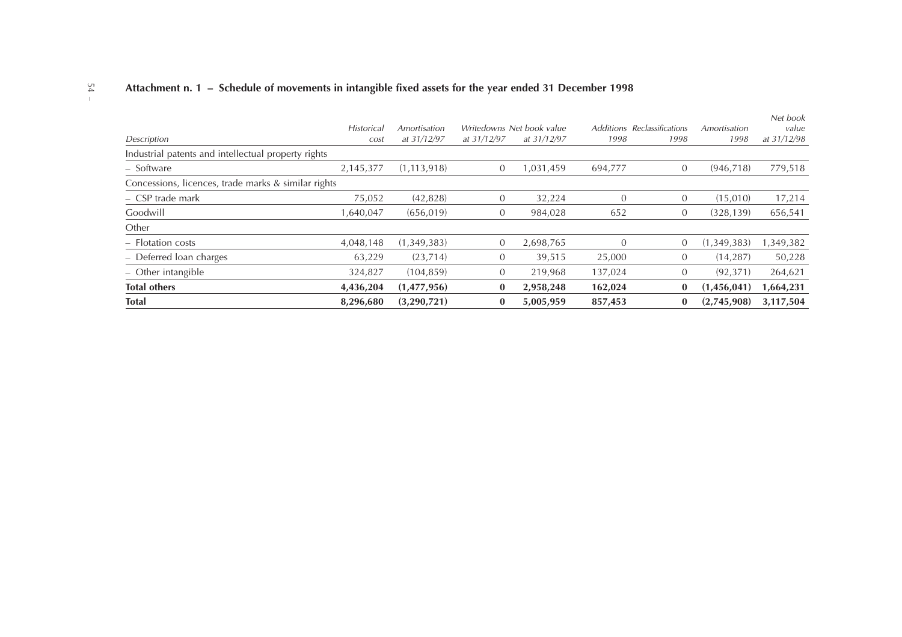## Attachment n. 1 – Schedule of movements in intangible fixed assets for the year ended 31 December 1998

| *Description* | *Historical cost* | *Amortisation at 31/12/97* | *Writedowns at 31/12/97* | *Net book value at 31/12/97* | *Additions 1998* | *Reclassifications 1998* | *Amortisation 1998* | *Net book value at 31/12/98* |
|---|---|---|---|---|---|---|---|---|
| Industrial patents and intellectual property rights | | | | | | | | |
| – Software | 2,145,377 | (1,113,918) | 0 | 1,031,459 | 694,777 | 0 | (946,718) | 779,518 |
| Concessions, licences, trade marks & similar rights | | | | | | | | |
| – CSP trade mark | 75,052 | (42,828) | 0 | 32,224 | 0 | 0 | (15,010) | 17,214 |
| Goodwill | 1,640,047 | (656,019) | 0 | 984,028 | 652 | 0 | (328,139) | 656,541 |
| Other | | | | | | | | |
| – Flotation costs | 4,048,148 | (1,349,383) | 0 | 2,698,765 | 0 | 0 | (1,349,383) | 1,349,382 |
| – Deferred loan charges | 63,229 | (23,714) | 0 | 39,515 | 25,000 | 0 | (14,287) | 50,228 |
| – Other intangible | 324,827 | (104,859) | 0 | 219,968 | 137,024 | 0 | (92,371) | 264,621 |
| **Total others** | **4,436,204** | **(1,477,956)** | **0** | **2,958,248** | **162,024** | **0** | **(1,456,041)** | **1,664,231** |
| **Total** | **8,296,680** | **(3,290,721)** | **0** | **5,005,959** | **857,453** | **0** | **(2,745,908)** | **3,117,504** |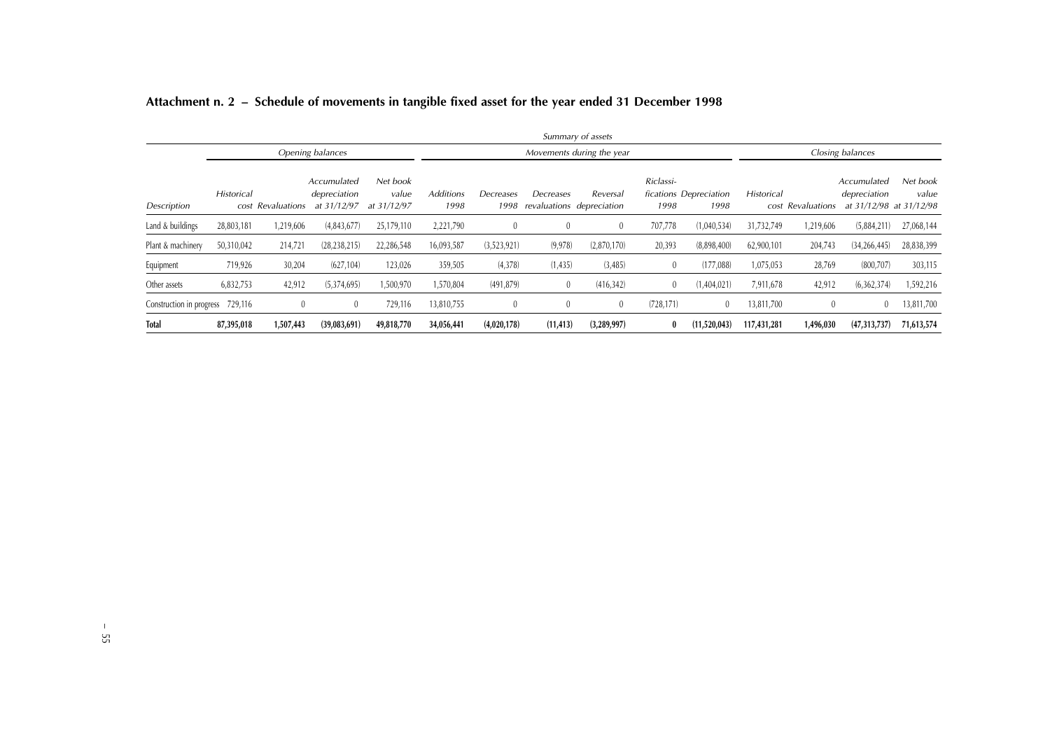## Attachment n. 2 – Schedule of movements in tangible fixed asset for the year ended 31 December 1998

| | Summary of assets | | | | | | | | | | | | | |
|---|---|---|---|---|---|---|---|---|---|---|---|---|---|---|
| | Opening balances | | | | Movements during the year | | | | | | Closing balances | | | |
| Description | Historical cost | Revaluations | Accumulated depreciation at 31/12/97 | Net book value at 31/12/97 | Additions 1998 | Decreases 1998 | Decreases revaluations | Reversal depreciation | Riclassi-fications 1998 | Depreciation 1998 | Historical cost | Revaluations | Accumulated depreciation at 31/12/98 | Net book value at 31/12/98 |
| Land & buildings | 28,803,181 | 1,219,606 | (4,843,677) | 25,179,110 | 2,221,790 | 0 | 0 | 0 | 707,778 | (1,040,534) | 31,732,749 | 1,219,606 | (5,884,211) | 27,068,144 |
| Plant & machinery | 50,310,042 | 214,721 | (28,238,215) | 22,286,548 | 16,093,587 | (3,523,921) | (9,978) | (2,870,170) | 20,393 | (8,898,400) | 62,900,101 | 204,743 | (34,266,445) | 28,838,399 |
| Equipment | 719,926 | 30,204 | (627,104) | 123,026 | 359,505 | (4,378) | (1,435) | (3,485) | 0 | (177,088) | 1,075,053 | 28,769 | (800,707) | 303,115 |
| Other assets | 6,832,753 | 42,912 | (5,374,695) | 1,500,970 | 1,570,804 | (491,879) | 0 | (416,342) | 0 | (1,404,021) | 7,911,678 | 42,912 | (6,362,374) | 1,592,216 |
| Construction in progress | 729,116 | 0 | 0 | 729,116 | 13,810,755 | 0 | 0 | 0 | (728,171) | 0 | 13,811,700 | 0 | 0 | 13,811,700 |
| **Total** | **87,395,018** | **1,507,443** | **(39,083,691)** | **49,818,770** | **34,056,441** | **(4,020,178)** | **(11,413)** | **(3,289,997)** | **0** | **(11,520,043)** | **117,431,281** | **1,496,030** | **(47,313,737)** | **71,613,574** |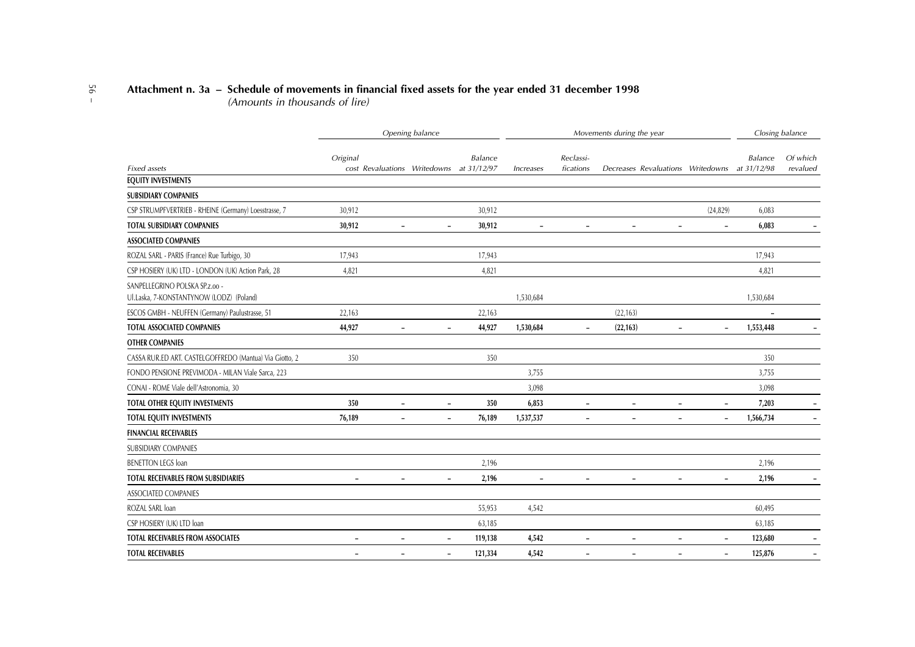## Attachment n. 3a – Schedule of movements in financial fixed assets for the year ended 31 december 1998

*(Amounts in thousands of lire)*

| | *Opening balance* | | | | *Movements during the year* | | | | | *Closing balance* | |
|---|---|---|---|---|---|---|---|---|---|---|---|
| *Fixed assets* | *Original cost* | *Revaluations* | *Writedowns* | *Balance at 31/12/97* | *Increases* | *Reclassi-fications* | *Decreases* | *Revaluations* | *Writedowns* | *Balance at 31/12/98* | *Of which revalued* |
| **EQUITY INVESTMENTS** | | | | | | | | | | | |
| **SUBSIDIARY COMPANIES** | | | | | | | | | | | |
| CSP STRUMPFVERTRIEB - RHEINE (Germany) Loesstrasse, 7 | 30,912 | | | 30,912 | | | | | (24,829) | 6,083 | |
| **TOTAL SUBSIDIARY COMPANIES** | **30,912** | **–** | **–** | **30,912** | **–** | **–** | **–** | **–** | **–** | **6,083** | **–** |
| **ASSOCIATED COMPANIES** | | | | | | | | | | | |
| ROZAL SARL - PARIS (France) Rue Turbigo, 30 | 17,943 | | | 17,943 | | | | | | 17,943 | |
| CSP HOSIERY (UK) LTD - LONDON (UK) Action Park, 28 | 4,821 | | | 4,821 | | | | | | 4,821 | |
| SANPELLEGRINO POLSKA SP.z.oo - Ul.Laska, 7-KONSTANTYNOW (LODZ) (Poland) | | | | | 1,530,684 | | | | | 1,530,684 | |
| ESCOS GMBH - NEUFFEN (Germany) Paulustrasse, 51 | 22,163 | | | 22,163 | | | (22,163) | | | – | |
| **TOTAL ASSOCIATED COMPANIES** | **44,927** | **–** | **–** | **44,927** | **1,530,684** | **–** | **(22,163)** | **–** | **–** | **1,553,448** | **–** |
| **OTHER COMPANIES** | | | | | | | | | | | |
| CASSA RUR.ED ART. CASTELGOFFREDO (Mantua) Via Giotto, 2 | 350 | | | 350 | | | | | | 350 | |
| FONDO PENSIONE PREVIMODA - MILAN Viale Sarca, 223 | | | | | 3,755 | | | | | 3,755 | |
| CONAI - ROME Viale dell'Astronomia, 30 | | | | | 3,098 | | | | | 3,098 | |
| **TOTAL OTHER EQUITY INVESTMENTS** | **350** | **–** | **–** | **350** | **6,853** | **–** | **–** | **–** | **–** | **7,203** | **–** |
| **TOTAL EQUITY INVESTMENTS** | **76,189** | **–** | **–** | **76,189** | **1,537,537** | **–** | **–** | **–** | **–** | **1,566,734** | **–** |
| **FINANCIAL RECEIVABLES** | | | | | | | | | | | |
| SUBSIDIARY COMPANIES | | | | | | | | | | | |
| BENETTON LEGS loan | | | | 2,196 | | | | | | 2,196 | |
| **TOTAL RECEIVABLES FROM SUBSIDIARIES** | **–** | **–** | **–** | **2,196** | **–** | **–** | **–** | **–** | **–** | **2,196** | **–** |
| ASSOCIATED COMPANIES | | | | | | | | | | | |
| ROZAL SARL loan | | | | 55,953 | 4,542 | | | | | 60,495 | |
| CSP HOSIERY (UK) LTD loan | | | | 63,185 | | | | | | 63,185 | |
| **TOTAL RECEIVABLES FROM ASSOCIATES** | **–** | **–** | **–** | **119,138** | **4,542** | **–** | **–** | **–** | **–** | **123,680** | **–** |
| **TOTAL RECEIVABLES** | **–** | **–** | **–** | **121,334** | **4,542** | **–** | **–** | **–** | **–** | **125,876** | **–** |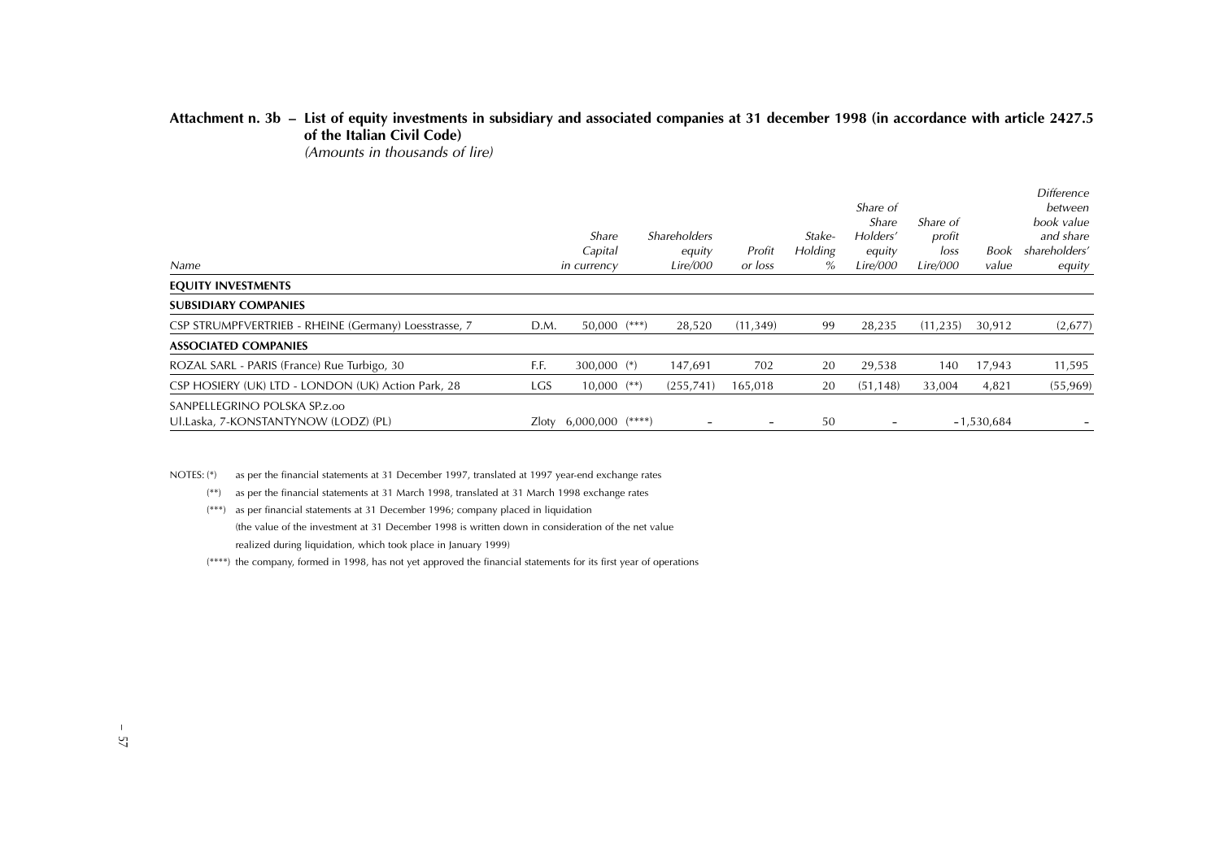**Attachment n. 3b – List of equity investments in subsidiary and associated companies at 31 december 1998 (in accordance with article 2427.5 of the Italian Civil Code)**
*(Amounts in thousands of lire)*

| *Name* | | *Share Capital in currency* | | *Shareholders equity Lire/000* | *Profit or loss* | *Stake-Holding %* | *Share of Share Holders' equity Lire/000* | *Share of profit loss Lire/000* | *Book value* | *Difference between book value and share shareholders' equity* |
|---|---|---|---|---|---|---|---|---|---|---|
| **EQUITY INVESTMENTS** | | | | | | | | | | |
| **SUBSIDIARY COMPANIES** | | | | | | | | | | |
| CSP STRUMPFVERTRIEB - RHEINE (Germany) Loesstrasse, 7 | D.M. | 50,000 | (***) | 28,520 | (11,349) | 99 | 28,235 | (11,235) | 30,912 | (2,677) |
| **ASSOCIATED COMPANIES** | | | | | | | | | | |
| ROZAL SARL - PARIS (France) Rue Turbigo, 30 | F.F. | 300,000 | (*) | 147,691 | 702 | 20 | 29,538 | 140 | 17,943 | 11,595 |
| CSP HOSIERY (UK) LTD - LONDON (UK) Action Park, 28 | LGS | 10,000 | (**) | (255,741) | 165,018 | 20 | (51,148) | 33,004 | 4,821 | (55,969) |
| SANPELLEGRINO POLSKA SP.z.oo Ul.Laska, 7-KONSTANTYNOW (LODZ) (PL) | Zloty | 6,000,000 | (****) | - | - | 50 | - | - | 1,530,684 | - |

NOTES: (*) as per the financial statements at 31 December 1997, translated at 1997 year-end exchange rates

(**) as per the financial statements at 31 March 1998, translated at 31 March 1998 exchange rates

(***) as per financial statements at 31 December 1996; company placed in liquidation (the value of the investment at 31 December 1998 is written down in consideration of the net value realized during liquidation, which took place in January 1999)

(****) the company, formed in 1998, has not yet approved the financial statements for its first year of operations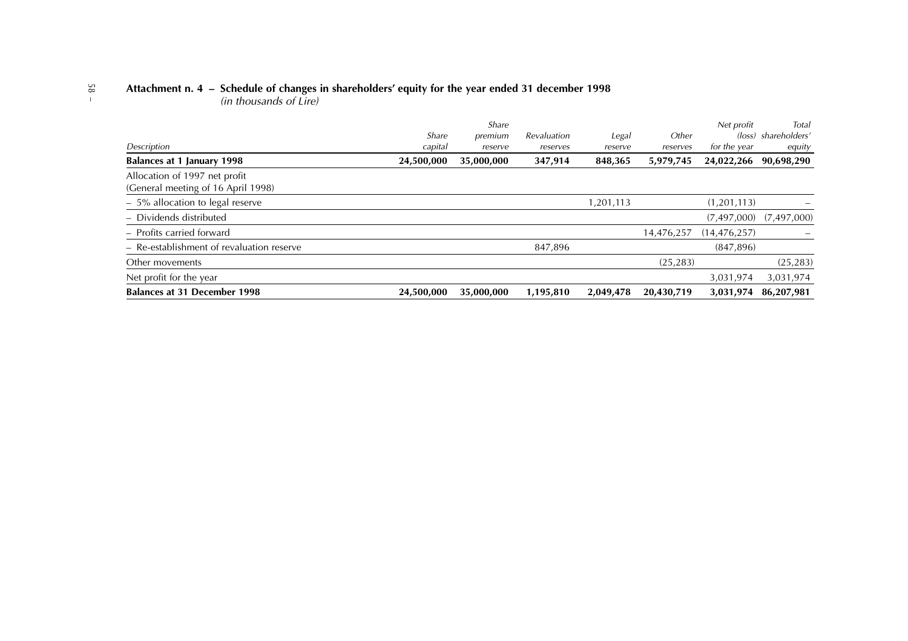## Attachment n. 4 – Schedule of changes in shareholders' equity for the year ended 31 december 1998

*(in thousands of Lire)*

| *Description* | *Share capital* | *Share premium reserve* | *Revaluation reserves* | *Legal reserve* | *Other reserves* | *Net profit (loss) for the year* | *Total shareholders' equity* |
|---|---|---|---|---|---|---|---|
| **Balances at 1 January 1998** | **24,500,000** | **35,000,000** | **347,914** | **848,365** | **5,979,745** | **24,022,266** | **90,698,290** |
| Allocation of 1997 net profit (General meeting of 16 April 1998) | | | | | | | |
| – 5% allocation to legal reserve | | | | 1,201,113 | | (1,201,113) | – |
| – Dividends distributed | | | | | | (7,497,000) | (7,497,000) |
| – Profits carried forward | | | | | 14,476,257 | (14,476,257) | – |
| – Re-establishment of revaluation reserve | | | 847,896 | | | (847,896) | |
| Other movements | | | | | (25,283) | | (25,283) |
| Net profit for the year | | | | | | 3,031,974 | 3,031,974 |
| **Balances at 31 December 1998** | **24,500,000** | **35,000,000** | **1,195,810** | **2,049,478** | **20,430,719** | **3,031,974** | **86,207,981** |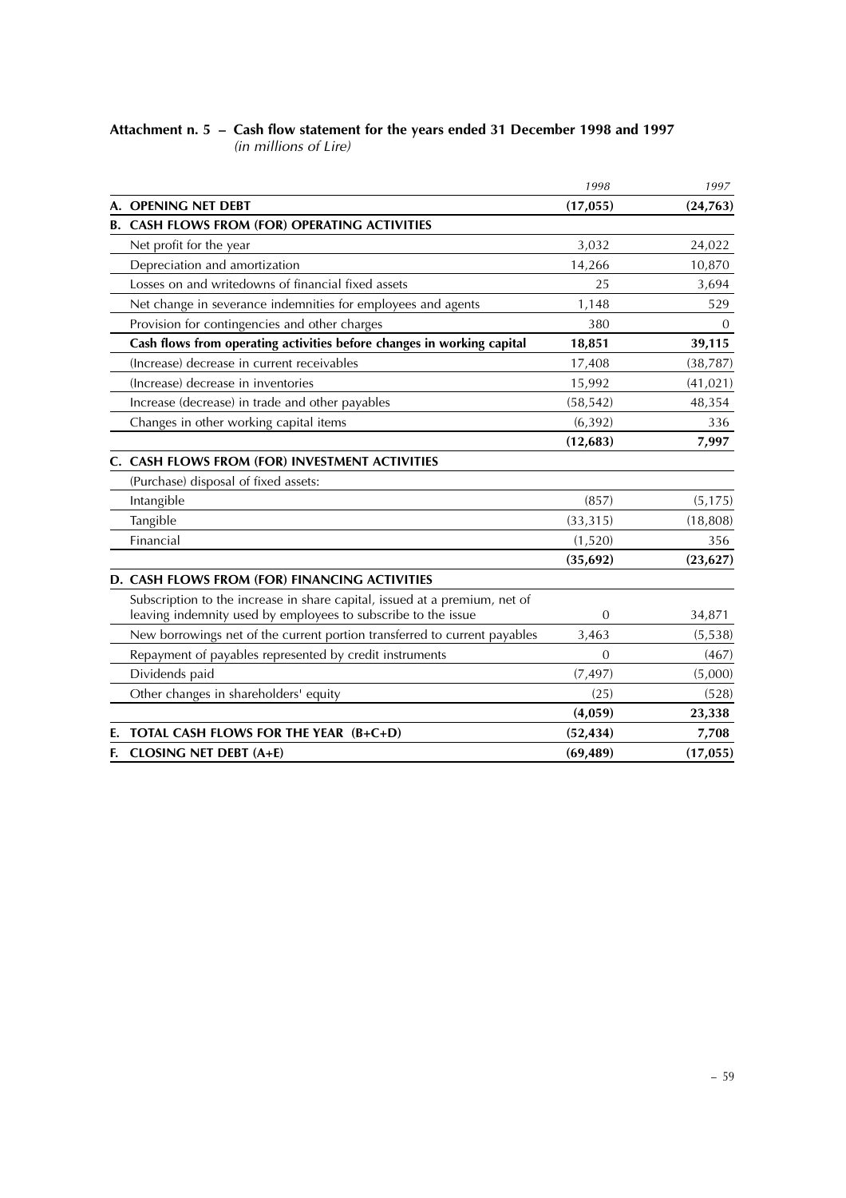**Attachment n. 5 – Cash flow statement for the years ended 31 December 1998 and 1997**
*(in millions of Lire)*

| | *1998* | *1997* |
|---|---|---|
| **A. OPENING NET DEBT** | **(17,055)** | **(24,763)** |
| **B. CASH FLOWS FROM (FOR) OPERATING ACTIVITIES** | | |
| Net profit for the year | 3,032 | 24,022 |
| Depreciation and amortization | 14,266 | 10,870 |
| Losses on and writedowns of financial fixed assets | 25 | 3,694 |
| Net change in severance indemnities for employees and agents | 1,148 | 529 |
| Provision for contingencies and other charges | 380 | 0 |
| **Cash flows from operating activities before changes in working capital** | **18,851** | **39,115** |
| (Increase) decrease in current receivables | 17,408 | (38,787) |
| (Increase) decrease in inventories | 15,992 | (41,021) |
| Increase (decrease) in trade and other payables | (58,542) | 48,354 |
| Changes in other working capital items | (6,392) | 336 |
| | **(12,683)** | **7,997** |
| **C. CASH FLOWS FROM (FOR) INVESTMENT ACTIVITIES** | | |
| (Purchase) disposal of fixed assets: | | |
| Intangible | (857) | (5,175) |
| Tangible | (33,315) | (18,808) |
| Financial | (1,520) | 356 |
| | **(35,692)** | **(23,627)** |
| **D. CASH FLOWS FROM (FOR) FINANCING ACTIVITIES** | | |
| Subscription to the increase in share capital, issued at a premium, net of leaving indemnity used by employees to subscribe to the issue | 0 | 34,871 |
| New borrowings net of the current portion transferred to current payables | 3,463 | (5,538) |
| Repayment of payables represented by credit instruments | 0 | (467) |
| Dividends paid | (7,497) | (5,000) |
| Other changes in shareholders' equity | (25) | (528) |
| | **(4,059)** | **23,338** |
| **E. TOTAL CASH FLOWS FOR THE YEAR (B+C+D)** | **(52,434)** | **7,708** |
| **F. CLOSING NET DEBT (A+E)** | **(69,489)** | **(17,055)** |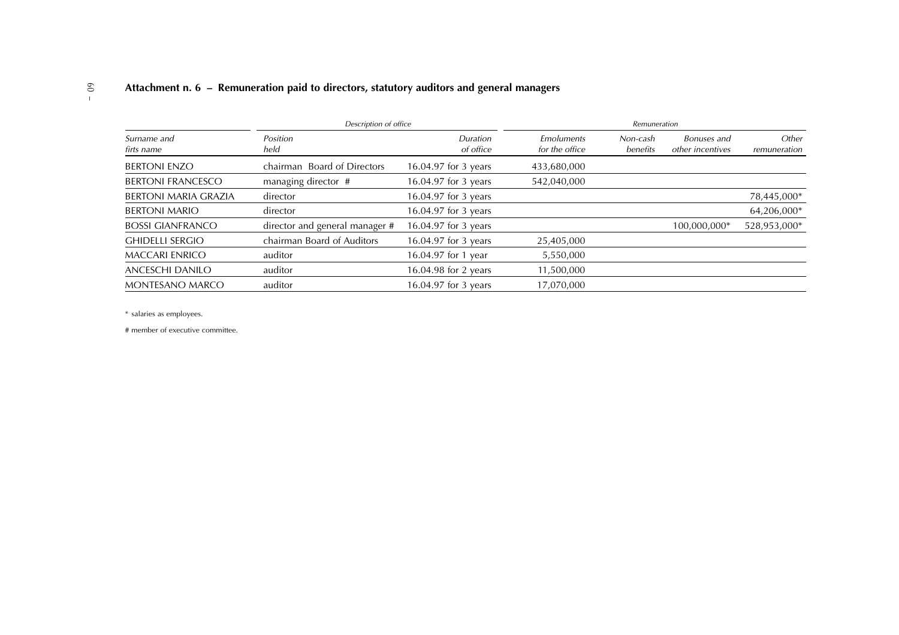## Attachment n. 6 – Remuneration paid to directors, statutory auditors and general managers

| | Description of office | | Remuneration | | | |
|---|---|---|---|---|---|---|
| *Surname and firts name* | *Position held* | *Duration of office* | *Emoluments for the office* | *Non-cash benefits* | *Bonuses and other incentives* | *Other remuneration* |
| BERTONI ENZO | chairman Board of Directors | 16.04.97 for 3 years | 433,680,000 | | | |
| BERTONI FRANCESCO | managing director # | 16.04.97 for 3 years | 542,040,000 | | | |
| BERTONI MARIA GRAZIA | director | 16.04.97 for 3 years | | | | 78,445,000* |
| BERTONI MARIO | director | 16.04.97 for 3 years | | | | 64,206,000* |
| BOSSI GIANFRANCO | director and general manager # | 16.04.97 for 3 years | | | 100,000,000* | 528,953,000* |
| GHIDELLI SERGIO | chairman Board of Auditors | 16.04.97 for 3 years | 25,405,000 | | | |
| MACCARI ENRICO | auditor | 16.04.97 for 1 year | 5,550,000 | | | |
| ANCESCHI DANILO | auditor | 16.04.98 for 2 years | 11,500,000 | | | |
| MONTESANO MARCO | auditor | 16.04.97 for 3 years | 17,070,000 | | | |

* salaries as employees.

# member of executive committee.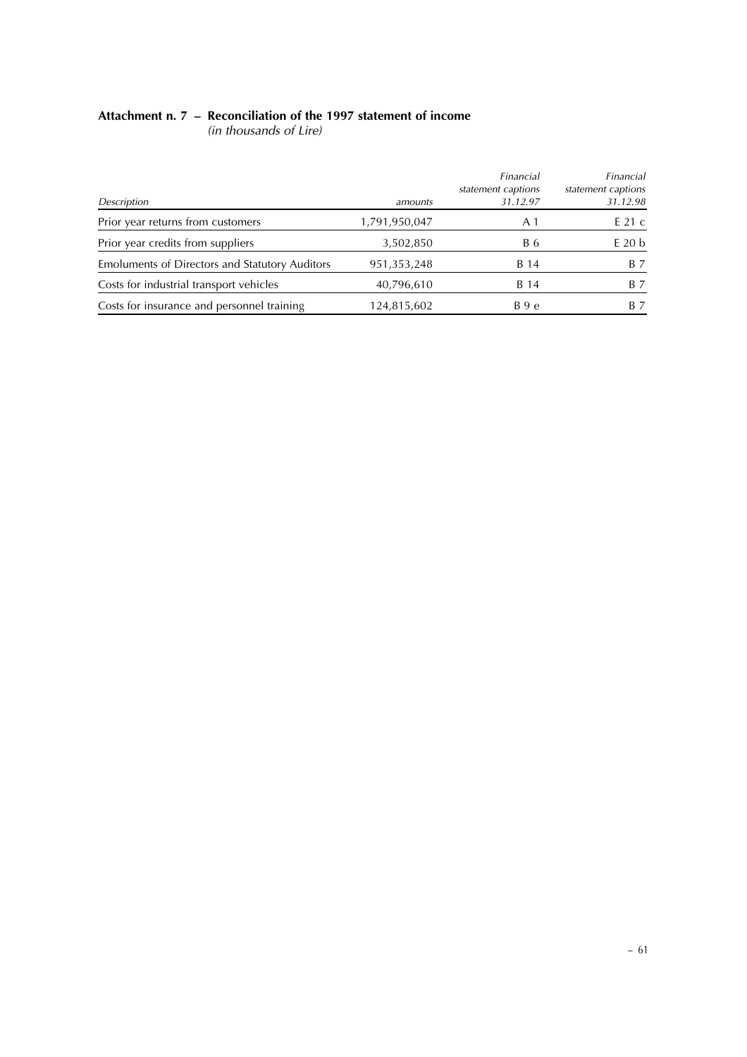**Attachment n. 7 – Reconciliation of the 1997 statement of income**
*(in thousands of Lire)*

| *Description* | *amounts* | *Financial statement captions 31.12.97* | *Financial statement captions 31.12.98* |
|---|---|---|---|
| Prior year returns from customers | 1,791,950,047 | A 1 | E 21 c |
| Prior year credits from suppliers | 3,502,850 | B 6 | E 20 b |
| Emoluments of Directors and Statutory Auditors | 951,353,248 | B 14 | B 7 |
| Costs for industrial transport vehicles | 40,796,610 | B 14 | B 7 |
| Costs for insurance and personnel training | 124,815,602 | B 9 e | B 7 |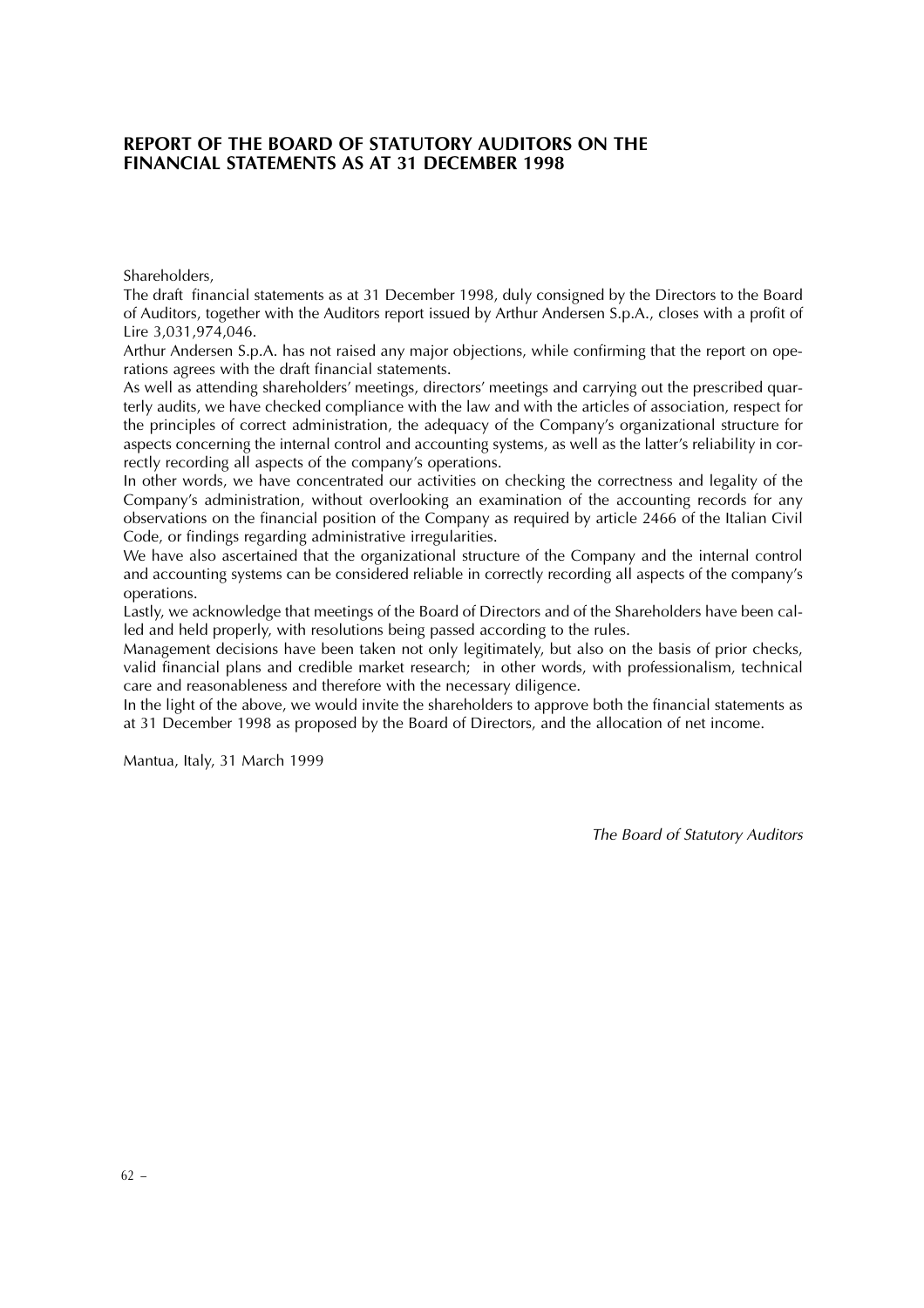## REPORT OF THE BOARD OF STATUTORY AUDITORS ON THE FINANCIAL STATEMENTS AS AT 31 DECEMBER 1998

Shareholders,

The draft financial statements as at 31 December 1998, duly consigned by the Directors to the Board of Auditors, together with the Auditors report issued by Arthur Andersen S.p.A., closes with a profit of Lire 3,031,974,046.

Arthur Andersen S.p.A. has not raised any major objections, while confirming that the report on operations agrees with the draft financial statements.

As well as attending shareholders' meetings, directors' meetings and carrying out the prescribed quarterly audits, we have checked compliance with the law and with the articles of association, respect for the principles of correct administration, the adequacy of the Company's organizational structure for aspects concerning the internal control and accounting systems, as well as the latter's reliability in correctly recording all aspects of the company's operations.

In other words, we have concentrated our activities on checking the correctness and legality of the Company's administration, without overlooking an examination of the accounting records for any observations on the financial position of the Company as required by article 2466 of the Italian Civil Code, or findings regarding administrative irregularities.

We have also ascertained that the organizational structure of the Company and the internal control and accounting systems can be considered reliable in correctly recording all aspects of the company's operations.

Lastly, we acknowledge that meetings of the Board of Directors and of the Shareholders have been called and held properly, with resolutions being passed according to the rules.

Management decisions have been taken not only legitimately, but also on the basis of prior checks, valid financial plans and credible market research; in other words, with professionalism, technical care and reasonableness and therefore with the necessary diligence.

In the light of the above, we would invite the shareholders to approve both the financial statements as at 31 December 1998 as proposed by the Board of Directors, and the allocation of net income.

Mantua, Italy, 31 March 1999

*The Board of Statutory Auditors*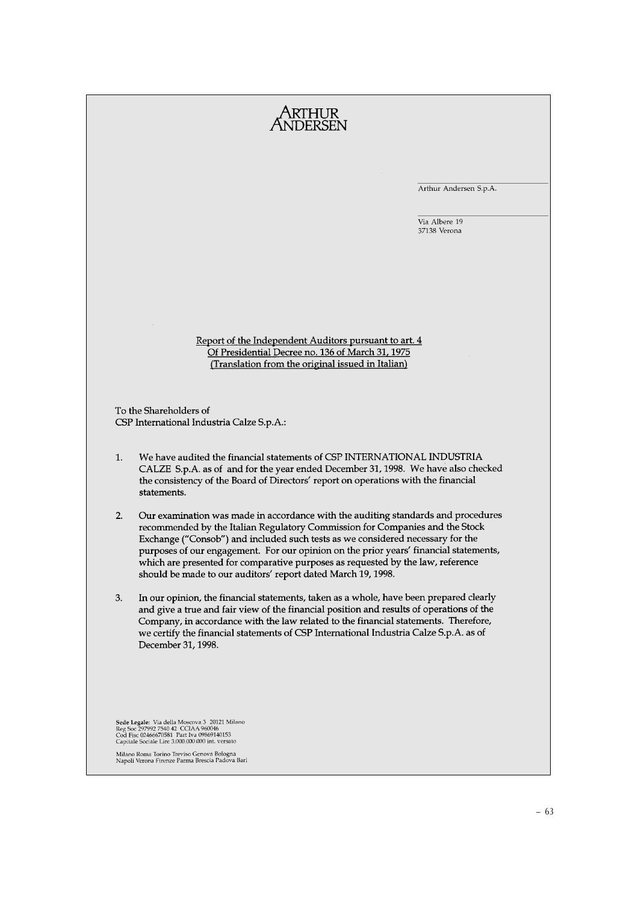# ARTHUR ANDERSEN

Arthur Andersen S.p.A.

Via Albere 19
37138 Verona

Report of the Independent Auditors pursuant to art. 4
Of Presidential Decree no. 136 of March 31, 1975
(Translation from the original issued in Italian)

To the Shareholders of
CSP International Industria Calze S.p.A.:

1. We have audited the financial statements of CSP INTERNATIONAL INDUSTRIA CALZE S.p.A. as of and for the year ended December 31, 1998. We have also checked the consistency of the Board of Directors' report on operations with the financial statements.

2. Our examination was made in accordance with the auditing standards and procedures recommended by the Italian Regulatory Commission for Companies and the Stock Exchange ("Consob") and included such tests as we considered necessary for the purposes of our engagement. For our opinion on the prior years' financial statements, which are presented for comparative purposes as requested by the law, reference should be made to our auditors' report dated March 19, 1998.

3. In our opinion, the financial statements, taken as a whole, have been prepared clearly and give a true and fair view of the financial position and results of operations of the Company, in accordance with the law related to the financial statements. Therefore, we certify the financial statements of CSP International Industria Calze S.p.A. as of December 31, 1998.

**Sede Legale:** Via della Moscova 3 20121 Milano
Reg Soc 297992 7540 42 CCIAA 960046
Cod Fisc 02466670581 Part Iva 09869140153
Capitale Sociale Lire 3.000.000.000 int. versato

Milano Roma Torino Treviso Genova Bologna
Napoli Verona Firenze Parma Brescia Padova Bari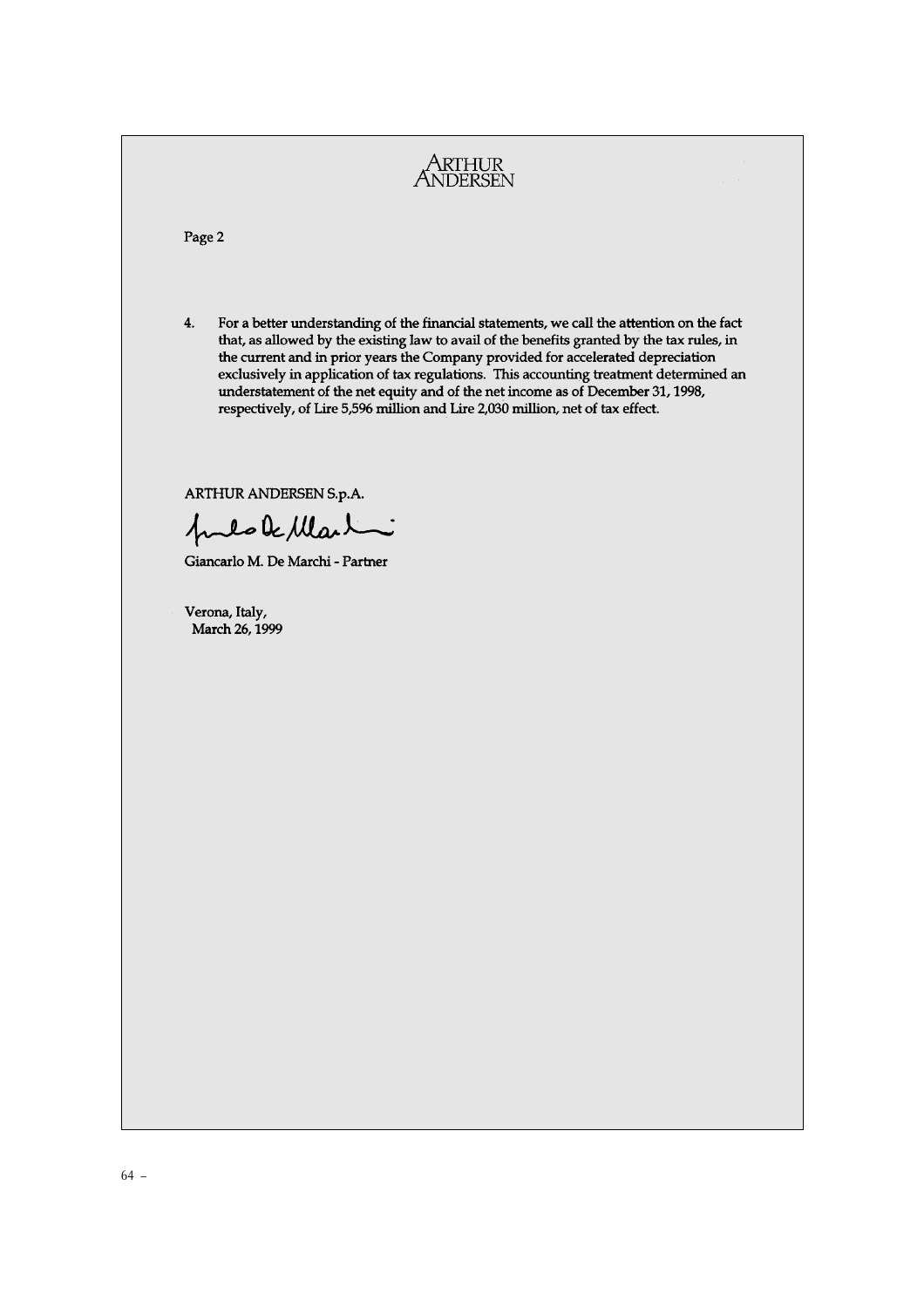ARTHUR ANDERSEN

Page 2

4. For a better understanding of the financial statements, we call the attention on the fact that, as allowed by the existing law to avail of the benefits granted by the tax rules, in the current and in prior years the Company provided for accelerated depreciation exclusively in application of tax regulations. This accounting treatment determined an understatement of the net equity and of the net income as of December 31, 1998, respectively, of Lire 5,596 million and Lire 2,030 million, net of tax effect.

ARTHUR ANDERSEN S.p.A.

Giancarlo M. De Marchi - Partner

Verona, Italy,
March 26, 1999